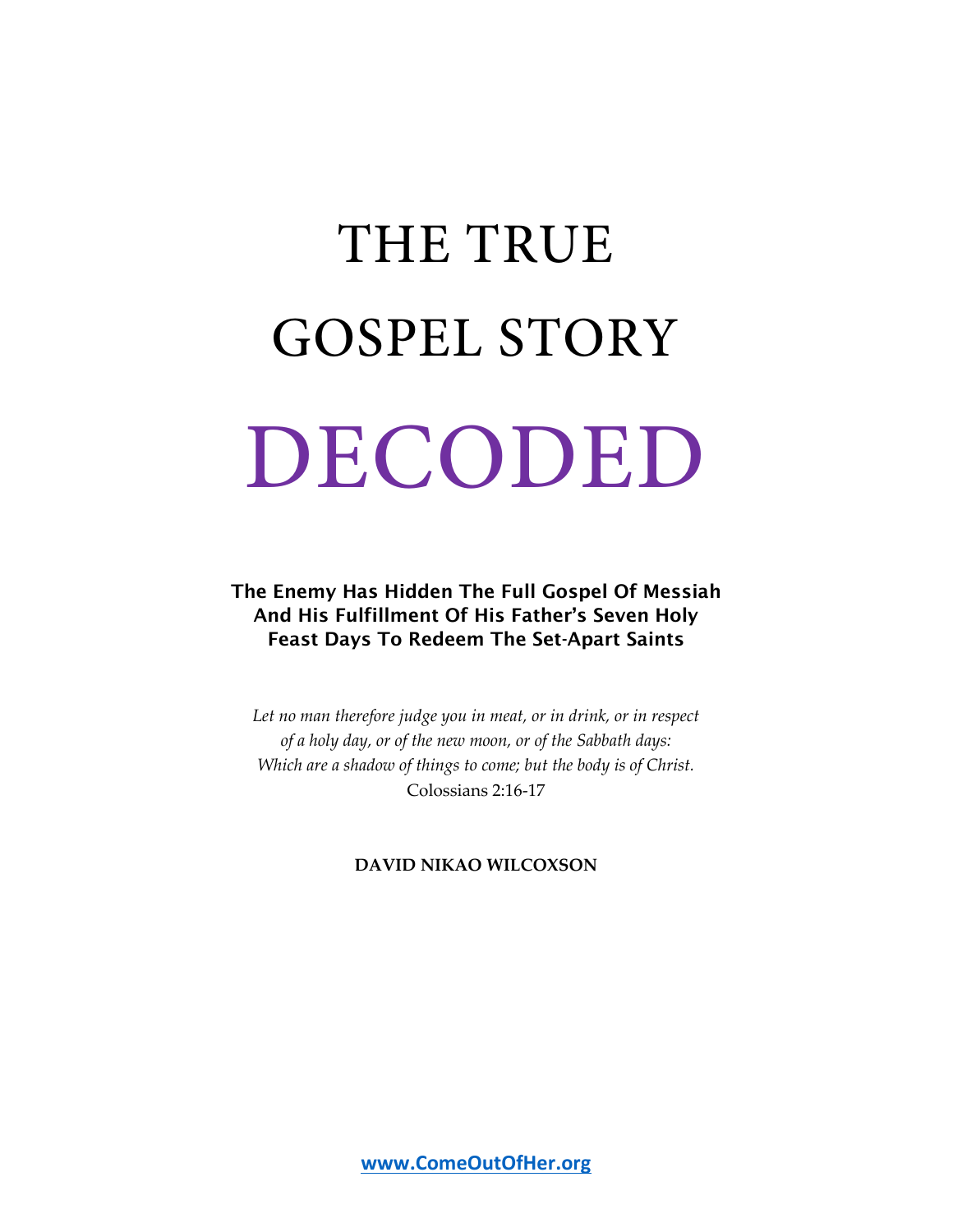# THE TRUE GOSPEL STORY DECODED

**The Enemy Has Hidden The Full Gospel Of Messiah And His Fulfillment Of His Father's Seven Holy Feast Days To Redeem The Set-Apart Saints**

*Let no man therefore judge you in meat, or in drink, or in respect of a holy day, or of the new moon, or of the Sabbath days: Which are a shadow of things to come; but the body is of Christ.*
Colossians 2:16-17

**DAVID NIKAO WILCOXSON**

www.ComeOutOfHer.org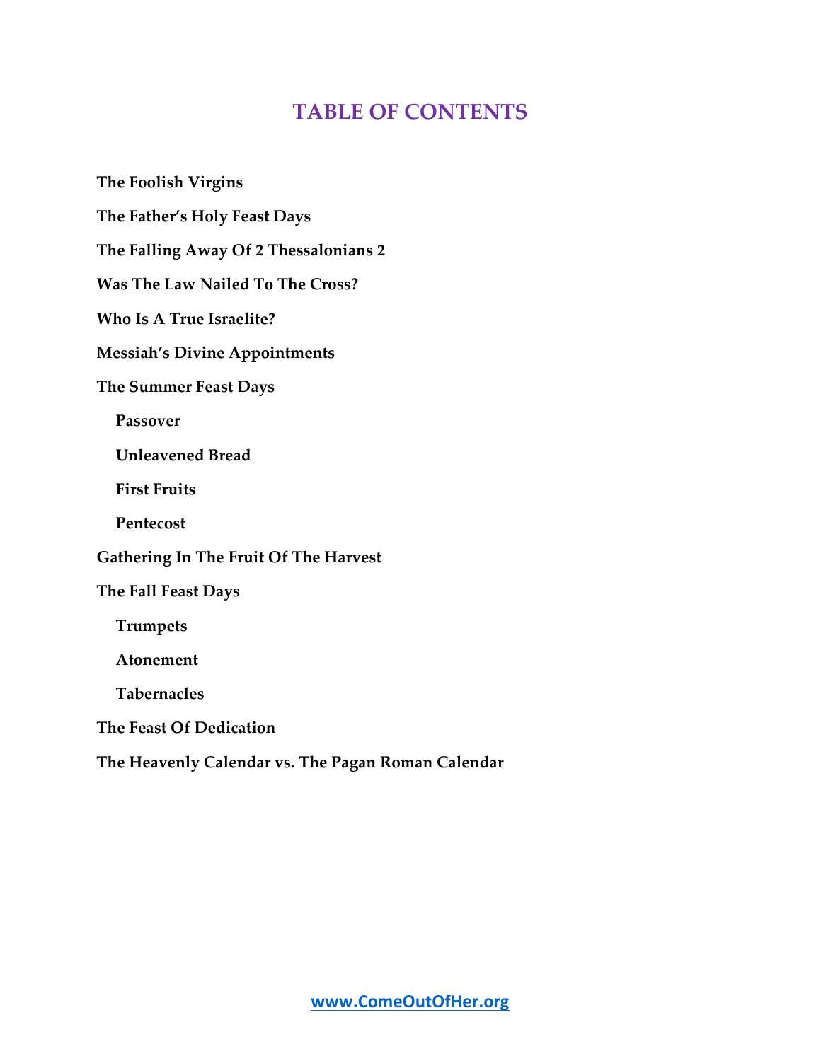# TABLE OF CONTENTS

**The Foolish Virgins**

**The Father's Holy Feast Days**

**The Falling Away Of 2 Thessalonians 2**

**Was The Law Nailed To The Cross?**

**Who Is A True Israelite?**

**Messiah's Divine Appointments**

**The Summer Feast Days**

- **Passover**
- **Unleavened Bread**
- **First Fruits**
- **Pentecost**

**Gathering In The Fruit Of The Harvest**

**The Fall Feast Days**

- **Trumpets**
- **Atonement**
- **Tabernacles**

**The Feast Of Dedication**

**The Heavenly Calendar vs. The Pagan Roman Calendar**

www.ComeOutOfHer.org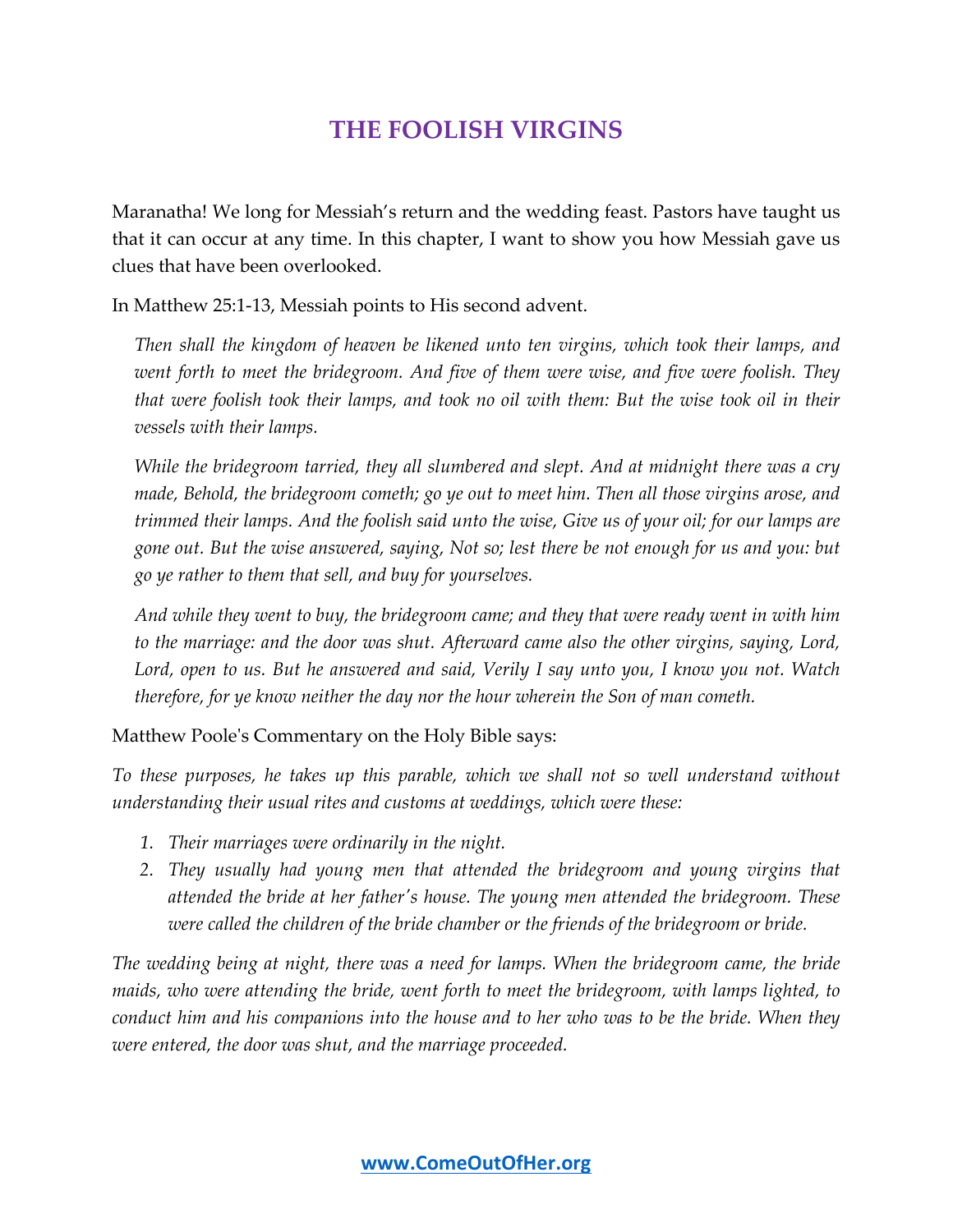# THE FOOLISH VIRGINS

Maranatha! We long for Messiah's return and the wedding feast. Pastors have taught us that it can occur at any time. In this chapter, I want to show you how Messiah gave us clues that have been overlooked.

In Matthew 25:1-13, Messiah points to His second advent.

> *Then shall the kingdom of heaven be likened unto ten virgins, which took their lamps, and went forth to meet the bridegroom. And five of them were wise, and five were foolish. They that were foolish took their lamps, and took no oil with them: But the wise took oil in their vessels with their lamps.*
>
> *While the bridegroom tarried, they all slumbered and slept. And at midnight there was a cry made, Behold, the bridegroom cometh; go ye out to meet him. Then all those virgins arose, and trimmed their lamps. And the foolish said unto the wise, Give us of your oil; for our lamps are gone out. But the wise answered, saying, Not so; lest there be not enough for us and you: but go ye rather to them that sell, and buy for yourselves.*
>
> *And while they went to buy, the bridegroom came; and they that were ready went in with him to the marriage: and the door was shut. Afterward came also the other virgins, saying, Lord, Lord, open to us. But he answered and said, Verily I say unto you, I know you not. Watch therefore, for ye know neither the day nor the hour wherein the Son of man cometh.*

Matthew Poole's Commentary on the Holy Bible says:

*To these purposes, he takes up this parable, which we shall not so well understand without understanding their usual rites and customs at weddings, which were these:*

1. *Their marriages were ordinarily in the night.*
2. *They usually had young men that attended the bridegroom and young virgins that attended the bride at her father's house. The young men attended the bridegroom. These were called the children of the bride chamber or the friends of the bridegroom or bride.*

*The wedding being at night, there was a need for lamps. When the bridegroom came, the bride maids, who were attending the bride, went forth to meet the bridegroom, with lamps lighted, to conduct him and his companions into the house and to her who was to be the bride. When they were entered, the door was shut, and the marriage proceeded.*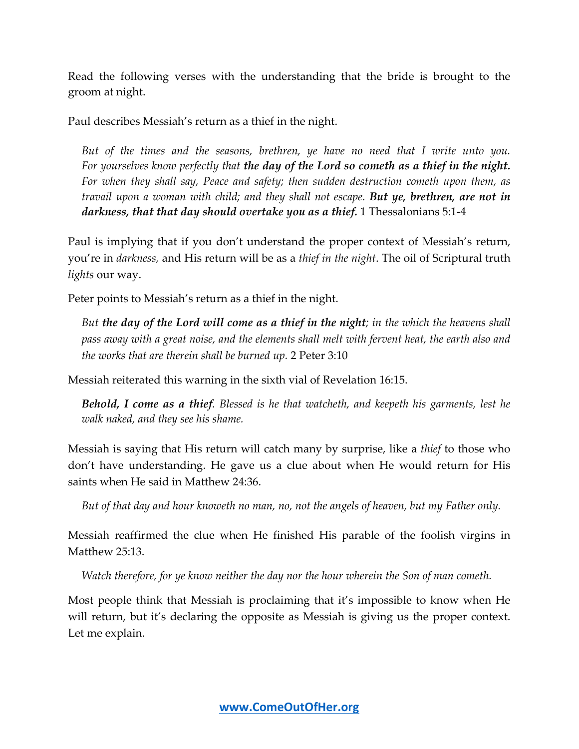Read the following verses with the understanding that the bride is brought to the groom at night.

Paul describes Messiah's return as a thief in the night.

> *But of the times and the seasons, brethren, ye have no need that I write unto you. For yourselves know perfectly that* ***the day of the Lord so cometh as a thief in the night.*** *For when they shall say, Peace and safety; then sudden destruction cometh upon them, as travail upon a woman with child; and they shall not escape.* ***But ye, brethren, are not in darkness, that that day should overtake you as a thief.*** 1 Thessalonians 5:1-4

Paul is implying that if you don't understand the proper context of Messiah's return, you're in *darkness,* and His return will be as a *thief in the night*. The oil of Scriptural truth *lights* our way.

Peter points to Messiah's return as a thief in the night.

> *But* ***the day of the Lord will come as a thief in the night****; in the which the heavens shall pass away with a great noise, and the elements shall melt with fervent heat, the earth also and the works that are therein shall be burned up*. 2 Peter 3:10

Messiah reiterated this warning in the sixth vial of Revelation 16:15.

> ***Behold, I come as a thief****. Blessed is he that watcheth, and keepeth his garments, lest he walk naked, and they see his shame.*

Messiah is saying that His return will catch many by surprise, like a *thief* to those who don't have understanding. He gave us a clue about when He would return for His saints when He said in Matthew 24:36.

> *But of that day and hour knoweth no man, no, not the angels of heaven, but my Father only.*

Messiah reaffirmed the clue when He finished His parable of the foolish virgins in Matthew 25:13.

> *Watch therefore, for ye know neither the day nor the hour wherein the Son of man cometh.*

Most people think that Messiah is proclaiming that it's impossible to know when He will return, but it's declaring the opposite as Messiah is giving us the proper context. Let me explain.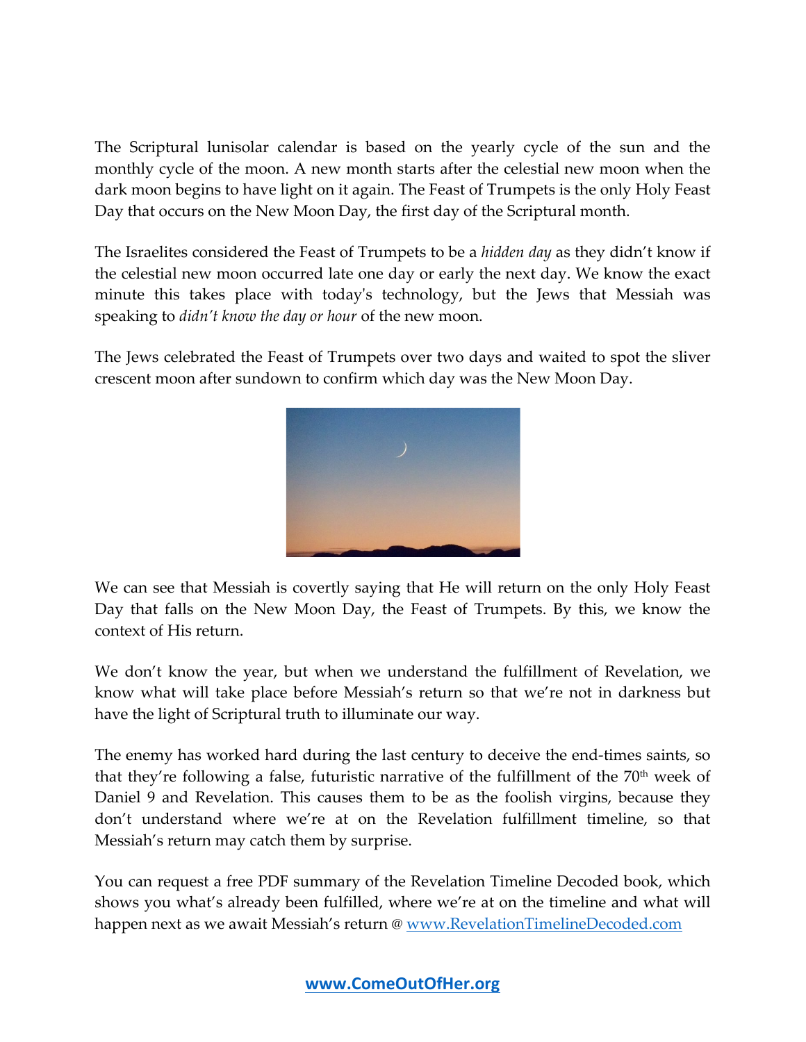The Scriptural lunisolar calendar is based on the yearly cycle of the sun and the monthly cycle of the moon. A new month starts after the celestial new moon when the dark moon begins to have light on it again. The Feast of Trumpets is the only Holy Feast Day that occurs on the New Moon Day, the first day of the Scriptural month.

The Israelites considered the Feast of Trumpets to be a *hidden day* as they didn't know if the celestial new moon occurred late one day or early the next day. We know the exact minute this takes place with today's technology, but the Jews that Messiah was speaking to *didn't know the day or hour* of the new moon.

The Jews celebrated the Feast of Trumpets over two days and waited to spot the sliver crescent moon after sundown to confirm which day was the New Moon Day.

We can see that Messiah is covertly saying that He will return on the only Holy Feast Day that falls on the New Moon Day, the Feast of Trumpets. By this, we know the context of His return.

We don't know the year, but when we understand the fulfillment of Revelation, we know what will take place before Messiah's return so that we're not in darkness but have the light of Scriptural truth to illuminate our way.

The enemy has worked hard during the last century to deceive the end-times saints, so that they're following a false, futuristic narrative of the fulfillment of the 70th week of Daniel 9 and Revelation. This causes them to be as the foolish virgins, because they don't understand where we're at on the Revelation fulfillment timeline, so that Messiah's return may catch them by surprise.

You can request a free PDF summary of the Revelation Timeline Decoded book, which shows you what's already been fulfilled, where we're at on the timeline and what will happen next as we await Messiah's return @ [www.RevelationTimelineDecoded.com](http://www.RevelationTimelineDecoded.com)

**[www.ComeOutOfHer.org](http://www.ComeOutOfHer.org)**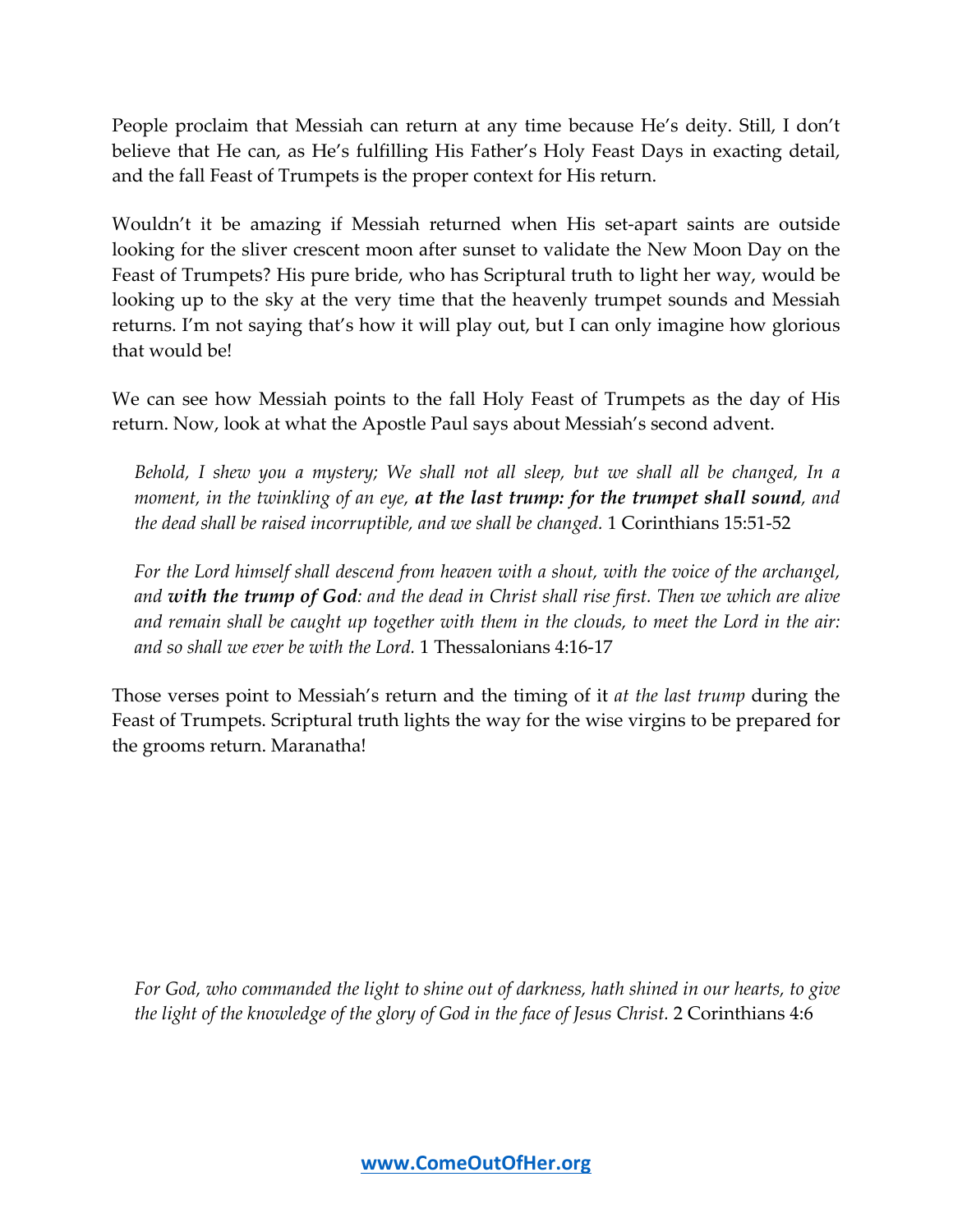People proclaim that Messiah can return at any time because He's deity. Still, I don't believe that He can, as He's fulfilling His Father's Holy Feast Days in exacting detail, and the fall Feast of Trumpets is the proper context for His return.

Wouldn't it be amazing if Messiah returned when His set-apart saints are outside looking for the sliver crescent moon after sunset to validate the New Moon Day on the Feast of Trumpets? His pure bride, who has Scriptural truth to light her way, would be looking up to the sky at the very time that the heavenly trumpet sounds and Messiah returns. I'm not saying that's how it will play out, but I can only imagine how glorious that would be!

We can see how Messiah points to the fall Holy Feast of Trumpets as the day of His return. Now, look at what the Apostle Paul says about Messiah's second advent.

> *Behold, I shew you a mystery; We shall not all sleep, but we shall all be changed, In a moment, in the twinkling of an eye,* ***at the last trump: for the trumpet shall sound****, and the dead shall be raised incorruptible, and we shall be changed.* 1 Corinthians 15:51-52

> *For the Lord himself shall descend from heaven with a shout, with the voice of the archangel, and* ***with the trump of God****: and the dead in Christ shall rise first. Then we which are alive and remain shall be caught up together with them in the clouds, to meet the Lord in the air: and so shall we ever be with the Lord.* 1 Thessalonians 4:16-17

Those verses point to Messiah's return and the timing of it *at the last trump* during the Feast of Trumpets. Scriptural truth lights the way for the wise virgins to be prepared for the grooms return. Maranatha!

> *For God, who commanded the light to shine out of darkness, hath shined in our hearts, to give the light of the knowledge of the glory of God in the face of Jesus Christ.* 2 Corinthians 4:6

**www.ComeOutOfHer.org**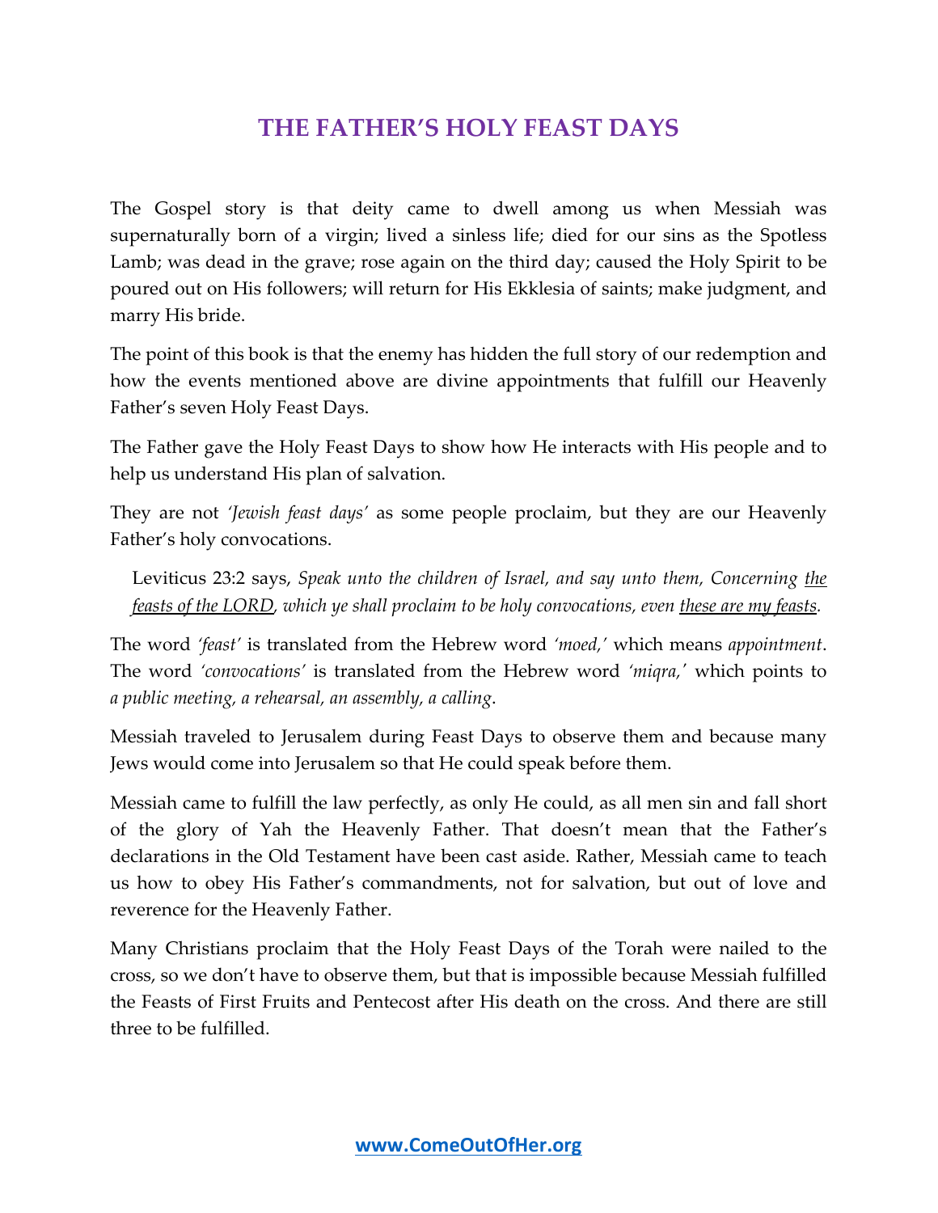# THE FATHER'S HOLY FEAST DAYS

The Gospel story is that deity came to dwell among us when Messiah was supernaturally born of a virgin; lived a sinless life; died for our sins as the Spotless Lamb; was dead in the grave; rose again on the third day; caused the Holy Spirit to be poured out on His followers; will return for His Ekklesia of saints; make judgment, and marry His bride.

The point of this book is that the enemy has hidden the full story of our redemption and how the events mentioned above are divine appointments that fulfill our Heavenly Father's seven Holy Feast Days.

The Father gave the Holy Feast Days to show how He interacts with His people and to help us understand His plan of salvation.

They are not *'Jewish feast days'* as some people proclaim, but they are our Heavenly Father's holy convocations.

> Leviticus 23:2 says, *Speak unto the children of Israel, and say unto them, Concerning <u>the feasts of the LORD</u>, which ye shall proclaim to be holy convocations, even <u>these are my feasts</u>.*

The word *'feast'* is translated from the Hebrew word *'moed,'* which means *appointment*. The word *'convocations'* is translated from the Hebrew word *'miqra,'* which points to *a public meeting, a rehearsal, an assembly, a calling*.

Messiah traveled to Jerusalem during Feast Days to observe them and because many Jews would come into Jerusalem so that He could speak before them.

Messiah came to fulfill the law perfectly, as only He could, as all men sin and fall short of the glory of Yah the Heavenly Father. That doesn't mean that the Father's declarations in the Old Testament have been cast aside. Rather, Messiah came to teach us how to obey His Father's commandments, not for salvation, but out of love and reverence for the Heavenly Father.

Many Christians proclaim that the Holy Feast Days of the Torah were nailed to the cross, so we don't have to observe them, but that is impossible because Messiah fulfilled the Feasts of First Fruits and Pentecost after His death on the cross. And there are still three to be fulfilled.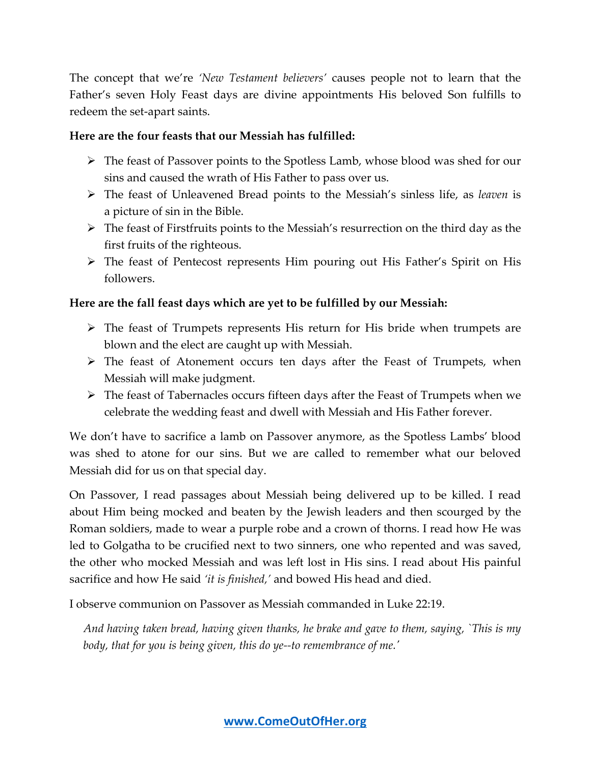The concept that we're *'New Testament believers'* causes people not to learn that the Father's seven Holy Feast days are divine appointments His beloved Son fulfills to redeem the set-apart saints.

**Here are the four feasts that our Messiah has fulfilled:**

- The feast of Passover points to the Spotless Lamb, whose blood was shed for our sins and caused the wrath of His Father to pass over us.
- The feast of Unleavened Bread points to the Messiah's sinless life, as *leaven* is a picture of sin in the Bible.
- The feast of Firstfruits points to the Messiah's resurrection on the third day as the first fruits of the righteous.
- The feast of Pentecost represents Him pouring out His Father's Spirit on His followers.

**Here are the fall feast days which are yet to be fulfilled by our Messiah:**

- The feast of Trumpets represents His return for His bride when trumpets are blown and the elect are caught up with Messiah.
- The feast of Atonement occurs ten days after the Feast of Trumpets, when Messiah will make judgment.
- The feast of Tabernacles occurs fifteen days after the Feast of Trumpets when we celebrate the wedding feast and dwell with Messiah and His Father forever.

We don't have to sacrifice a lamb on Passover anymore, as the Spotless Lambs' blood was shed to atone for our sins. But we are called to remember what our beloved Messiah did for us on that special day.

On Passover, I read passages about Messiah being delivered up to be killed. I read about Him being mocked and beaten by the Jewish leaders and then scourged by the Roman soldiers, made to wear a purple robe and a crown of thorns. I read how He was led to Golgatha to be crucified next to two sinners, one who repented and was saved, the other who mocked Messiah and was left lost in His sins. I read about His painful sacrifice and how He said *'it is finished,'* and bowed His head and died.

I observe communion on Passover as Messiah commanded in Luke 22:19.

> *And having taken bread, having given thanks, he brake and gave to them, saying, `This is my body, that for you is being given, this do ye--to remembrance of me.'*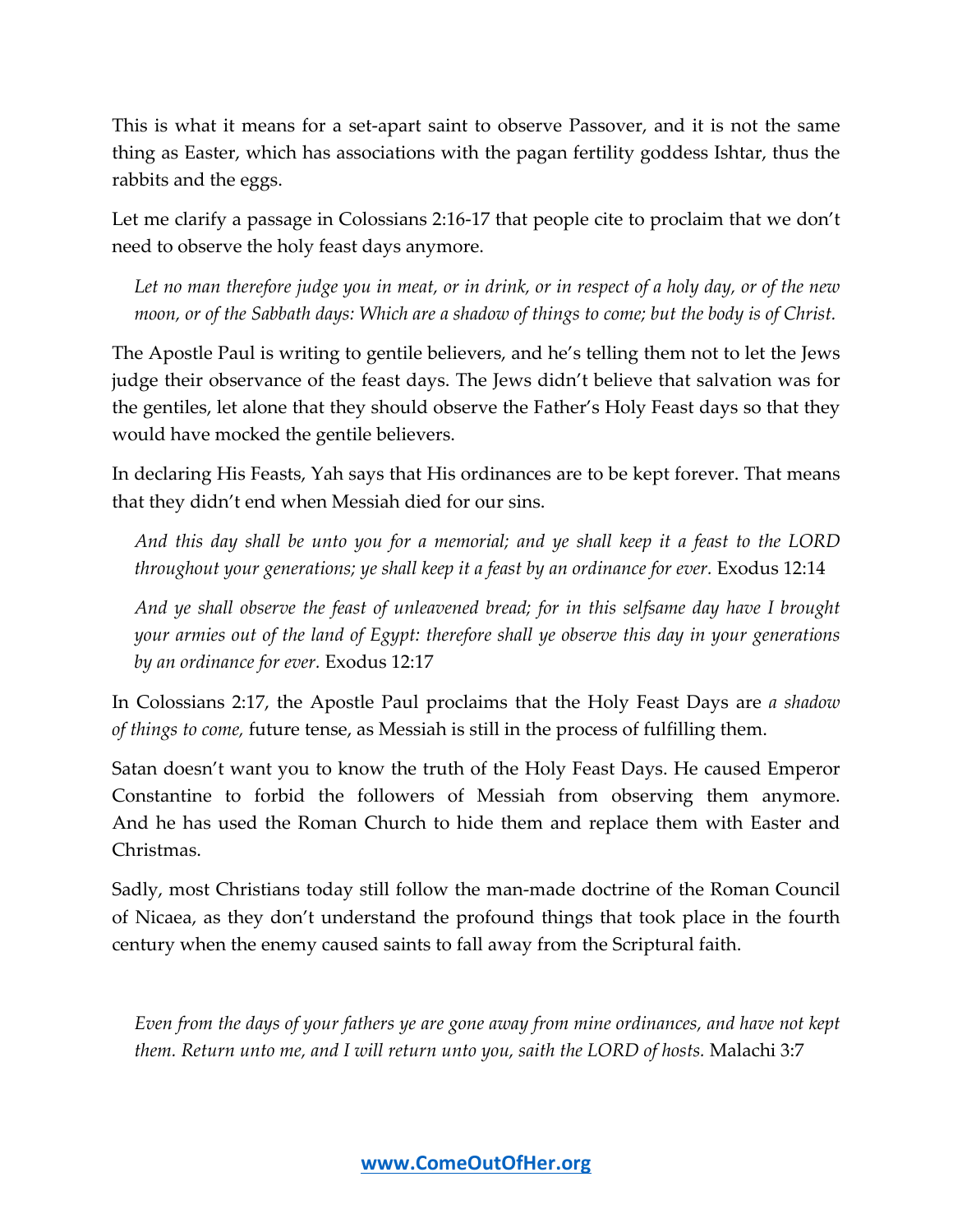This is what it means for a set-apart saint to observe Passover, and it is not the same thing as Easter, which has associations with the pagan fertility goddess Ishtar, thus the rabbits and the eggs.

Let me clarify a passage in Colossians 2:16-17 that people cite to proclaim that we don't need to observe the holy feast days anymore.

> *Let no man therefore judge you in meat, or in drink, or in respect of a holy day, or of the new moon, or of the Sabbath days: Which are a shadow of things to come; but the body is of Christ.*

The Apostle Paul is writing to gentile believers, and he's telling them not to let the Jews judge their observance of the feast days. The Jews didn't believe that salvation was for the gentiles, let alone that they should observe the Father's Holy Feast days so that they would have mocked the gentile believers.

In declaring His Feasts, Yah says that His ordinances are to be kept forever. That means that they didn't end when Messiah died for our sins.

> *And this day shall be unto you for a memorial; and ye shall keep it a feast to the LORD throughout your generations; ye shall keep it a feast by an ordinance for ever.* Exodus 12:14

> *And ye shall observe the feast of unleavened bread; for in this selfsame day have I brought your armies out of the land of Egypt: therefore shall ye observe this day in your generations by an ordinance for ever.* Exodus 12:17

In Colossians 2:17, the Apostle Paul proclaims that the Holy Feast Days are *a shadow of things to come,* future tense, as Messiah is still in the process of fulfilling them.

Satan doesn't want you to know the truth of the Holy Feast Days. He caused Emperor Constantine to forbid the followers of Messiah from observing them anymore. And he has used the Roman Church to hide them and replace them with Easter and Christmas.

Sadly, most Christians today still follow the man-made doctrine of the Roman Council of Nicaea, as they don't understand the profound things that took place in the fourth century when the enemy caused saints to fall away from the Scriptural faith.

> *Even from the days of your fathers ye are gone away from mine ordinances, and have not kept them. Return unto me, and I will return unto you, saith the LORD of hosts.* Malachi 3:7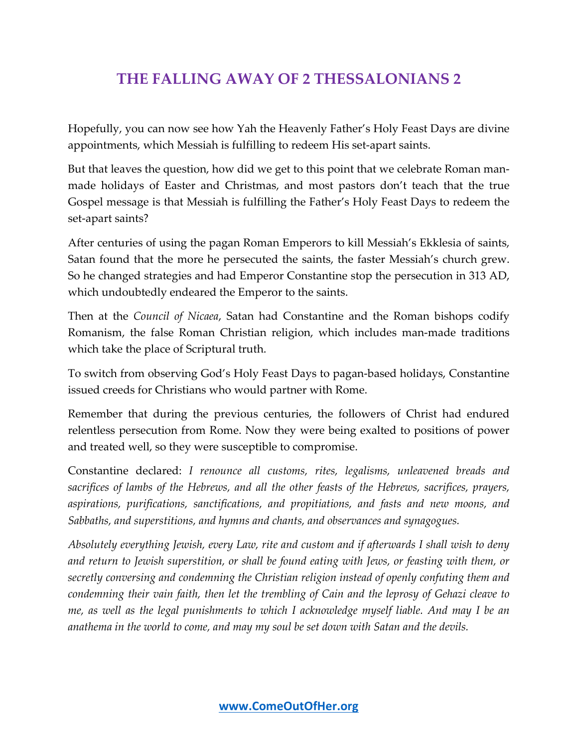# THE FALLING AWAY OF 2 THESSALONIANS 2

Hopefully, you can now see how Yah the Heavenly Father's Holy Feast Days are divine appointments, which Messiah is fulfilling to redeem His set-apart saints.

But that leaves the question, how did we get to this point that we celebrate Roman man-made holidays of Easter and Christmas, and most pastors don't teach that the true Gospel message is that Messiah is fulfilling the Father's Holy Feast Days to redeem the set-apart saints?

After centuries of using the pagan Roman Emperors to kill Messiah's Ekklesia of saints, Satan found that the more he persecuted the saints, the faster Messiah's church grew. So he changed strategies and had Emperor Constantine stop the persecution in 313 AD, which undoubtedly endeared the Emperor to the saints.

Then at the *Council of Nicaea*, Satan had Constantine and the Roman bishops codify Romanism, the false Roman Christian religion, which includes man-made traditions which take the place of Scriptural truth.

To switch from observing God's Holy Feast Days to pagan-based holidays, Constantine issued creeds for Christians who would partner with Rome.

Remember that during the previous centuries, the followers of Christ had endured relentless persecution from Rome. Now they were being exalted to positions of power and treated well, so they were susceptible to compromise.

Constantine declared: *I renounce all customs, rites, legalisms, unleavened breads and sacrifices of lambs of the Hebrews, and all the other feasts of the Hebrews, sacrifices, prayers, aspirations, purifications, sanctifications, and propitiations, and fasts and new moons, and Sabbaths, and superstitions, and hymns and chants, and observances and synagogues.*

*Absolutely everything Jewish, every Law, rite and custom and if afterwards I shall wish to deny and return to Jewish superstition, or shall be found eating with Jews, or feasting with them, or secretly conversing and condemning the Christian religion instead of openly confuting them and condemning their vain faith, then let the trembling of Cain and the leprosy of Gehazi cleave to me, as well as the legal punishments to which I acknowledge myself liable. And may I be an anathema in the world to come, and may my soul be set down with Satan and the devils.*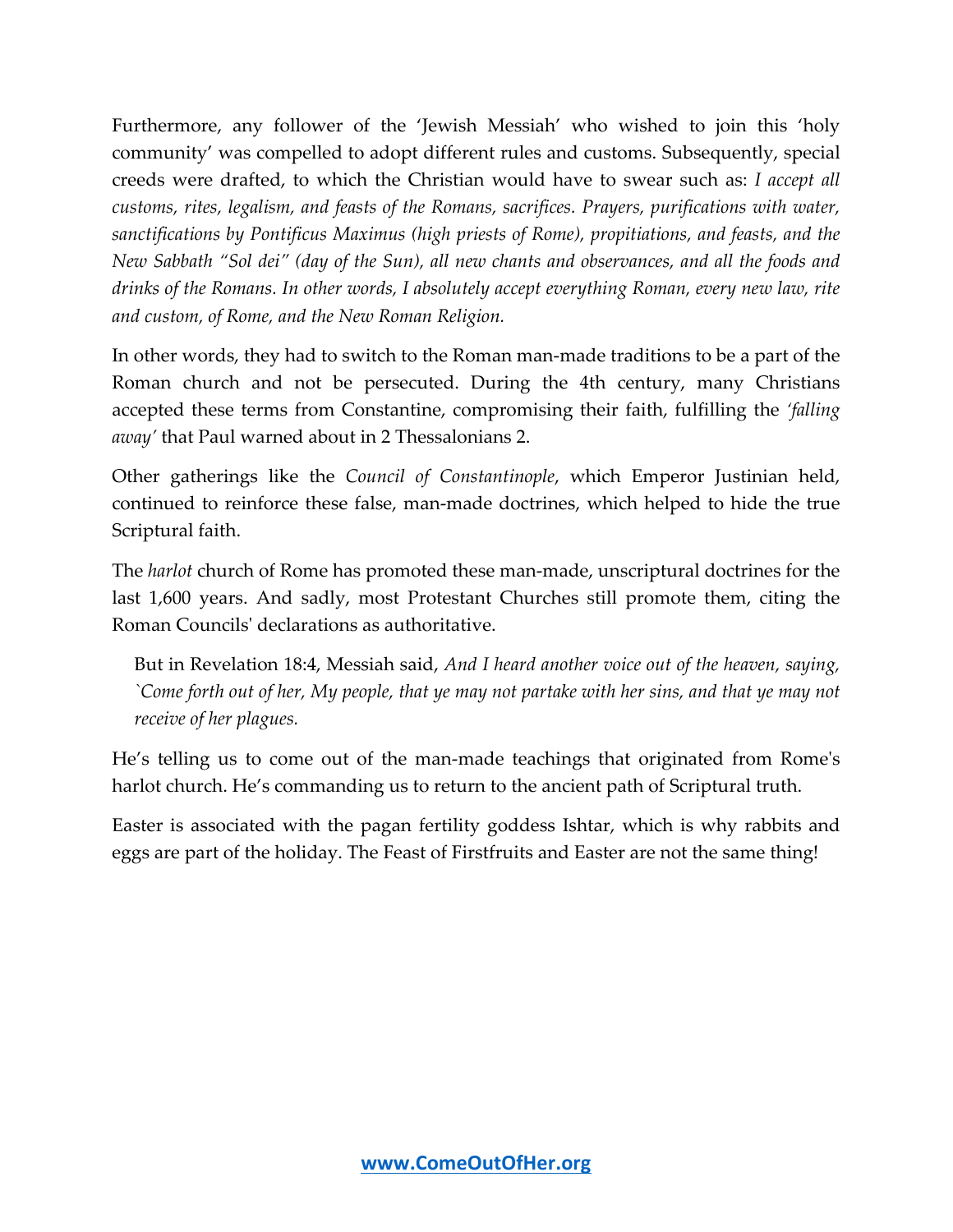Furthermore, any follower of the 'Jewish Messiah' who wished to join this 'holy community' was compelled to adopt different rules and customs. Subsequently, special creeds were drafted, to which the Christian would have to swear such as: *I accept all customs, rites, legalism, and feasts of the Romans, sacrifices. Prayers, purifications with water, sanctifications by Pontificus Maximus (high priests of Rome), propitiations, and feasts, and the New Sabbath "Sol dei" (day of the Sun), all new chants and observances, and all the foods and drinks of the Romans. In other words, I absolutely accept everything Roman, every new law, rite and custom, of Rome, and the New Roman Religion.*

In other words, they had to switch to the Roman man-made traditions to be a part of the Roman church and not be persecuted. During the 4th century, many Christians accepted these terms from Constantine, compromising their faith, fulfilling the *'falling away'* that Paul warned about in 2 Thessalonians 2.

Other gatherings like the *Council of Constantinople*, which Emperor Justinian held, continued to reinforce these false, man-made doctrines, which helped to hide the true Scriptural faith.

The *harlot* church of Rome has promoted these man-made, unscriptural doctrines for the last 1,600 years. And sadly, most Protestant Churches still promote them, citing the Roman Councils' declarations as authoritative.

> But in Revelation 18:4, Messiah said, *And I heard another voice out of the heaven, saying, `Come forth out of her, My people, that ye may not partake with her sins, and that ye may not receive of her plagues.*

He's telling us to come out of the man-made teachings that originated from Rome's harlot church. He's commanding us to return to the ancient path of Scriptural truth.

Easter is associated with the pagan fertility goddess Ishtar, which is why rabbits and eggs are part of the holiday. The Feast of Firstfruits and Easter are not the same thing!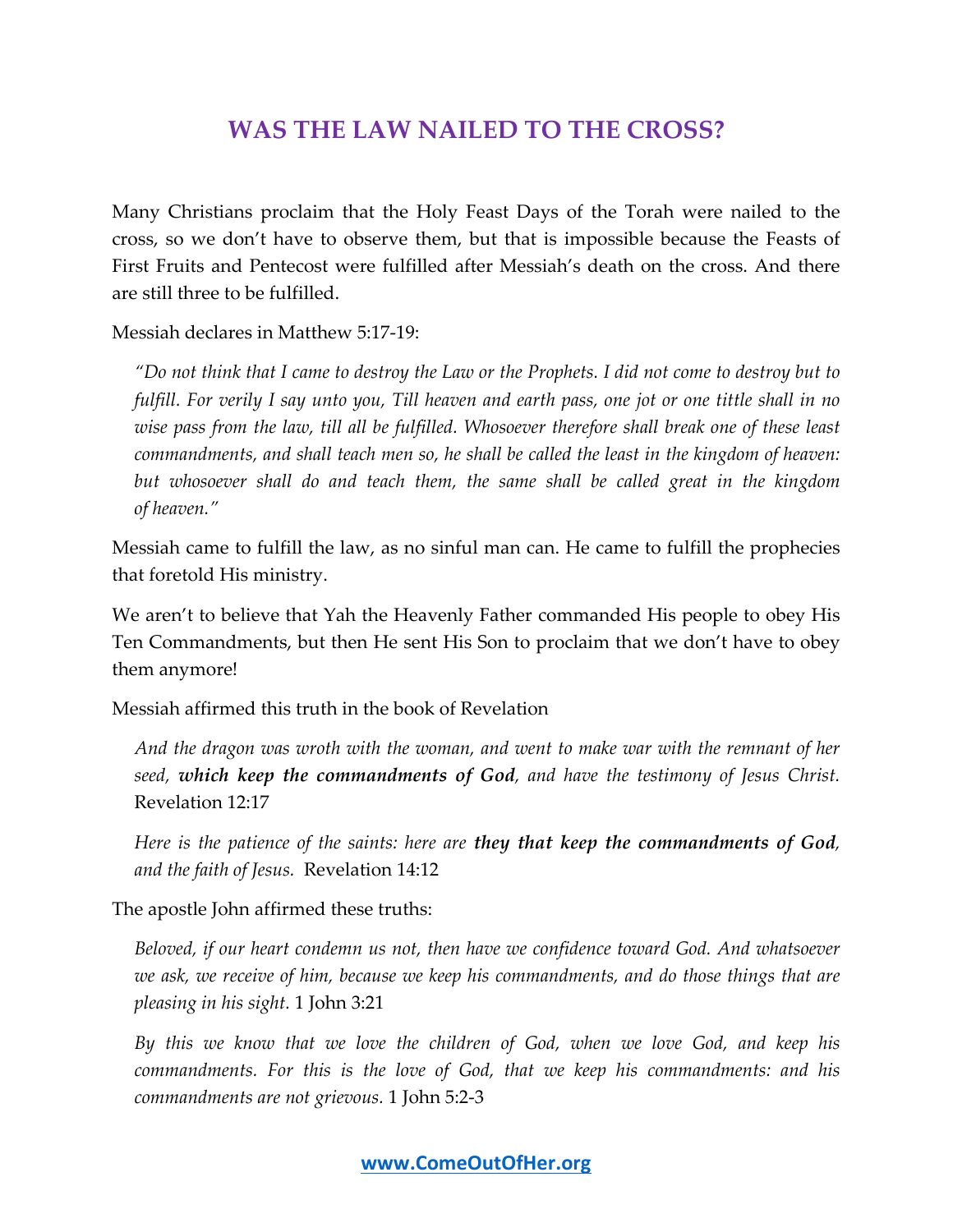# WAS THE LAW NAILED TO THE CROSS?

Many Christians proclaim that the Holy Feast Days of the Torah were nailed to the cross, so we don't have to observe them, but that is impossible because the Feasts of First Fruits and Pentecost were fulfilled after Messiah's death on the cross. And there are still three to be fulfilled.

Messiah declares in Matthew 5:17-19:

> *"Do not think that I came to destroy the Law or the Prophets. I did not come to destroy but to fulfill. For verily I say unto you, Till heaven and earth pass, one jot or one tittle shall in no wise pass from the law, till all be fulfilled. Whosoever therefore shall break one of these least commandments, and shall teach men so, he shall be called the least in the kingdom of heaven: but whosoever shall do and teach them, the same shall be called great in the kingdom of heaven."*

Messiah came to fulfill the law, as no sinful man can. He came to fulfill the prophecies that foretold His ministry.

We aren't to believe that Yah the Heavenly Father commanded His people to obey His Ten Commandments, but then He sent His Son to proclaim that we don't have to obey them anymore!

Messiah affirmed this truth in the book of Revelation

> *And the dragon was wroth with the woman, and went to make war with the remnant of her seed, **which keep the commandments of God**, and have the testimony of Jesus Christ.* Revelation 12:17

> *Here is the patience of the saints: here are **they that keep the commandments of God**, and the faith of Jesus.* Revelation 14:12

The apostle John affirmed these truths:

> *Beloved, if our heart condemn us not, then have we confidence toward God. And whatsoever we ask, we receive of him, because we keep his commandments, and do those things that are pleasing in his sight.* 1 John 3:21

> *By this we know that we love the children of God, when we love God, and keep his commandments. For this is the love of God, that we keep his commandments: and his commandments are not grievous.* 1 John 5:2-3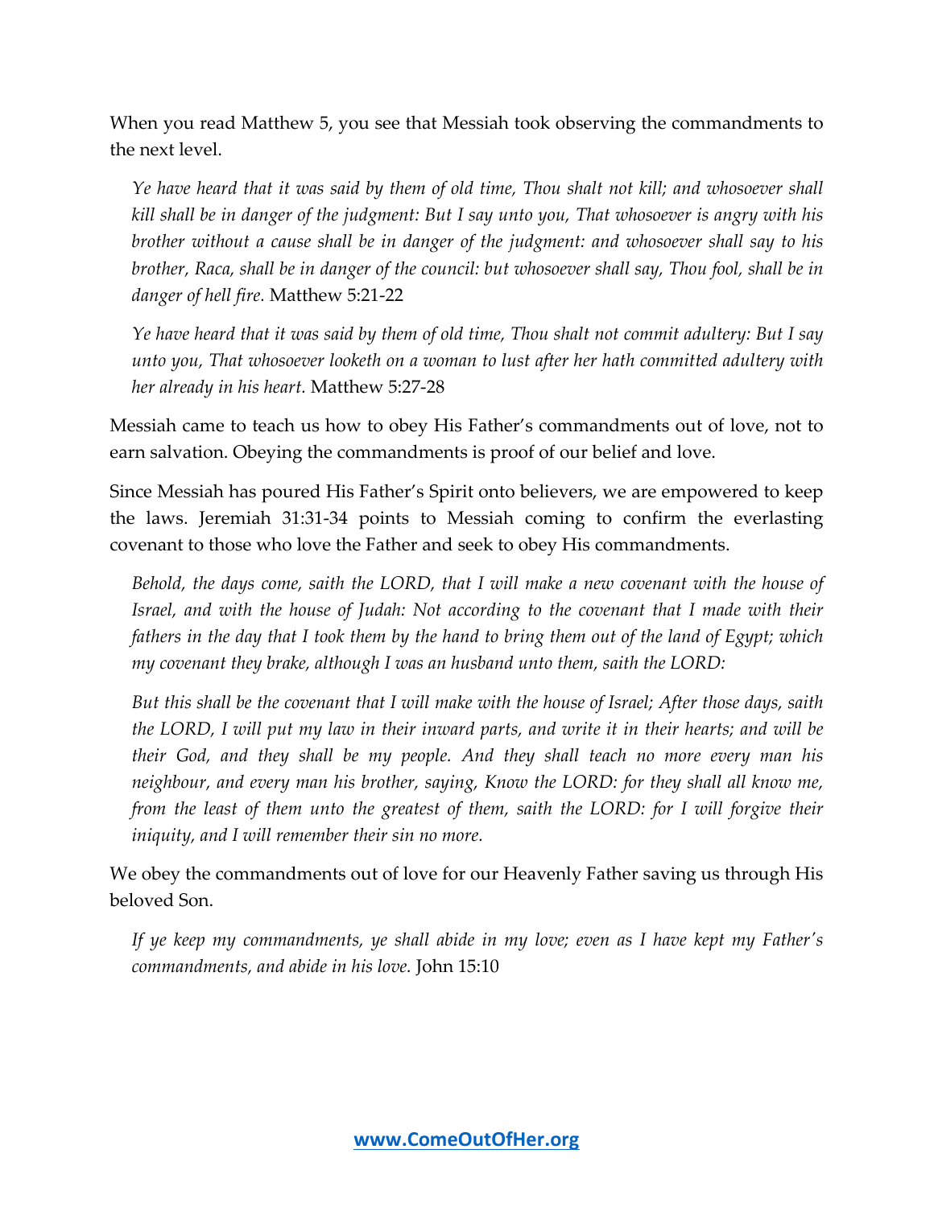When you read Matthew 5, you see that Messiah took observing the commandments to the next level.

> *Ye have heard that it was said by them of old time, Thou shalt not kill; and whosoever shall kill shall be in danger of the judgment: But I say unto you, That whosoever is angry with his brother without a cause shall be in danger of the judgment: and whosoever shall say to his brother, Raca, shall be in danger of the council: but whosoever shall say, Thou fool, shall be in danger of hell fire.* Matthew 5:21-22

> *Ye have heard that it was said by them of old time, Thou shalt not commit adultery: But I say unto you, That whosoever looketh on a woman to lust after her hath committed adultery with her already in his heart.* Matthew 5:27-28

Messiah came to teach us how to obey His Father's commandments out of love, not to earn salvation. Obeying the commandments is proof of our belief and love.

Since Messiah has poured His Father's Spirit onto believers, we are empowered to keep the laws. Jeremiah 31:31-34 points to Messiah coming to confirm the everlasting covenant to those who love the Father and seek to obey His commandments.

> *Behold, the days come, saith the LORD, that I will make a new covenant with the house of Israel, and with the house of Judah: Not according to the covenant that I made with their fathers in the day that I took them by the hand to bring them out of the land of Egypt; which my covenant they brake, although I was an husband unto them, saith the LORD:*

> *But this shall be the covenant that I will make with the house of Israel; After those days, saith the LORD, I will put my law in their inward parts, and write it in their hearts; and will be their God, and they shall be my people. And they shall teach no more every man his neighbour, and every man his brother, saying, Know the LORD: for they shall all know me, from the least of them unto the greatest of them, saith the LORD: for I will forgive their iniquity, and I will remember their sin no more.*

We obey the commandments out of love for our Heavenly Father saving us through His beloved Son.

> *If ye keep my commandments, ye shall abide in my love; even as I have kept my Father's commandments, and abide in his love.* John 15:10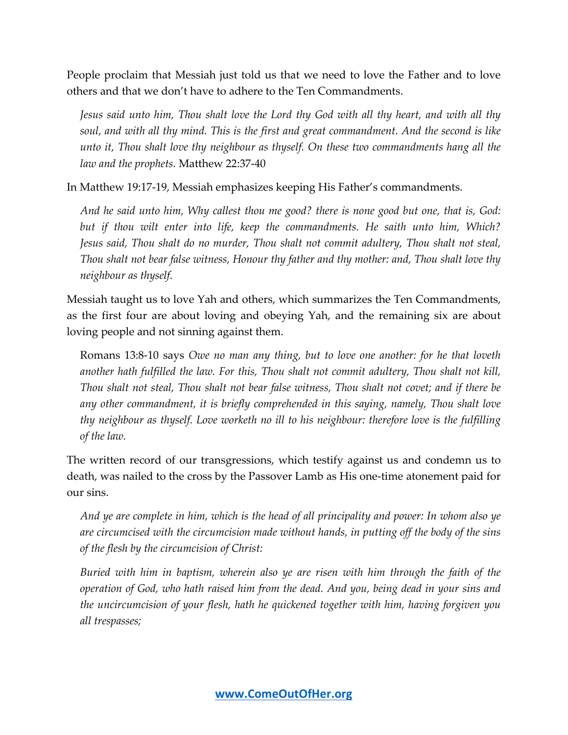People proclaim that Messiah just told us that we need to love the Father and to love others and that we don't have to adhere to the Ten Commandments.

> *Jesus said unto him, Thou shalt love the Lord thy God with all thy heart, and with all thy soul, and with all thy mind. This is the first and great commandment. And the second is like unto it, Thou shalt love thy neighbour as thyself. On these two commandments hang all the law and the prophets.* Matthew 22:37-40

In Matthew 19:17-19, Messiah emphasizes keeping His Father's commandments.

> *And he said unto him, Why callest thou me good? there is none good but one, that is, God: but if thou wilt enter into life, keep the commandments. He saith unto him, Which? Jesus said, Thou shalt do no murder, Thou shalt not commit adultery, Thou shalt not steal, Thou shalt not bear false witness, Honour thy father and thy mother: and, Thou shalt love thy neighbour as thyself.*

Messiah taught us to love Yah and others, which summarizes the Ten Commandments, as the first four are about loving and obeying Yah, and the remaining six are about loving people and not sinning against them.

> Romans 13:8-10 says *Owe no man any thing, but to love one another: for he that loveth another hath fulfilled the law. For this, Thou shalt not commit adultery, Thou shalt not kill, Thou shalt not steal, Thou shalt not bear false witness, Thou shalt not covet; and if there be any other commandment, it is briefly comprehended in this saying, namely, Thou shalt love thy neighbour as thyself. Love worketh no ill to his neighbour: therefore love is the fulfilling of the law.*

The written record of our transgressions, which testify against us and condemn us to death, was nailed to the cross by the Passover Lamb as His one-time atonement paid for our sins.

> *And ye are complete in him, which is the head of all principality and power: In whom also ye are circumcised with the circumcision made without hands, in putting off the body of the sins of the flesh by the circumcision of Christ:*
>
> *Buried with him in baptism, wherein also ye are risen with him through the faith of the operation of God, who hath raised him from the dead. And you, being dead in your sins and the uncircumcision of your flesh, hath he quickened together with him, having forgiven you all trespasses;*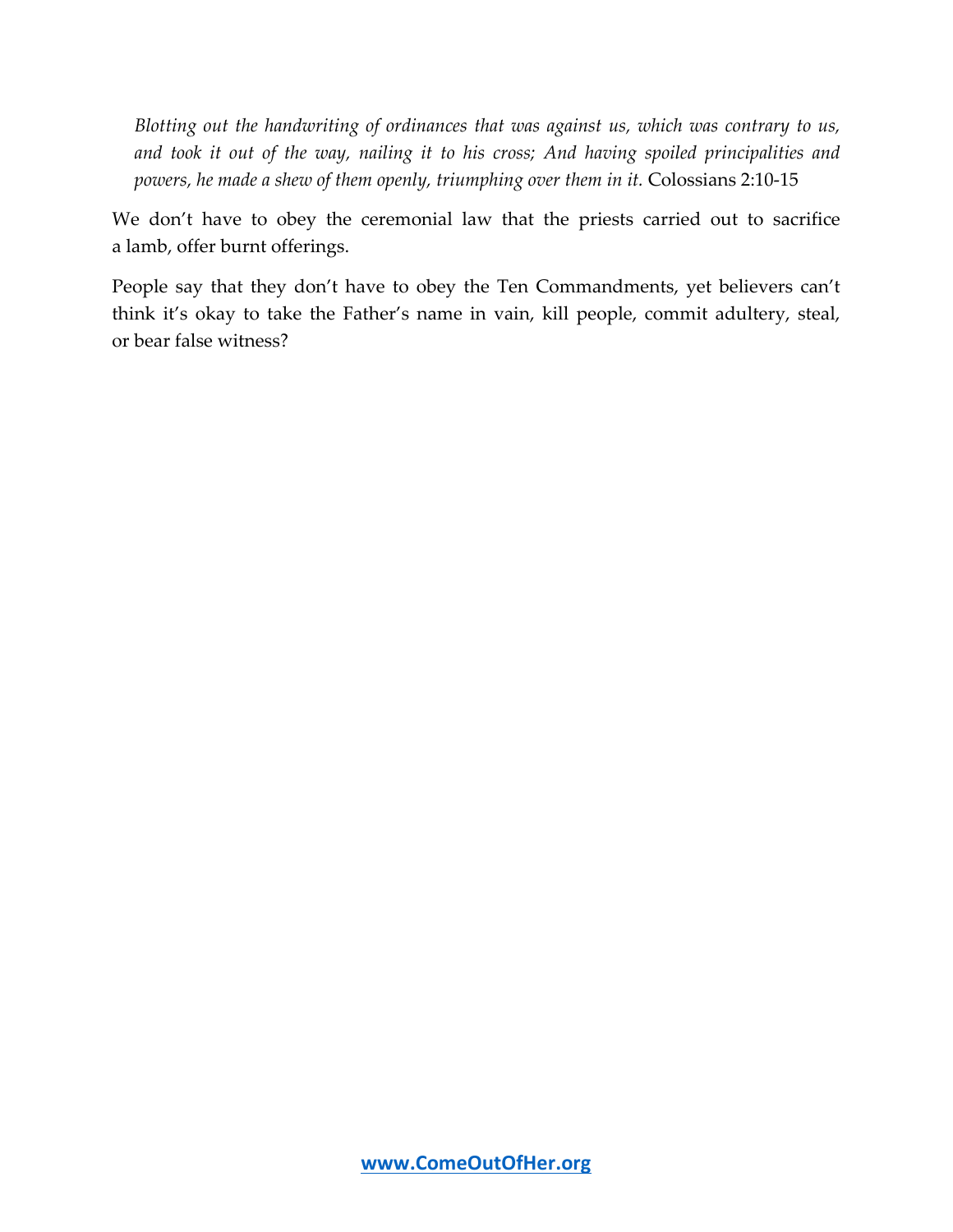*Blotting out the handwriting of ordinances that was against us, which was contrary to us, and took it out of the way, nailing it to his cross; And having spoiled principalities and powers, he made a shew of them openly, triumphing over them in it.* Colossians 2:10-15

We don't have to obey the ceremonial law that the priests carried out to sacrifice a lamb, offer burnt offerings.

People say that they don't have to obey the Ten Commandments, yet believers can't think it's okay to take the Father's name in vain, kill people, commit adultery, steal, or bear false witness?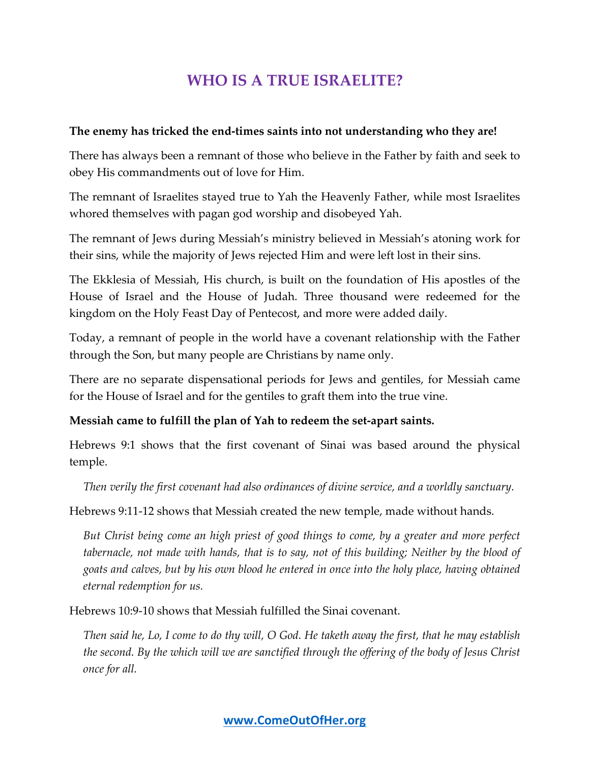# WHO IS A TRUE ISRAELITE?

**The enemy has tricked the end-times saints into not understanding who they are!**

There has always been a remnant of those who believe in the Father by faith and seek to obey His commandments out of love for Him.

The remnant of Israelites stayed true to Yah the Heavenly Father, while most Israelites whored themselves with pagan god worship and disobeyed Yah.

The remnant of Jews during Messiah's ministry believed in Messiah's atoning work for their sins, while the majority of Jews rejected Him and were left lost in their sins.

The Ekklesia of Messiah, His church, is built on the foundation of His apostles of the House of Israel and the House of Judah. Three thousand were redeemed for the kingdom on the Holy Feast Day of Pentecost, and more were added daily.

Today, a remnant of people in the world have a covenant relationship with the Father through the Son, but many people are Christians by name only.

There are no separate dispensational periods for Jews and gentiles, for Messiah came for the House of Israel and for the gentiles to graft them into the true vine.

**Messiah came to fulfill the plan of Yah to redeem the set-apart saints.**

Hebrews 9:1 shows that the first covenant of Sinai was based around the physical temple.

> *Then verily the first covenant had also ordinances of divine service, and a worldly sanctuary.*

Hebrews 9:11-12 shows that Messiah created the new temple, made without hands.

> *But Christ being come an high priest of good things to come, by a greater and more perfect tabernacle, not made with hands, that is to say, not of this building; Neither by the blood of goats and calves, but by his own blood he entered in once into the holy place, having obtained eternal redemption for us.*

Hebrews 10:9-10 shows that Messiah fulfilled the Sinai covenant.

> *Then said he, Lo, I come to do thy will, O God. He taketh away the first, that he may establish the second. By the which will we are sanctified through the offering of the body of Jesus Christ once for all.*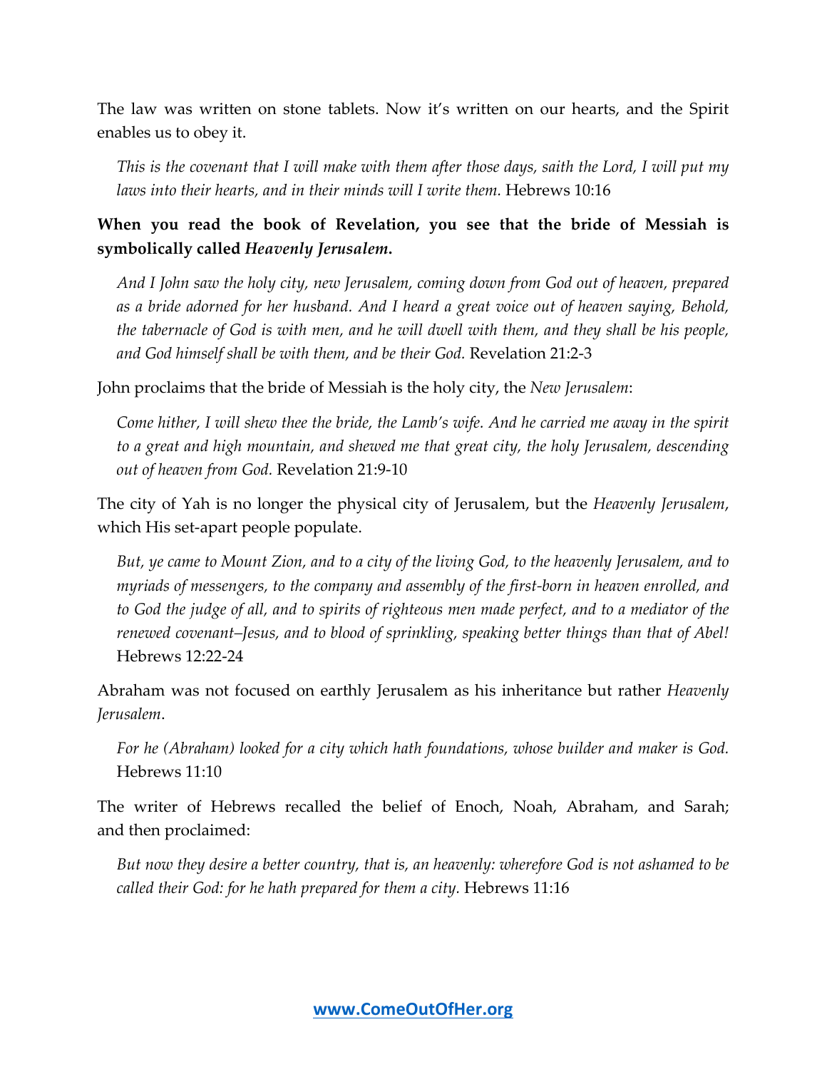The law was written on stone tablets. Now it's written on our hearts, and the Spirit enables us to obey it.

> *This is the covenant that I will make with them after those days, saith the Lord, I will put my laws into their hearts, and in their minds will I write them.* Hebrews 10:16

**When you read the book of Revelation, you see that the bride of Messiah is symbolically called *Heavenly Jerusalem*.**

> *And I John saw the holy city, new Jerusalem, coming down from God out of heaven, prepared as a bride adorned for her husband. And I heard a great voice out of heaven saying, Behold, the tabernacle of God is with men, and he will dwell with them, and they shall be his people, and God himself shall be with them, and be their God.* Revelation 21:2-3

John proclaims that the bride of Messiah is the holy city, the *New Jerusalem*:

> *Come hither, I will shew thee the bride, the Lamb's wife. And he carried me away in the spirit to a great and high mountain, and shewed me that great city, the holy Jerusalem, descending out of heaven from God.* Revelation 21:9-10

The city of Yah is no longer the physical city of Jerusalem, but the *Heavenly Jerusalem*, which His set-apart people populate.

> *But, ye came to Mount Zion, and to a city of the living God, to the heavenly Jerusalem, and to myriads of messengers, to the company and assembly of the first-born in heaven enrolled, and to God the judge of all, and to spirits of righteous men made perfect, and to a mediator of the renewed covenant–Jesus, and to blood of sprinkling, speaking better things than that of Abel!* Hebrews 12:22-24

Abraham was not focused on earthly Jerusalem as his inheritance but rather *Heavenly Jerusalem*.

> *For he (Abraham) looked for a city which hath foundations, whose builder and maker is God.* Hebrews 11:10

The writer of Hebrews recalled the belief of Enoch, Noah, Abraham, and Sarah; and then proclaimed:

> *But now they desire a better country, that is, an heavenly: wherefore God is not ashamed to be called their God: for he hath prepared for them a city.* Hebrews 11:16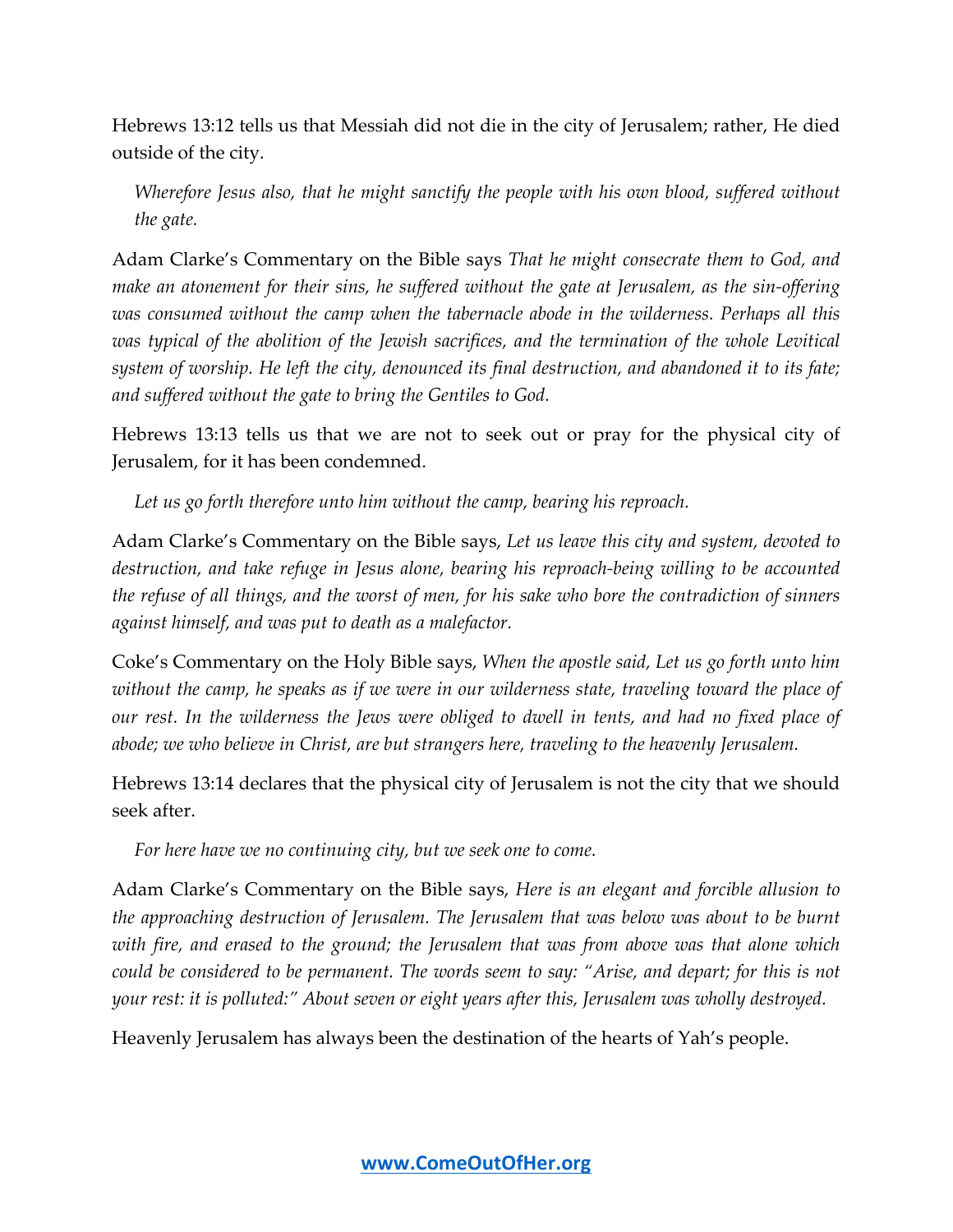Hebrews 13:12 tells us that Messiah did not die in the city of Jerusalem; rather, He died outside of the city.

> *Wherefore Jesus also, that he might sanctify the people with his own blood, suffered without the gate.*

Adam Clarke's Commentary on the Bible says *That he might consecrate them to God, and make an atonement for their sins, he suffered without the gate at Jerusalem, as the sin-offering was consumed without the camp when the tabernacle abode in the wilderness. Perhaps all this was typical of the abolition of the Jewish sacrifices, and the termination of the whole Levitical system of worship. He left the city, denounced its final destruction, and abandoned it to its fate; and suffered without the gate to bring the Gentiles to God.*

Hebrews 13:13 tells us that we are not to seek out or pray for the physical city of Jerusalem, for it has been condemned.

> *Let us go forth therefore unto him without the camp, bearing his reproach.*

Adam Clarke's Commentary on the Bible says, *Let us leave this city and system, devoted to destruction, and take refuge in Jesus alone, bearing his reproach-being willing to be accounted the refuse of all things, and the worst of men, for his sake who bore the contradiction of sinners against himself, and was put to death as a malefactor.*

Coke's Commentary on the Holy Bible says, *When the apostle said, Let us go forth unto him without the camp, he speaks as if we were in our wilderness state, traveling toward the place of our rest. In the wilderness the Jews were obliged to dwell in tents, and had no fixed place of abode; we who believe in Christ, are but strangers here, traveling to the heavenly Jerusalem.*

Hebrews 13:14 declares that the physical city of Jerusalem is not the city that we should seek after.

> *For here have we no continuing city, but we seek one to come.*

Adam Clarke's Commentary on the Bible says, *Here is an elegant and forcible allusion to the approaching destruction of Jerusalem. The Jerusalem that was below was about to be burnt with fire, and erased to the ground; the Jerusalem that was from above was that alone which could be considered to be permanent. The words seem to say: "Arise, and depart; for this is not your rest: it is polluted:" About seven or eight years after this, Jerusalem was wholly destroyed.*

Heavenly Jerusalem has always been the destination of the hearts of Yah's people.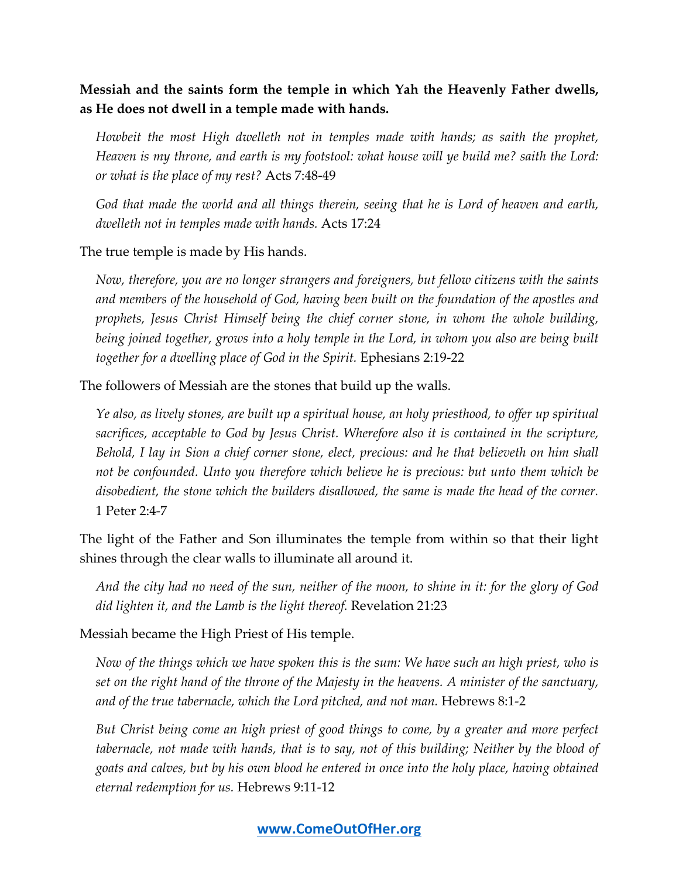**Messiah and the saints form the temple in which Yah the Heavenly Father dwells, as He does not dwell in a temple made with hands.**

> *Howbeit the most High dwelleth not in temples made with hands; as saith the prophet, Heaven is my throne, and earth is my footstool: what house will ye build me? saith the Lord: or what is the place of my rest?* Acts 7:48-49

> *God that made the world and all things therein, seeing that he is Lord of heaven and earth, dwelleth not in temples made with hands.* Acts 17:24

The true temple is made by His hands.

> *Now, therefore, you are no longer strangers and foreigners, but fellow citizens with the saints and members of the household of God, having been built on the foundation of the apostles and prophets, Jesus Christ Himself being the chief corner stone, in whom the whole building, being joined together, grows into a holy temple in the Lord, in whom you also are being built together for a dwelling place of God in the Spirit.* Ephesians 2:19-22

The followers of Messiah are the stones that build up the walls.

> *Ye also, as lively stones, are built up a spiritual house, an holy priesthood, to offer up spiritual sacrifices, acceptable to God by Jesus Christ. Wherefore also it is contained in the scripture, Behold, I lay in Sion a chief corner stone, elect, precious: and he that believeth on him shall not be confounded. Unto you therefore which believe he is precious: but unto them which be disobedient, the stone which the builders disallowed, the same is made the head of the corner.* 1 Peter 2:4-7

The light of the Father and Son illuminates the temple from within so that their light shines through the clear walls to illuminate all around it.

> *And the city had no need of the sun, neither of the moon, to shine in it: for the glory of God did lighten it, and the Lamb is the light thereof.* Revelation 21:23

Messiah became the High Priest of His temple.

> *Now of the things which we have spoken this is the sum: We have such an high priest, who is set on the right hand of the throne of the Majesty in the heavens. A minister of the sanctuary, and of the true tabernacle, which the Lord pitched, and not man.* Hebrews 8:1-2

> *But Christ being come an high priest of good things to come, by a greater and more perfect tabernacle, not made with hands, that is to say, not of this building; Neither by the blood of goats and calves, but by his own blood he entered in once into the holy place, having obtained eternal redemption for us.* Hebrews 9:11-12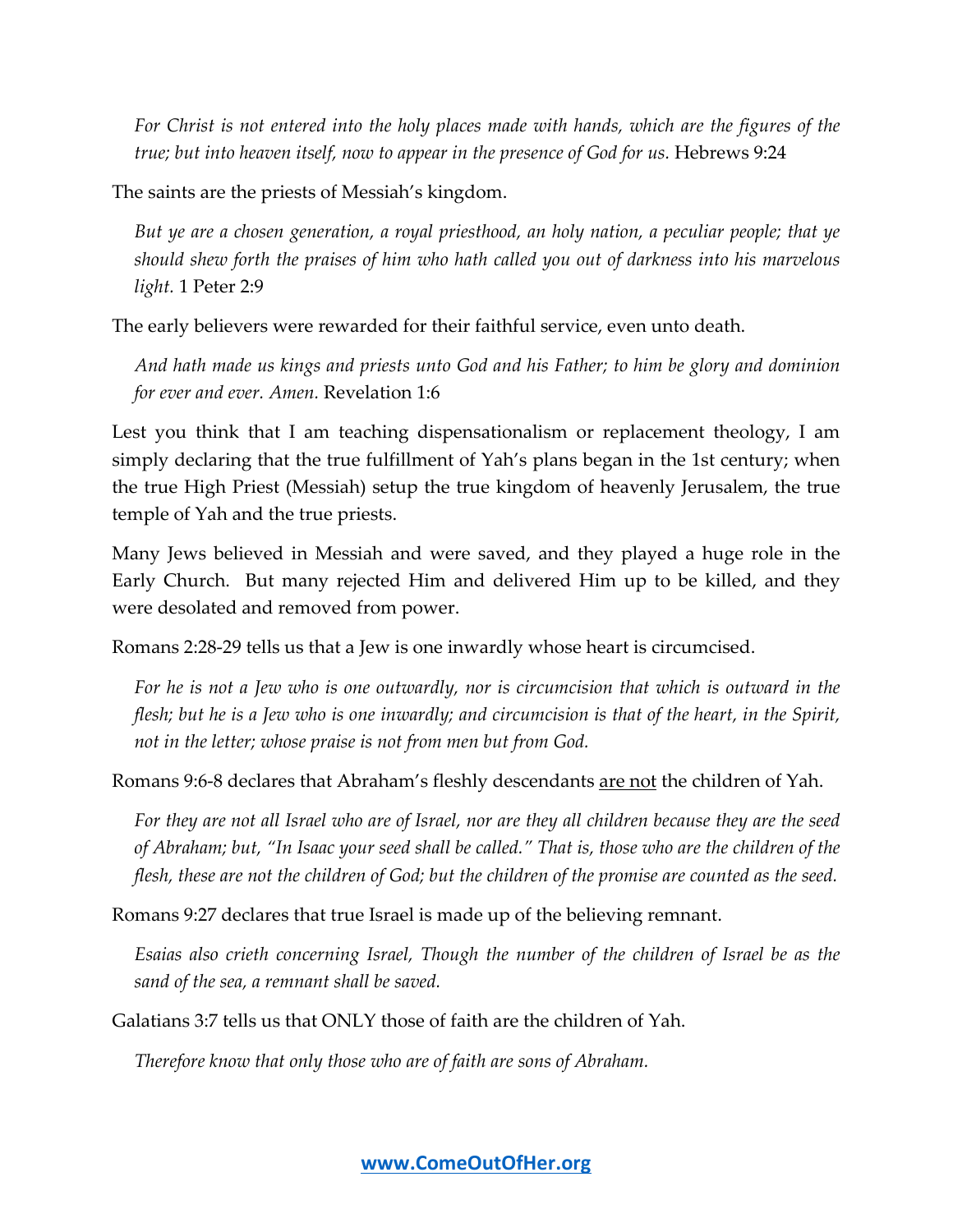*For Christ is not entered into the holy places made with hands, which are the figures of the true; but into heaven itself, now to appear in the presence of God for us.* Hebrews 9:24

The saints are the priests of Messiah's kingdom.

*But ye are a chosen generation, a royal priesthood, an holy nation, a peculiar people; that ye should shew forth the praises of him who hath called you out of darkness into his marvelous light.* 1 Peter 2:9

The early believers were rewarded for their faithful service, even unto death.

*And hath made us kings and priests unto God and his Father; to him be glory and dominion for ever and ever. Amen.* Revelation 1:6

Lest you think that I am teaching dispensationalism or replacement theology, I am simply declaring that the true fulfillment of Yah's plans began in the 1st century; when the true High Priest (Messiah) setup the true kingdom of heavenly Jerusalem, the true temple of Yah and the true priests.

Many Jews believed in Messiah and were saved, and they played a huge role in the Early Church. But many rejected Him and delivered Him up to be killed, and they were desolated and removed from power.

Romans 2:28-29 tells us that a Jew is one inwardly whose heart is circumcised.

*For he is not a Jew who is one outwardly, nor is circumcision that which is outward in the flesh; but he is a Jew who is one inwardly; and circumcision is that of the heart, in the Spirit, not in the letter; whose praise is not from men but from God.*

Romans 9:6-8 declares that Abraham's fleshly descendants <u>are not</u> the children of Yah.

*For they are not all Israel who are of Israel, nor are they all children because they are the seed of Abraham; but, "In Isaac your seed shall be called." That is, those who are the children of the flesh, these are not the children of God; but the children of the promise are counted as the seed.*

Romans 9:27 declares that true Israel is made up of the believing remnant.

*Esaias also crieth concerning Israel, Though the number of the children of Israel be as the sand of the sea, a remnant shall be saved.*

Galatians 3:7 tells us that ONLY those of faith are the children of Yah.

*Therefore know that only those who are of faith are sons of Abraham.*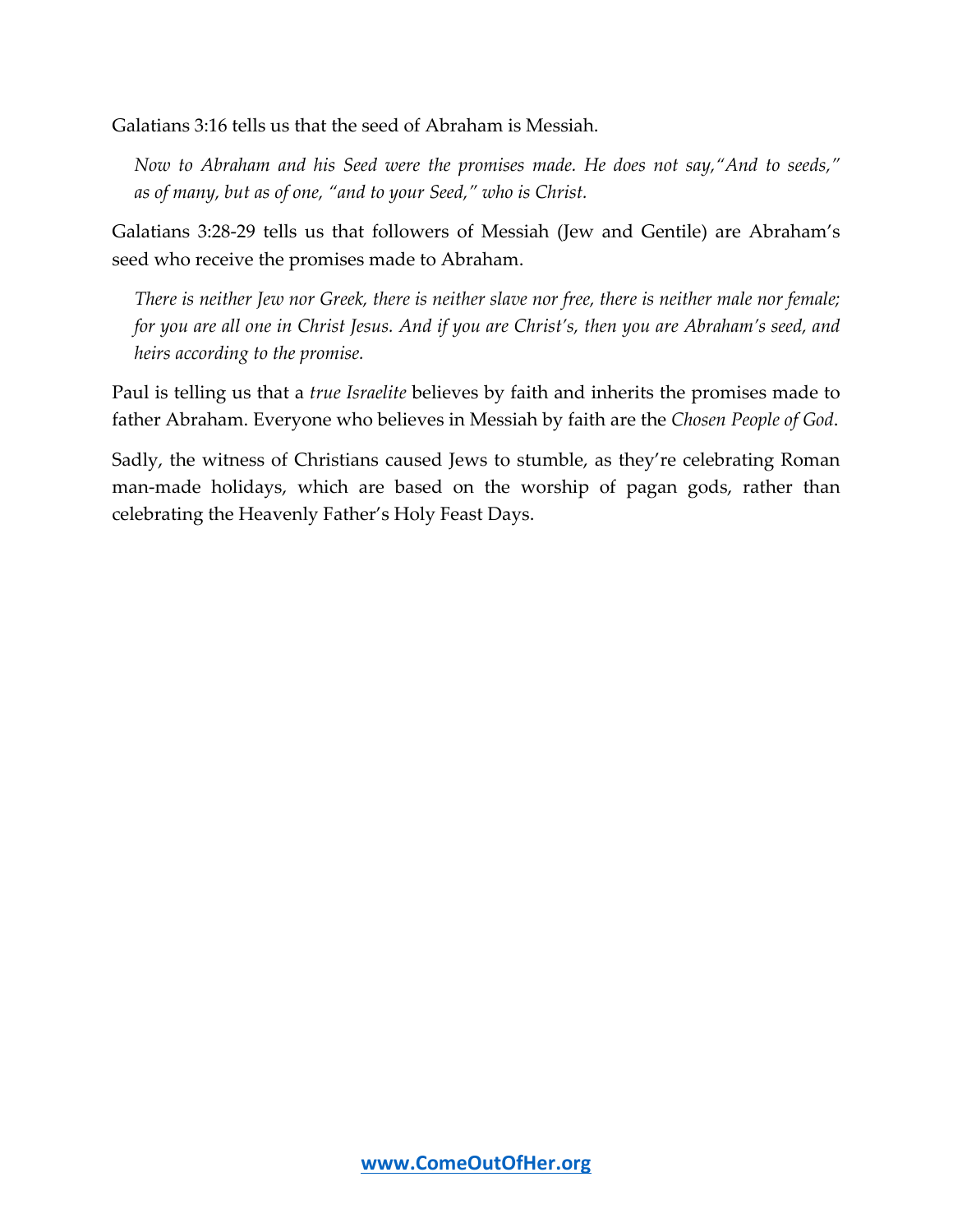Galatians 3:16 tells us that the seed of Abraham is Messiah.

> *Now to Abraham and his Seed were the promises made. He does not say,"And to seeds," as of many, but as of one, "and to your Seed," who is Christ.*

Galatians 3:28-29 tells us that followers of Messiah (Jew and Gentile) are Abraham's seed who receive the promises made to Abraham.

> *There is neither Jew nor Greek, there is neither slave nor free, there is neither male nor female; for you are all one in Christ Jesus. And if you are Christ's, then you are Abraham's seed, and heirs according to the promise.*

Paul is telling us that a *true Israelite* believes by faith and inherits the promises made to father Abraham. Everyone who believes in Messiah by faith are the *Chosen People of God*.

Sadly, the witness of Christians caused Jews to stumble, as they're celebrating Roman man-made holidays, which are based on the worship of pagan gods, rather than celebrating the Heavenly Father's Holy Feast Days.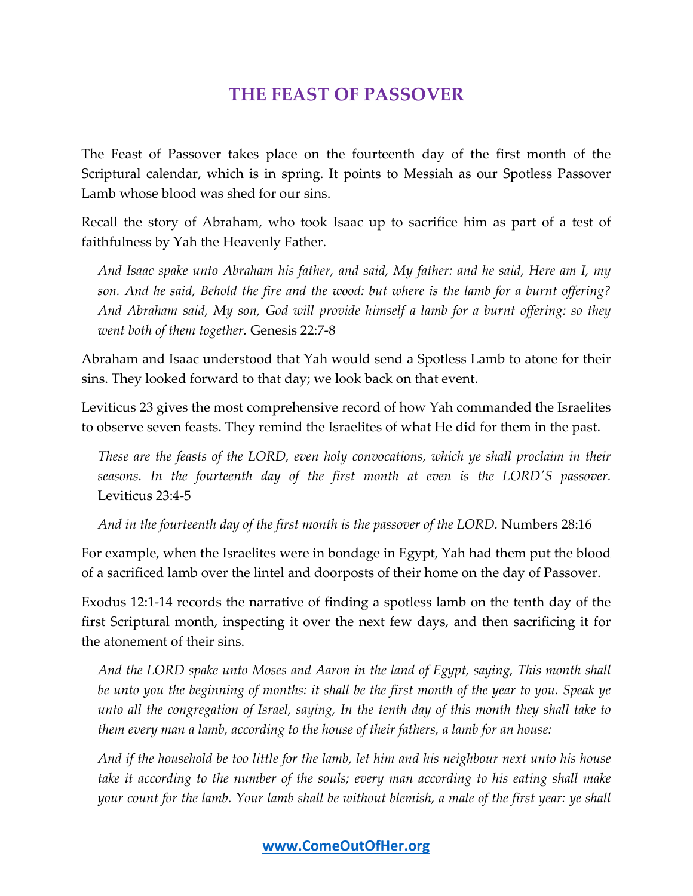# THE FEAST OF PASSOVER

The Feast of Passover takes place on the fourteenth day of the first month of the Scriptural calendar, which is in spring. It points to Messiah as our Spotless Passover Lamb whose blood was shed for our sins.

Recall the story of Abraham, who took Isaac up to sacrifice him as part of a test of faithfulness by Yah the Heavenly Father.

> *And Isaac spake unto Abraham his father, and said, My father: and he said, Here am I, my son. And he said, Behold the fire and the wood: but where is the lamb for a burnt offering? And Abraham said, My son, God will provide himself a lamb for a burnt offering: so they went both of them together.* Genesis 22:7-8

Abraham and Isaac understood that Yah would send a Spotless Lamb to atone for their sins. They looked forward to that day; we look back on that event.

Leviticus 23 gives the most comprehensive record of how Yah commanded the Israelites to observe seven feasts. They remind the Israelites of what He did for them in the past.

> *These are the feasts of the LORD, even holy convocations, which ye shall proclaim in their seasons. In the fourteenth day of the first month at even is the LORD'S passover.* Leviticus 23:4-5

> *And in the fourteenth day of the first month is the passover of the LORD.* Numbers 28:16

For example, when the Israelites were in bondage in Egypt, Yah had them put the blood of a sacrificed lamb over the lintel and doorposts of their home on the day of Passover.

Exodus 12:1-14 records the narrative of finding a spotless lamb on the tenth day of the first Scriptural month, inspecting it over the next few days, and then sacrificing it for the atonement of their sins.

> *And the LORD spake unto Moses and Aaron in the land of Egypt, saying, This month shall be unto you the beginning of months: it shall be the first month of the year to you. Speak ye unto all the congregation of Israel, saying, In the tenth day of this month they shall take to them every man a lamb, according to the house of their fathers, a lamb for an house:*
>
> *And if the household be too little for the lamb, let him and his neighbour next unto his house take it according to the number of the souls; every man according to his eating shall make your count for the lamb. Your lamb shall be without blemish, a male of the first year: ye shall*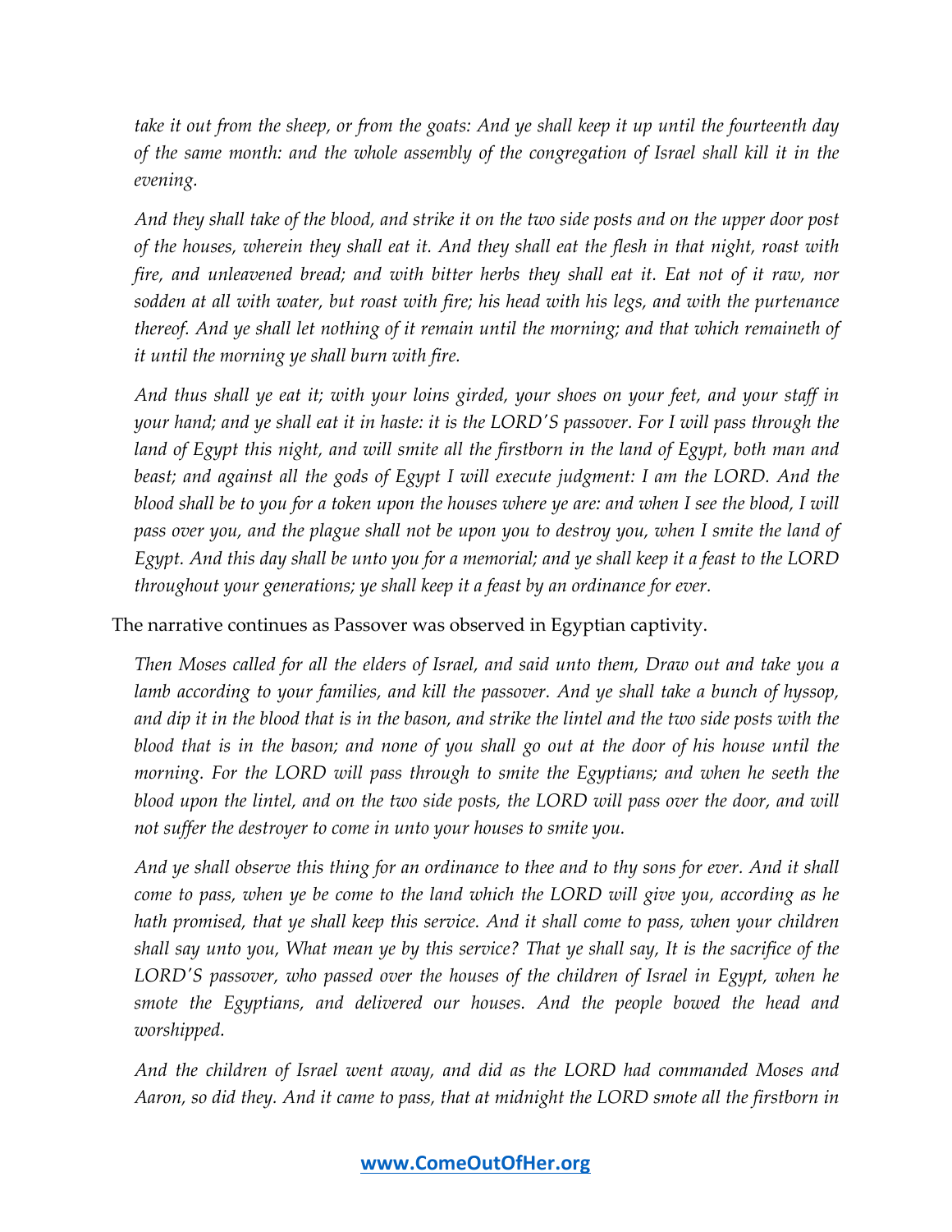*take it out from the sheep, or from the goats: And ye shall keep it up until the fourteenth day of the same month: and the whole assembly of the congregation of Israel shall kill it in the evening.*

*And they shall take of the blood, and strike it on the two side posts and on the upper door post of the houses, wherein they shall eat it. And they shall eat the flesh in that night, roast with fire, and unleavened bread; and with bitter herbs they shall eat it. Eat not of it raw, nor sodden at all with water, but roast with fire; his head with his legs, and with the purtenance thereof. And ye shall let nothing of it remain until the morning; and that which remaineth of it until the morning ye shall burn with fire.*

*And thus shall ye eat it; with your loins girded, your shoes on your feet, and your staff in your hand; and ye shall eat it in haste: it is the LORD'S passover. For I will pass through the land of Egypt this night, and will smite all the firstborn in the land of Egypt, both man and beast; and against all the gods of Egypt I will execute judgment: I am the LORD. And the blood shall be to you for a token upon the houses where ye are: and when I see the blood, I will pass over you, and the plague shall not be upon you to destroy you, when I smite the land of Egypt. And this day shall be unto you for a memorial; and ye shall keep it a feast to the LORD throughout your generations; ye shall keep it a feast by an ordinance for ever.*

The narrative continues as Passover was observed in Egyptian captivity.

*Then Moses called for all the elders of Israel, and said unto them, Draw out and take you a lamb according to your families, and kill the passover. And ye shall take a bunch of hyssop, and dip it in the blood that is in the bason, and strike the lintel and the two side posts with the blood that is in the bason; and none of you shall go out at the door of his house until the morning. For the LORD will pass through to smite the Egyptians; and when he seeth the blood upon the lintel, and on the two side posts, the LORD will pass over the door, and will not suffer the destroyer to come in unto your houses to smite you.*

*And ye shall observe this thing for an ordinance to thee and to thy sons for ever. And it shall come to pass, when ye be come to the land which the LORD will give you, according as he hath promised, that ye shall keep this service. And it shall come to pass, when your children shall say unto you, What mean ye by this service? That ye shall say, It is the sacrifice of the LORD'S passover, who passed over the houses of the children of Israel in Egypt, when he smote the Egyptians, and delivered our houses. And the people bowed the head and worshipped.*

*And the children of Israel went away, and did as the LORD had commanded Moses and Aaron, so did they. And it came to pass, that at midnight the LORD smote all the firstborn in*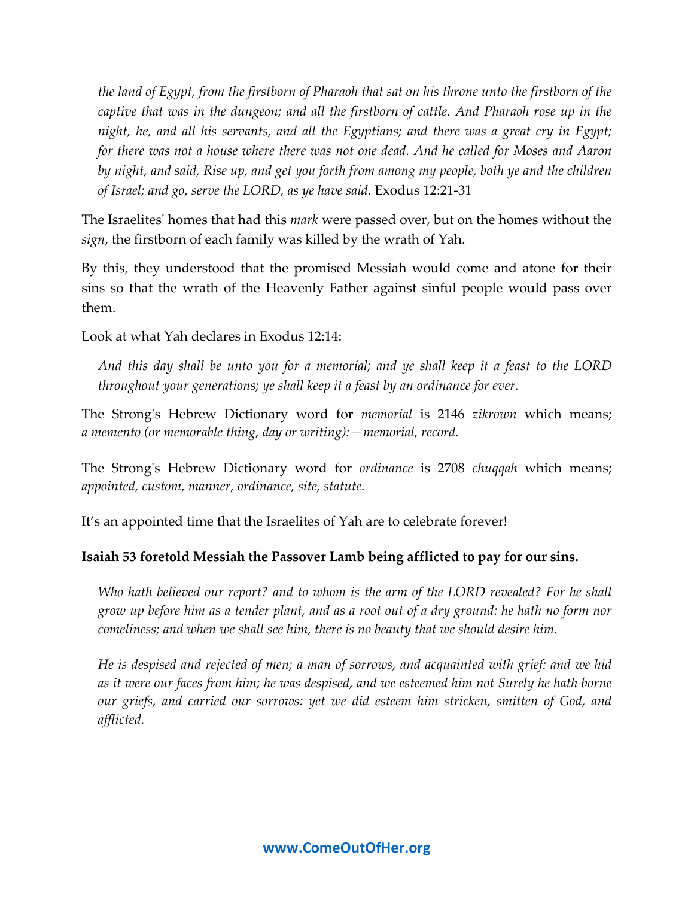*the land of Egypt, from the firstborn of Pharaoh that sat on his throne unto the firstborn of the captive that was in the dungeon; and all the firstborn of cattle. And Pharaoh rose up in the night, he, and all his servants, and all the Egyptians; and there was a great cry in Egypt; for there was not a house where there was not one dead. And he called for Moses and Aaron by night, and said, Rise up, and get you forth from among my people, both ye and the children of Israel; and go, serve the LORD, as ye have said.* Exodus 12:21-31

The Israelites' homes that had this *mark* were passed over, but on the homes without the *sign*, the firstborn of each family was killed by the wrath of Yah.

By this, they understood that the promised Messiah would come and atone for their sins so that the wrath of the Heavenly Father against sinful people would pass over them.

Look at what Yah declares in Exodus 12:14:

> *And this day shall be unto you for a memorial; and ye shall keep it a feast to the LORD throughout your generations; <u>ye shall keep it a feast by an ordinance for ever</u>.*

The Strong's Hebrew Dictionary word for *memorial* is 2146 *zikrown* which means; *a memento (or memorable thing, day or writing):—memorial, record.*

The Strong's Hebrew Dictionary word for *ordinance* is 2708 *chuqqah* which means; *appointed, custom, manner, ordinance, site, statute.*

It's an appointed time that the Israelites of Yah are to celebrate forever!

**Isaiah 53 foretold Messiah the Passover Lamb being afflicted to pay for our sins.**

> *Who hath believed our report? and to whom is the arm of the LORD revealed? For he shall grow up before him as a tender plant, and as a root out of a dry ground: he hath no form nor comeliness; and when we shall see him, there is no beauty that we should desire him.*
>
> *He is despised and rejected of men; a man of sorrows, and acquainted with grief: and we hid as it were our faces from him; he was despised, and we esteemed him not Surely he hath borne our griefs, and carried our sorrows: yet we did esteem him stricken, smitten of God, and afflicted.*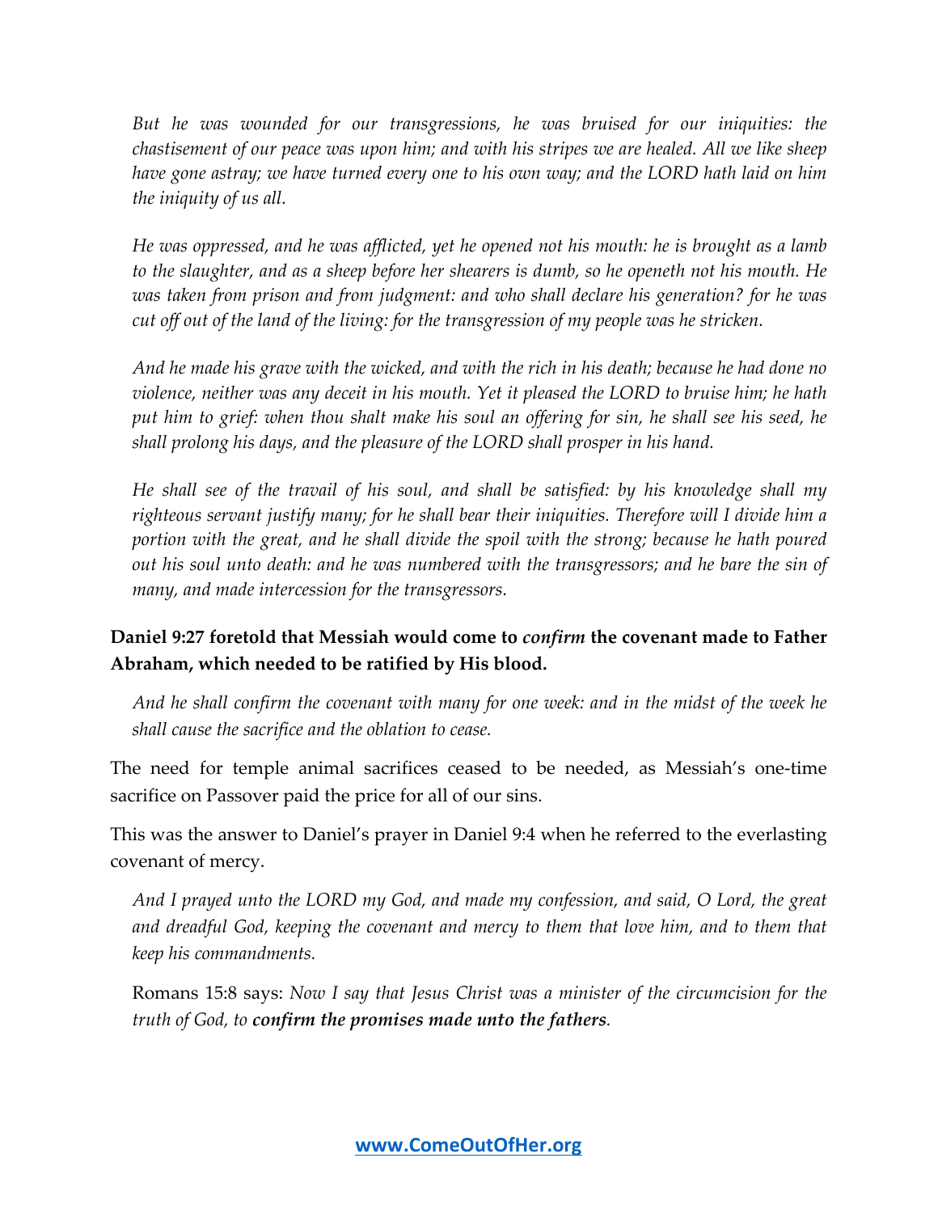*But he was wounded for our transgressions, he was bruised for our iniquities: the chastisement of our peace was upon him; and with his stripes we are healed. All we like sheep have gone astray; we have turned every one to his own way; and the LORD hath laid on him the iniquity of us all.*

*He was oppressed, and he was afflicted, yet he opened not his mouth: he is brought as a lamb to the slaughter, and as a sheep before her shearers is dumb, so he openeth not his mouth. He was taken from prison and from judgment: and who shall declare his generation? for he was cut off out of the land of the living: for the transgression of my people was he stricken.*

*And he made his grave with the wicked, and with the rich in his death; because he had done no violence, neither was any deceit in his mouth. Yet it pleased the LORD to bruise him; he hath put him to grief: when thou shalt make his soul an offering for sin, he shall see his seed, he shall prolong his days, and the pleasure of the LORD shall prosper in his hand.*

*He shall see of the travail of his soul, and shall be satisfied: by his knowledge shall my righteous servant justify many; for he shall bear their iniquities. Therefore will I divide him a portion with the great, and he shall divide the spoil with the strong; because he hath poured out his soul unto death: and he was numbered with the transgressors; and he bare the sin of many, and made intercession for the transgressors.*

**Daniel 9:27 foretold that Messiah would come to *confirm* the covenant made to Father Abraham, which needed to be ratified by His blood.**

*And he shall confirm the covenant with many for one week: and in the midst of the week he shall cause the sacrifice and the oblation to cease.*

The need for temple animal sacrifices ceased to be needed, as Messiah's one-time sacrifice on Passover paid the price for all of our sins.

This was the answer to Daniel's prayer in Daniel 9:4 when he referred to the everlasting covenant of mercy.

*And I prayed unto the LORD my God, and made my confession, and said, O Lord, the great and dreadful God, keeping the covenant and mercy to them that love him, and to them that keep his commandments.*

Romans 15:8 says: *Now I say that Jesus Christ was a minister of the circumcision for the truth of God, to* ***confirm the promises made unto the fathers****.*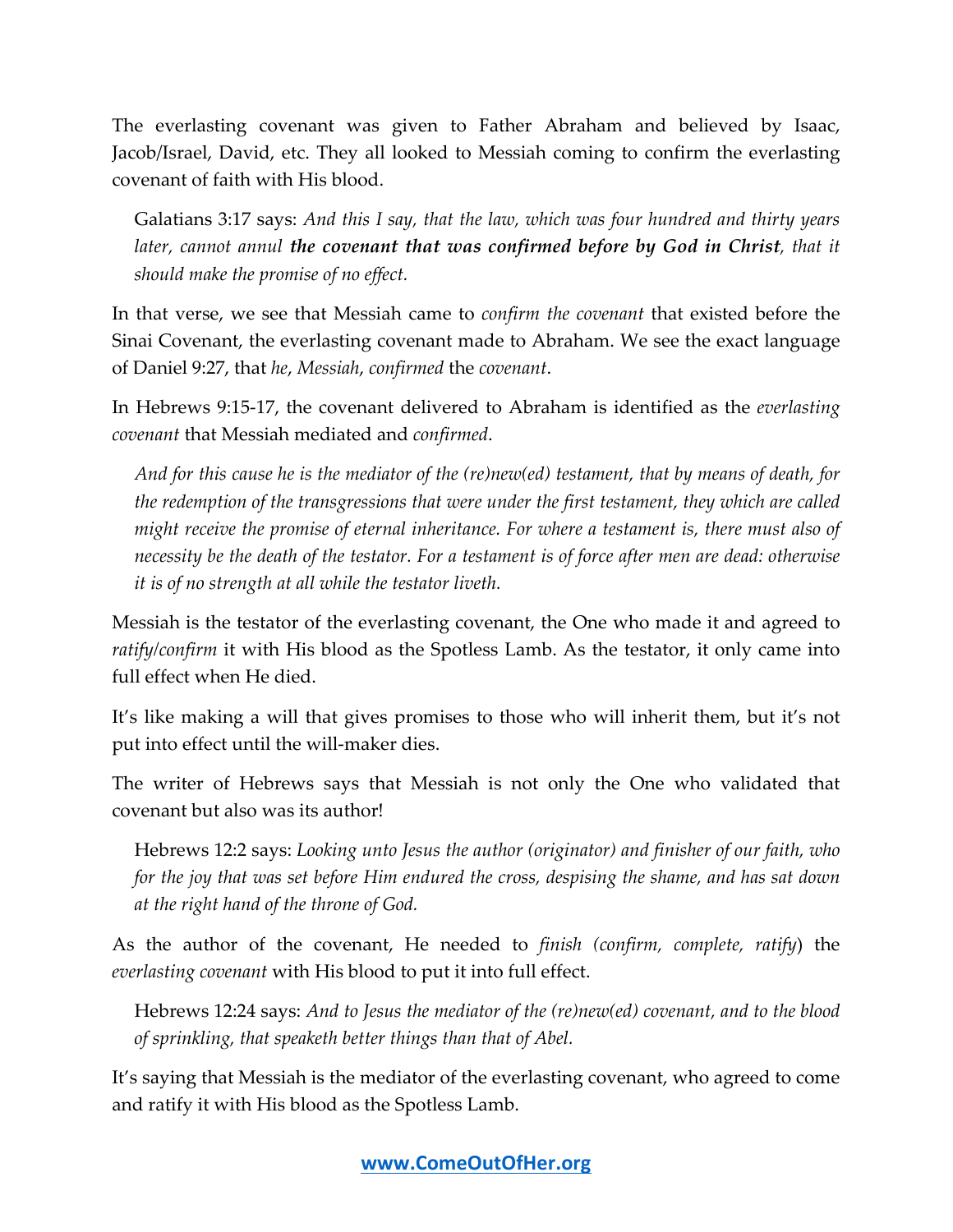The everlasting covenant was given to Father Abraham and believed by Isaac, Jacob/Israel, David, etc. They all looked to Messiah coming to confirm the everlasting covenant of faith with His blood.

> Galatians 3:17 says: *And this I say, that the law, which was four hundred and thirty years later, cannot annul* ***the covenant that was confirmed before by God in Christ****, that it should make the promise of no effect.*

In that verse, we see that Messiah came to *confirm the covenant* that existed before the Sinai Covenant, the everlasting covenant made to Abraham. We see the exact language of Daniel 9:27, that *he*, *Messiah*, *confirmed* the *covenant*.

In Hebrews 9:15-17, the covenant delivered to Abraham is identified as the *everlasting covenant* that Messiah mediated and *confirmed*.

> *And for this cause he is the mediator of the (re)new(ed) testament, that by means of death, for the redemption of the transgressions that were under the first testament, they which are called might receive the promise of eternal inheritance. For where a testament is, there must also of necessity be the death of the testator. For a testament is of force after men are dead: otherwise it is of no strength at all while the testator liveth.*

Messiah is the testator of the everlasting covenant, the One who made it and agreed to *ratify/confirm* it with His blood as the Spotless Lamb. As the testator, it only came into full effect when He died.

It's like making a will that gives promises to those who will inherit them, but it's not put into effect until the will-maker dies.

The writer of Hebrews says that Messiah is not only the One who validated that covenant but also was its author!

> Hebrews 12:2 says: *Looking unto Jesus the author (originator) and finisher of our faith, who for the joy that was set before Him endured the cross, despising the shame, and has sat down at the right hand of the throne of God.*

As the author of the covenant, He needed to *finish (confirm, complete, ratify*) the *everlasting covenant* with His blood to put it into full effect.

> Hebrews 12:24 says: *And to Jesus the mediator of the (re)new(ed) covenant, and to the blood of sprinkling, that speaketh better things than that of Abel.*

It's saying that Messiah is the mediator of the everlasting covenant, who agreed to come and ratify it with His blood as the Spotless Lamb.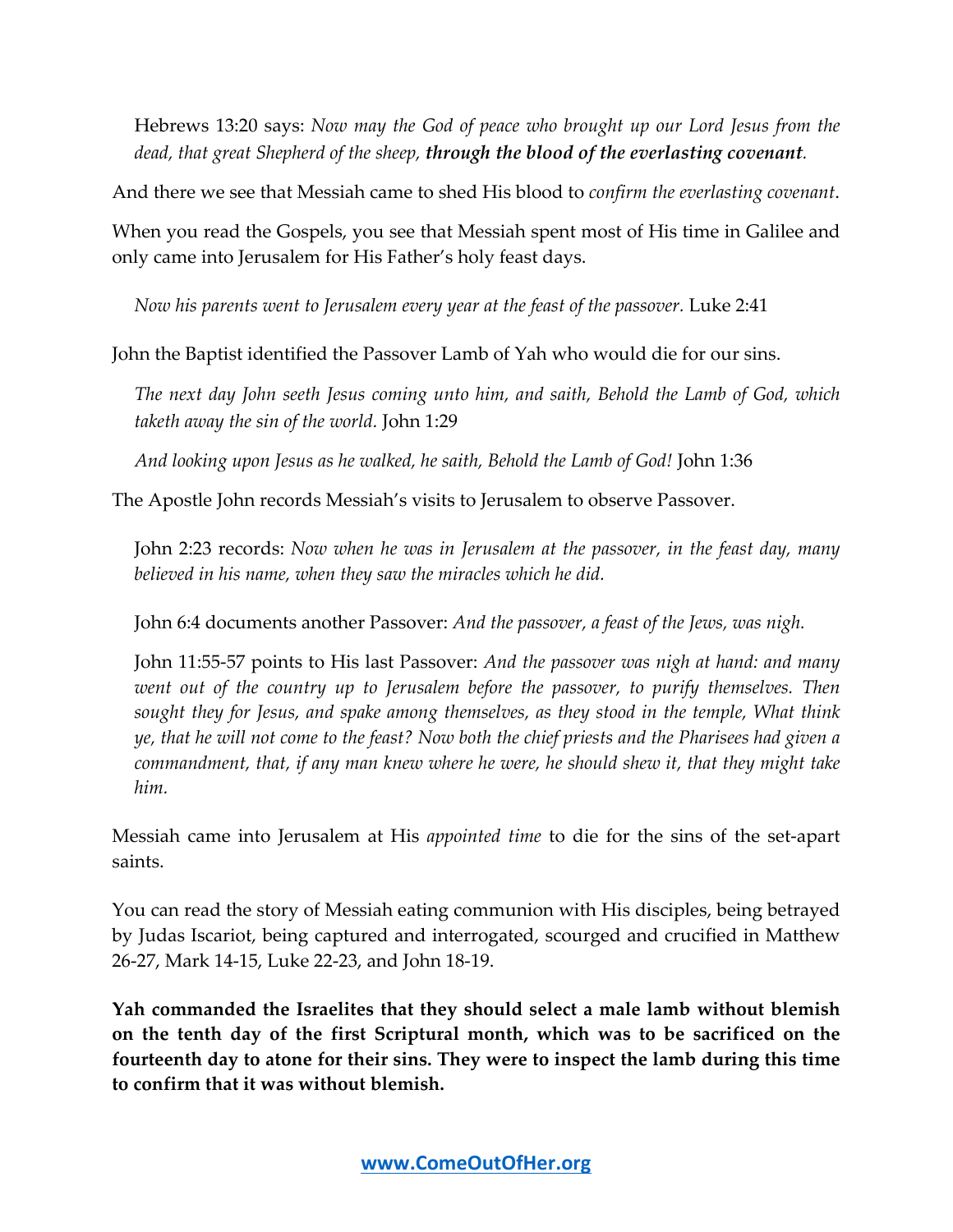Hebrews 13:20 says: *Now may the God of peace who brought up our Lord Jesus from the dead, that great Shepherd of the sheep, **through the blood of the everlasting covenant**.*

And there we see that Messiah came to shed His blood to *confirm the everlasting covenant*.

When you read the Gospels, you see that Messiah spent most of His time in Galilee and only came into Jerusalem for His Father's holy feast days.

*Now his parents went to Jerusalem every year at the feast of the passover.* Luke 2:41

John the Baptist identified the Passover Lamb of Yah who would die for our sins.

*The next day John seeth Jesus coming unto him, and saith, Behold the Lamb of God, which taketh away the sin of the world.* John 1:29

*And looking upon Jesus as he walked, he saith, Behold the Lamb of God!* John 1:36

The Apostle John records Messiah's visits to Jerusalem to observe Passover.

John 2:23 records: *Now when he was in Jerusalem at the passover, in the feast day, many believed in his name, when they saw the miracles which he did.*

John 6:4 documents another Passover: *And the passover, a feast of the Jews, was nigh.*

John 11:55-57 points to His last Passover: *And the passover was nigh at hand: and many went out of the country up to Jerusalem before the passover, to purify themselves. Then sought they for Jesus, and spake among themselves, as they stood in the temple, What think ye, that he will not come to the feast? Now both the chief priests and the Pharisees had given a commandment, that, if any man knew where he were, he should shew it, that they might take him.*

Messiah came into Jerusalem at His *appointed time* to die for the sins of the set-apart saints.

You can read the story of Messiah eating communion with His disciples, being betrayed by Judas Iscariot, being captured and interrogated, scourged and crucified in Matthew 26-27, Mark 14-15, Luke 22-23, and John 18-19.

**Yah commanded the Israelites that they should select a male lamb without blemish on the tenth day of the first Scriptural month, which was to be sacrificed on the fourteenth day to atone for their sins. They were to inspect the lamb during this time to confirm that it was without blemish.**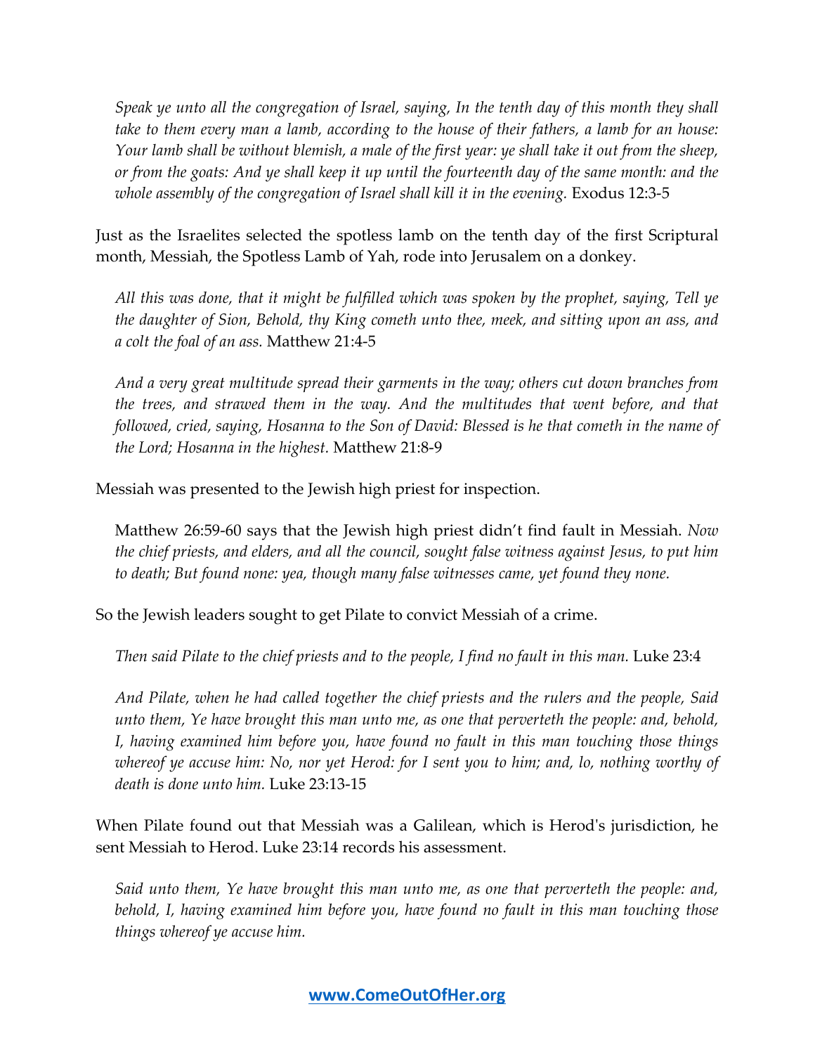> *Speak ye unto all the congregation of Israel, saying, In the tenth day of this month they shall take to them every man a lamb, according to the house of their fathers, a lamb for an house: Your lamb shall be without blemish, a male of the first year: ye shall take it out from the sheep, or from the goats: And ye shall keep it up until the fourteenth day of the same month: and the whole assembly of the congregation of Israel shall kill it in the evening.* Exodus 12:3-5

Just as the Israelites selected the spotless lamb on the tenth day of the first Scriptural month, Messiah, the Spotless Lamb of Yah, rode into Jerusalem on a donkey.

> *All this was done, that it might be fulfilled which was spoken by the prophet, saying, Tell ye the daughter of Sion, Behold, thy King cometh unto thee, meek, and sitting upon an ass, and a colt the foal of an ass.* Matthew 21:4-5

> *And a very great multitude spread their garments in the way; others cut down branches from the trees, and strawed them in the way. And the multitudes that went before, and that followed, cried, saying, Hosanna to the Son of David: Blessed is he that cometh in the name of the Lord; Hosanna in the highest.* Matthew 21:8-9

Messiah was presented to the Jewish high priest for inspection.

> Matthew 26:59-60 says that the Jewish high priest didn't find fault in Messiah. *Now the chief priests, and elders, and all the council, sought false witness against Jesus, to put him to death; But found none: yea, though many false witnesses came, yet found they none.*

So the Jewish leaders sought to get Pilate to convict Messiah of a crime.

> *Then said Pilate to the chief priests and to the people, I find no fault in this man.* Luke 23:4

> *And Pilate, when he had called together the chief priests and the rulers and the people, Said unto them, Ye have brought this man unto me, as one that perverteth the people: and, behold, I, having examined him before you, have found no fault in this man touching those things whereof ye accuse him: No, nor yet Herod: for I sent you to him; and, lo, nothing worthy of death is done unto him.* Luke 23:13-15

When Pilate found out that Messiah was a Galilean, which is Herod's jurisdiction, he sent Messiah to Herod. Luke 23:14 records his assessment.

> *Said unto them, Ye have brought this man unto me, as one that perverteth the people: and, behold, I, having examined him before you, have found no fault in this man touching those things whereof ye accuse him.*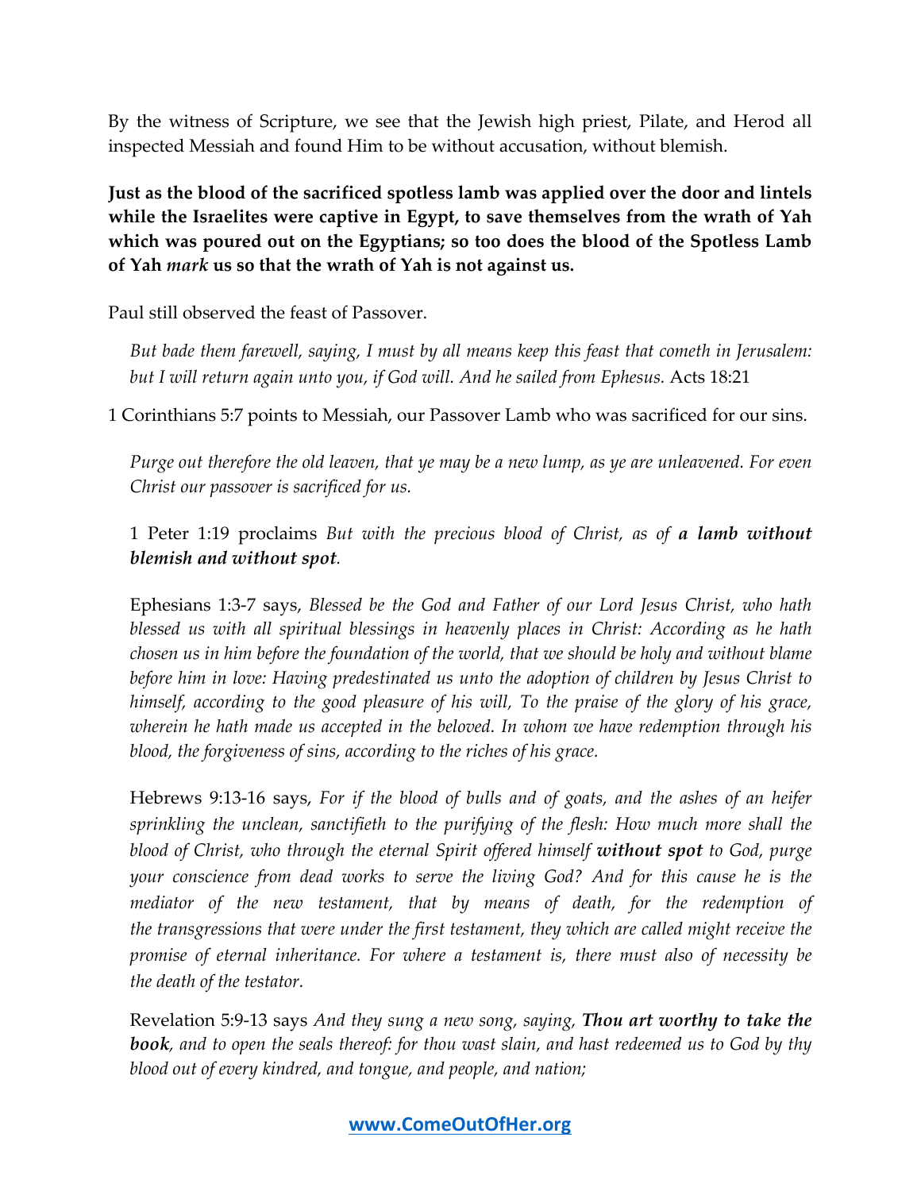By the witness of Scripture, we see that the Jewish high priest, Pilate, and Herod all inspected Messiah and found Him to be without accusation, without blemish.

**Just as the blood of the sacrificed spotless lamb was applied over the door and lintels while the Israelites were captive in Egypt, to save themselves from the wrath of Yah which was poured out on the Egyptians; so too does the blood of the Spotless Lamb of Yah *mark* us so that the wrath of Yah is not against us.**

Paul still observed the feast of Passover.

> *But bade them farewell, saying, I must by all means keep this feast that cometh in Jerusalem: but I will return again unto you, if God will. And he sailed from Ephesus.* Acts 18:21

1 Corinthians 5:7 points to Messiah, our Passover Lamb who was sacrificed for our sins.

> *Purge out therefore the old leaven, that ye may be a new lump, as ye are unleavened. For even Christ our passover is sacrificed for us.*

> 1 Peter 1:19 proclaims *But with the precious blood of Christ, as of **a lamb without blemish and without spot**.*

> Ephesians 1:3-7 says, *Blessed be the God and Father of our Lord Jesus Christ, who hath blessed us with all spiritual blessings in heavenly places in Christ: According as he hath chosen us in him before the foundation of the world, that we should be holy and without blame before him in love: Having predestinated us unto the adoption of children by Jesus Christ to himself, according to the good pleasure of his will, To the praise of the glory of his grace, wherein he hath made us accepted in the beloved. In whom we have redemption through his blood, the forgiveness of sins, according to the riches of his grace.*

> Hebrews 9:13-16 says, *For if the blood of bulls and of goats, and the ashes of an heifer sprinkling the unclean, sanctifieth to the purifying of the flesh: How much more shall the blood of Christ, who through the eternal Spirit offered himself **without spot** to God, purge your conscience from dead works to serve the living God? And for this cause he is the mediator of the new testament, that by means of death, for the redemption of the transgressions that were under the first testament, they which are called might receive the promise of eternal inheritance. For where a testament is, there must also of necessity be the death of the testator.*

> Revelation 5:9-13 says *And they sung a new song, saying, **Thou art worthy to take the book**, and to open the seals thereof: for thou wast slain, and hast redeemed us to God by thy blood out of every kindred, and tongue, and people, and nation;*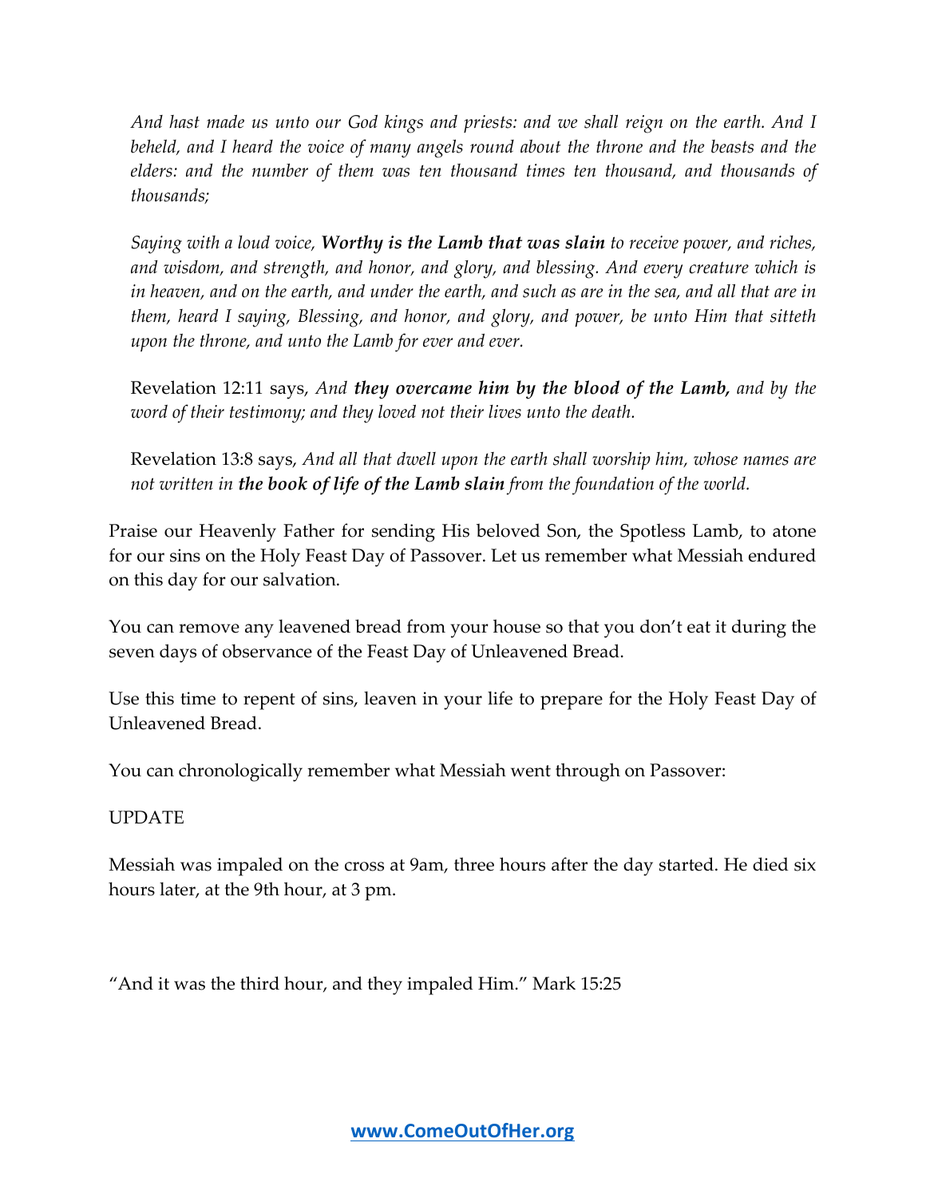*And hast made us unto our God kings and priests: and we shall reign on the earth. And I beheld, and I heard the voice of many angels round about the throne and the beasts and the elders: and the number of them was ten thousand times ten thousand, and thousands of thousands;*

*Saying with a loud voice,* ***Worthy is the Lamb that was slain*** *to receive power, and riches, and wisdom, and strength, and honor, and glory, and blessing. And every creature which is in heaven, and on the earth, and under the earth, and such as are in the sea, and all that are in them, heard I saying, Blessing, and honor, and glory, and power, be unto Him that sitteth upon the throne, and unto the Lamb for ever and ever.*

Revelation 12:11 says, *And* ***they overcame him by the blood of the Lamb,*** *and by the word of their testimony; and they loved not their lives unto the death.*

Revelation 13:8 says, *And all that dwell upon the earth shall worship him, whose names are not written in* ***the book of life of the Lamb slain*** *from the foundation of the world.*

Praise our Heavenly Father for sending His beloved Son, the Spotless Lamb, to atone for our sins on the Holy Feast Day of Passover. Let us remember what Messiah endured on this day for our salvation.

You can remove any leavened bread from your house so that you don't eat it during the seven days of observance of the Feast Day of Unleavened Bread.

Use this time to repent of sins, leaven in your life to prepare for the Holy Feast Day of Unleavened Bread.

You can chronologically remember what Messiah went through on Passover:

UPDATE

Messiah was impaled on the cross at 9am, three hours after the day started. He died six hours later, at the 9th hour, at 3 pm.

"And it was the third hour, and they impaled Him." Mark 15:25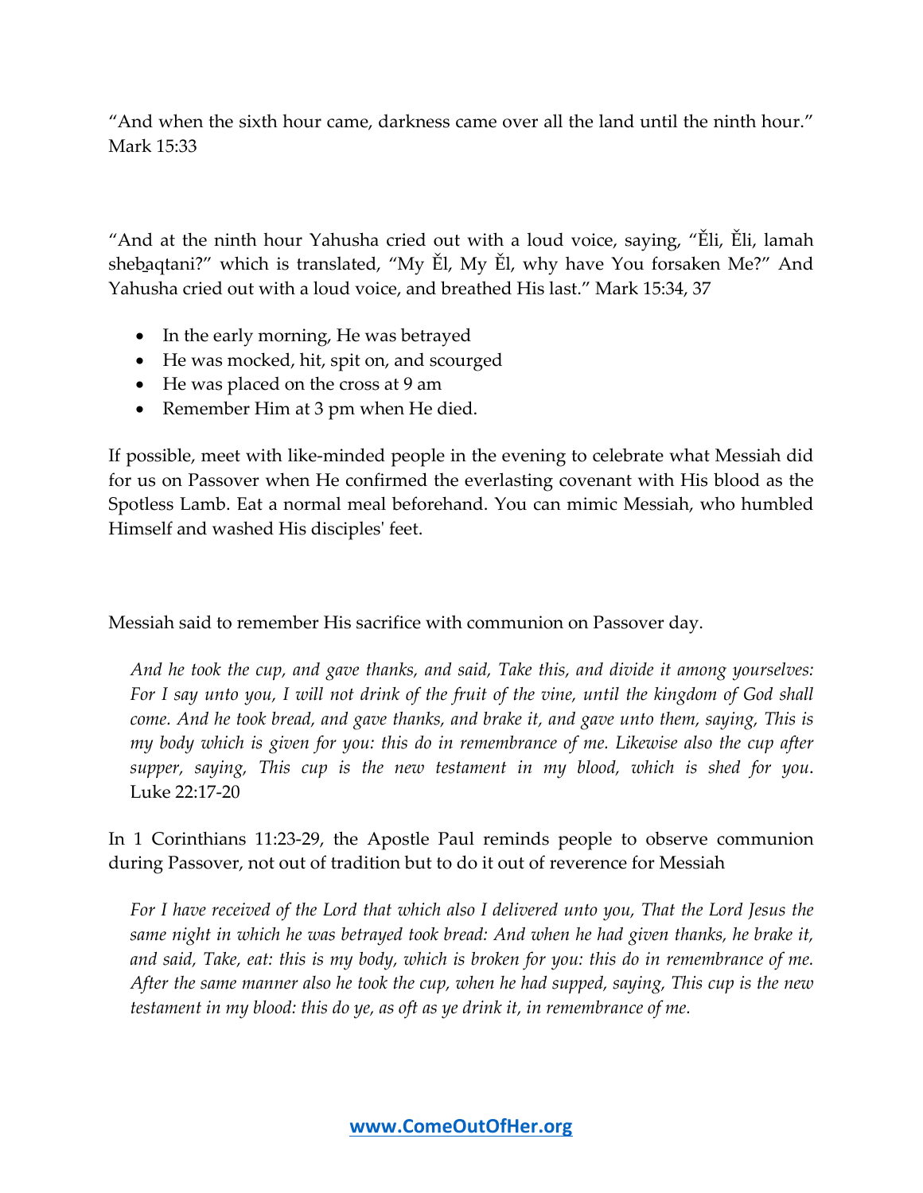"And when the sixth hour came, darkness came over all the land until the ninth hour." Mark 15:33

"And at the ninth hour Yahusha cried out with a loud voice, saying, "Ěli, Ěli, lamah sheḇaqtani?" which is translated, "My Ěl, My Ěl, why have You forsaken Me?" And Yahusha cried out with a loud voice, and breathed His last." Mark 15:34, 37

- In the early morning, He was betrayed
- He was mocked, hit, spit on, and scourged
- He was placed on the cross at 9 am
- Remember Him at 3 pm when He died.

If possible, meet with like-minded people in the evening to celebrate what Messiah did for us on Passover when He confirmed the everlasting covenant with His blood as the Spotless Lamb. Eat a normal meal beforehand. You can mimic Messiah, who humbled Himself and washed His disciples' feet.

Messiah said to remember His sacrifice with communion on Passover day.

> *And he took the cup, and gave thanks, and said, Take this, and divide it among yourselves: For I say unto you, I will not drink of the fruit of the vine, until the kingdom of God shall come. And he took bread, and gave thanks, and brake it, and gave unto them, saying, This is my body which is given for you: this do in remembrance of me. Likewise also the cup after supper, saying, This cup is the new testament in my blood, which is shed for you*. Luke 22:17-20

In 1 Corinthians 11:23-29, the Apostle Paul reminds people to observe communion during Passover, not out of tradition but to do it out of reverence for Messiah

> *For I have received of the Lord that which also I delivered unto you, That the Lord Jesus the same night in which he was betrayed took bread: And when he had given thanks, he brake it, and said, Take, eat: this is my body, which is broken for you: this do in remembrance of me. After the same manner also he took the cup, when he had supped, saying, This cup is the new testament in my blood: this do ye, as oft as ye drink it, in remembrance of me.*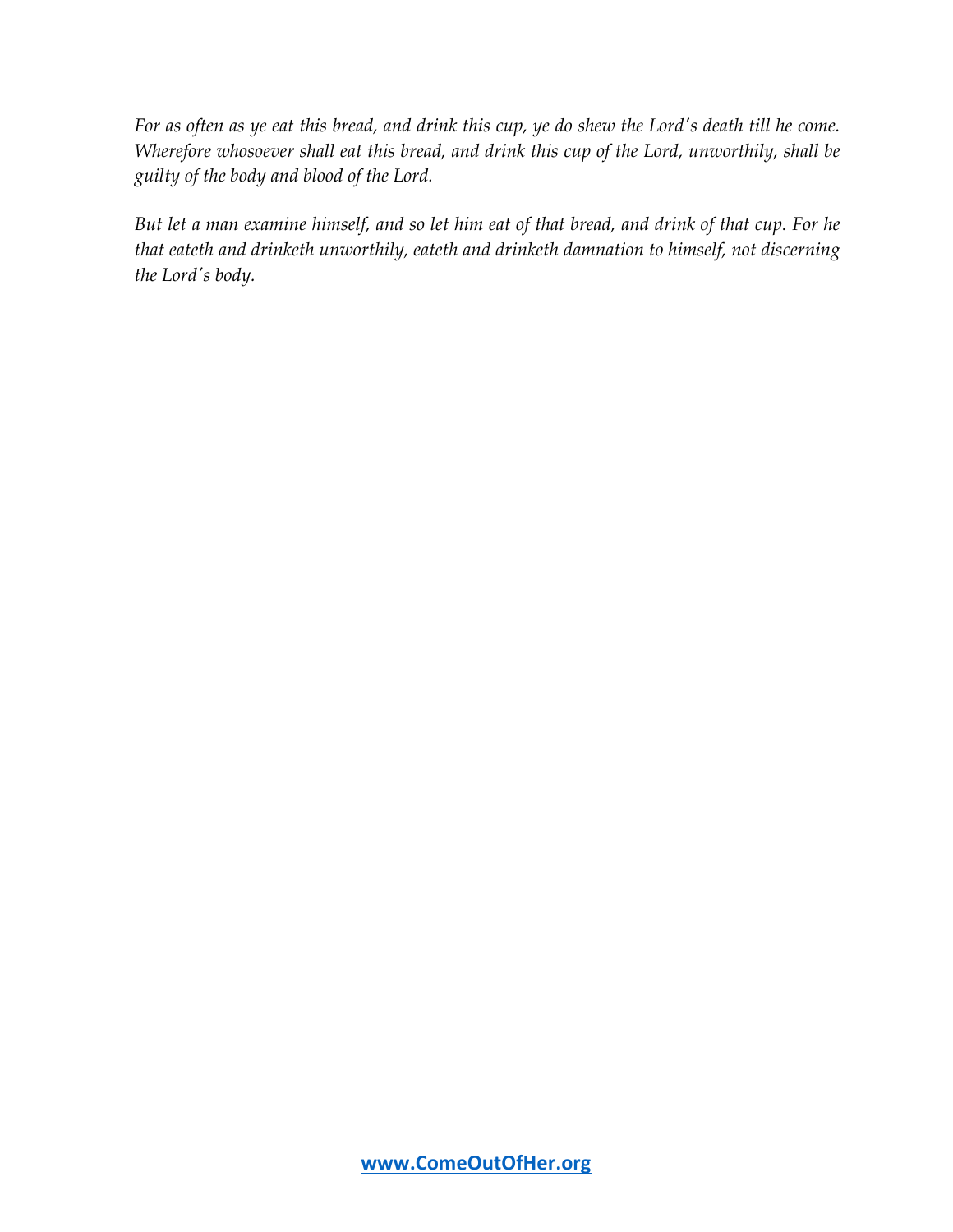*For as often as ye eat this bread, and drink this cup, ye do shew the Lord's death till he come. Wherefore whosoever shall eat this bread, and drink this cup of the Lord, unworthily, shall be guilty of the body and blood of the Lord.*

*But let a man examine himself, and so let him eat of that bread, and drink of that cup. For he that eateth and drinketh unworthily, eateth and drinketh damnation to himself, not discerning the Lord's body.*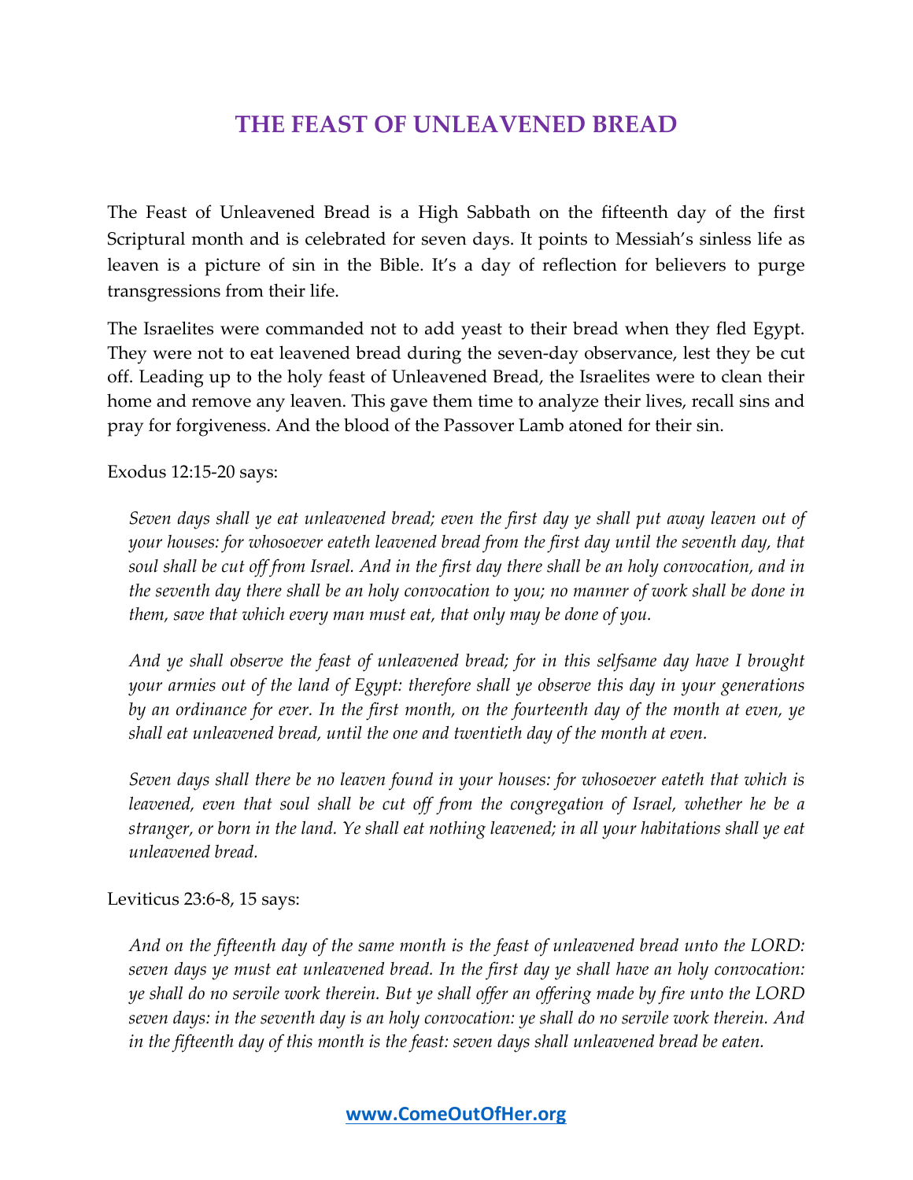# THE FEAST OF UNLEAVENED BREAD

The Feast of Unleavened Bread is a High Sabbath on the fifteenth day of the first Scriptural month and is celebrated for seven days. It points to Messiah's sinless life as leaven is a picture of sin in the Bible. It's a day of reflection for believers to purge transgressions from their life.

The Israelites were commanded not to add yeast to their bread when they fled Egypt. They were not to eat leavened bread during the seven-day observance, lest they be cut off. Leading up to the holy feast of Unleavened Bread, the Israelites were to clean their home and remove any leaven. This gave them time to analyze their lives, recall sins and pray for forgiveness. And the blood of the Passover Lamb atoned for their sin.

Exodus 12:15-20 says:

> *Seven days shall ye eat unleavened bread; even the first day ye shall put away leaven out of your houses: for whosoever eateth leavened bread from the first day until the seventh day, that soul shall be cut off from Israel. And in the first day there shall be an holy convocation, and in the seventh day there shall be an holy convocation to you; no manner of work shall be done in them, save that which every man must eat, that only may be done of you.*
>
> *And ye shall observe the feast of unleavened bread; for in this selfsame day have I brought your armies out of the land of Egypt: therefore shall ye observe this day in your generations by an ordinance for ever. In the first month, on the fourteenth day of the month at even, ye shall eat unleavened bread, until the one and twentieth day of the month at even.*
>
> *Seven days shall there be no leaven found in your houses: for whosoever eateth that which is leavened, even that soul shall be cut off from the congregation of Israel, whether he be a stranger, or born in the land. Ye shall eat nothing leavened; in all your habitations shall ye eat unleavened bread.*

Leviticus 23:6-8, 15 says:

> *And on the fifteenth day of the same month is the feast of unleavened bread unto the LORD: seven days ye must eat unleavened bread. In the first day ye shall have an holy convocation: ye shall do no servile work therein. But ye shall offer an offering made by fire unto the LORD seven days: in the seventh day is an holy convocation: ye shall do no servile work therein. And in the fifteenth day of this month is the feast: seven days shall unleavened bread be eaten.*

**www.ComeOutOfHer.org**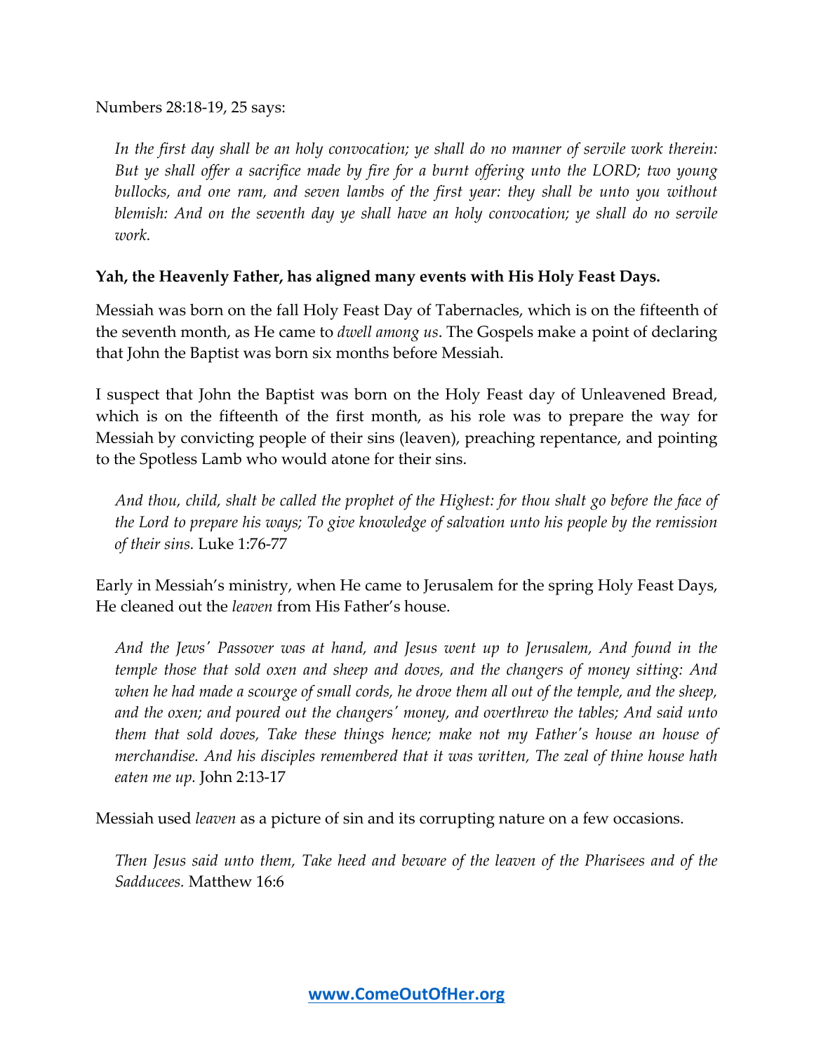Numbers 28:18-19, 25 says:

> *In the first day shall be an holy convocation; ye shall do no manner of servile work therein: But ye shall offer a sacrifice made by fire for a burnt offering unto the LORD; two young bullocks, and one ram, and seven lambs of the first year: they shall be unto you without blemish: And on the seventh day ye shall have an holy convocation; ye shall do no servile work.*

**Yah, the Heavenly Father, has aligned many events with His Holy Feast Days.**

Messiah was born on the fall Holy Feast Day of Tabernacles, which is on the fifteenth of the seventh month, as He came to *dwell among us*. The Gospels make a point of declaring that John the Baptist was born six months before Messiah.

I suspect that John the Baptist was born on the Holy Feast day of Unleavened Bread, which is on the fifteenth of the first month, as his role was to prepare the way for Messiah by convicting people of their sins (leaven), preaching repentance, and pointing to the Spotless Lamb who would atone for their sins.

> *And thou, child, shalt be called the prophet of the Highest: for thou shalt go before the face of the Lord to prepare his ways; To give knowledge of salvation unto his people by the remission of their sins.* Luke 1:76-77

Early in Messiah's ministry, when He came to Jerusalem for the spring Holy Feast Days, He cleaned out the *leaven* from His Father's house.

> *And the Jews' Passover was at hand, and Jesus went up to Jerusalem, And found in the temple those that sold oxen and sheep and doves, and the changers of money sitting: And when he had made a scourge of small cords, he drove them all out of the temple, and the sheep, and the oxen; and poured out the changers' money, and overthrew the tables; And said unto them that sold doves, Take these things hence; make not my Father's house an house of merchandise. And his disciples remembered that it was written, The zeal of thine house hath eaten me up.* John 2:13-17

Messiah used *leaven* as a picture of sin and its corrupting nature on a few occasions.

> *Then Jesus said unto them, Take heed and beware of the leaven of the Pharisees and of the Sadducees.* Matthew 16:6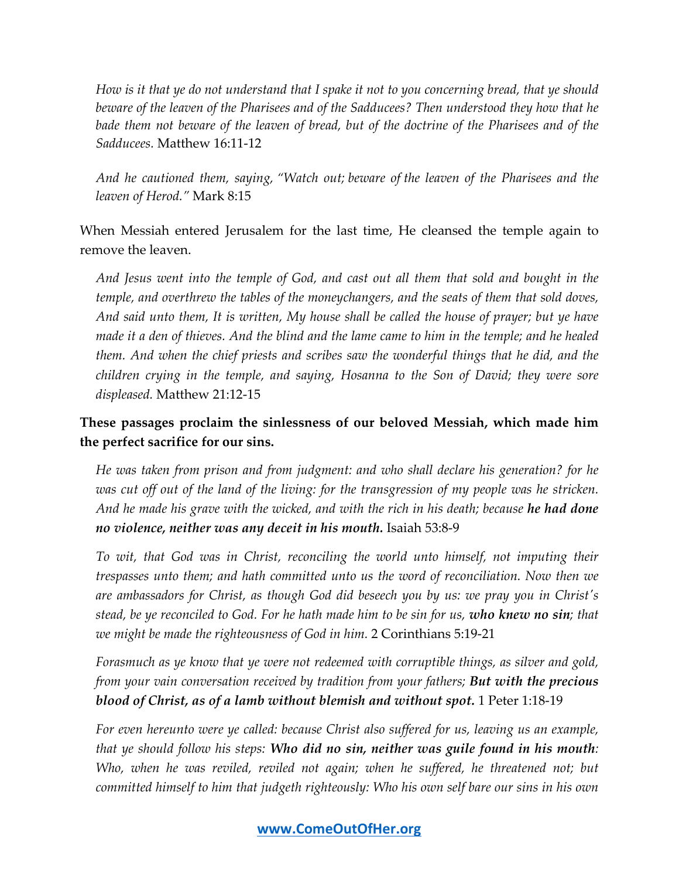*How is it that ye do not understand that I spake it not to you concerning bread, that ye should beware of the leaven of the Pharisees and of the Sadducees? Then understood they how that he bade them not beware of the leaven of bread, but of the doctrine of the Pharisees and of the Sadducees.* Matthew 16:11-12

*And he cautioned them, saying, "Watch out; beware of the leaven of the Pharisees and the leaven of Herod."* Mark 8:15

When Messiah entered Jerusalem for the last time, He cleansed the temple again to remove the leaven.

*And Jesus went into the temple of God, and cast out all them that sold and bought in the temple, and overthrew the tables of the moneychangers, and the seats of them that sold doves, And said unto them, It is written, My house shall be called the house of prayer; but ye have made it a den of thieves. And the blind and the lame came to him in the temple; and he healed them. And when the chief priests and scribes saw the wonderful things that he did, and the children crying in the temple, and saying, Hosanna to the Son of David; they were sore displeased.* Matthew 21:12-15

**These passages proclaim the sinlessness of our beloved Messiah, which made him the perfect sacrifice for our sins.**

*He was taken from prison and from judgment: and who shall declare his generation? for he was cut off out of the land of the living: for the transgression of my people was he stricken. And he made his grave with the wicked, and with the rich in his death; because* ***he had done no violence, neither was any deceit in his mouth.*** Isaiah 53:8-9

*To wit, that God was in Christ, reconciling the world unto himself, not imputing their trespasses unto them; and hath committed unto us the word of reconciliation. Now then we are ambassadors for Christ, as though God did beseech you by us: we pray you in Christ's stead, be ye reconciled to God. For he hath made him to be sin for us,* ***who knew no sin****; that we might be made the righteousness of God in him.* 2 Corinthians 5:19-21

*Forasmuch as ye know that ye were not redeemed with corruptible things, as silver and gold, from your vain conversation received by tradition from your fathers;* ***But with the precious blood of Christ, as of a lamb without blemish and without spot.*** 1 Peter 1:18-19

*For even hereunto were ye called: because Christ also suffered for us, leaving us an example, that ye should follow his steps:* ***Who did no sin, neither was guile found in his mouth****: Who, when he was reviled, reviled not again; when he suffered, he threatened not; but committed himself to him that judgeth righteously: Who his own self bare our sins in his own*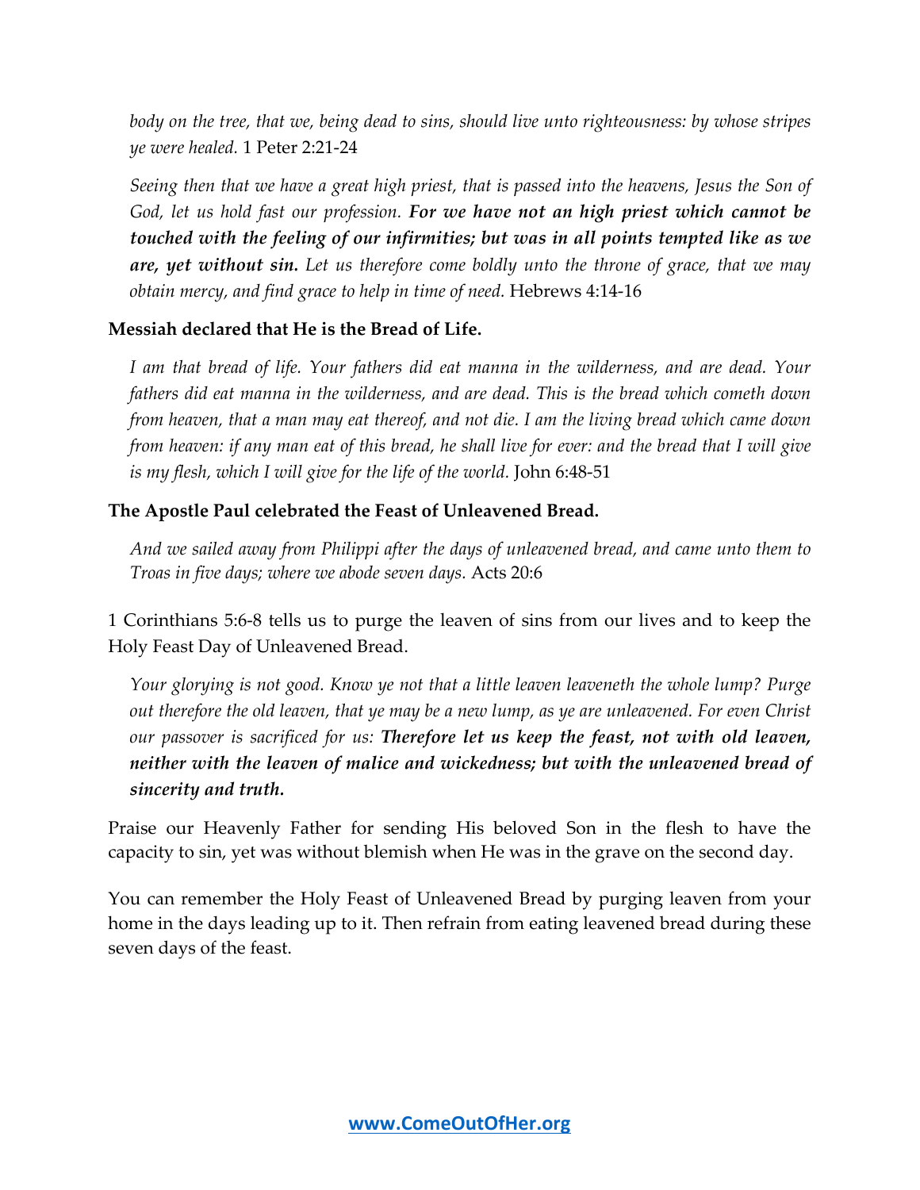*body on the tree, that we, being dead to sins, should live unto righteousness: by whose stripes ye were healed.* 1 Peter 2:21-24

*Seeing then that we have a great high priest, that is passed into the heavens, Jesus the Son of God, let us hold fast our profession.* ***For we have not an high priest which cannot be touched with the feeling of our infirmities; but was in all points tempted like as we are, yet without sin.*** *Let us therefore come boldly unto the throne of grace, that we may obtain mercy, and find grace to help in time of need.* Hebrews 4:14-16

**Messiah declared that He is the Bread of Life.**

*I am that bread of life. Your fathers did eat manna in the wilderness, and are dead. Your fathers did eat manna in the wilderness, and are dead. This is the bread which cometh down from heaven, that a man may eat thereof, and not die. I am the living bread which came down from heaven: if any man eat of this bread, he shall live for ever: and the bread that I will give is my flesh, which I will give for the life of the world.* John 6:48-51

**The Apostle Paul celebrated the Feast of Unleavened Bread.**

*And we sailed away from Philippi after the days of unleavened bread, and came unto them to Troas in five days; where we abode seven days.* Acts 20:6

1 Corinthians 5:6-8 tells us to purge the leaven of sins from our lives and to keep the Holy Feast Day of Unleavened Bread.

*Your glorying is not good. Know ye not that a little leaven leaveneth the whole lump? Purge out therefore the old leaven, that ye may be a new lump, as ye are unleavened. For even Christ our passover is sacrificed for us:* ***Therefore let us keep the feast, not with old leaven, neither with the leaven of malice and wickedness; but with the unleavened bread of sincerity and truth.***

Praise our Heavenly Father for sending His beloved Son in the flesh to have the capacity to sin, yet was without blemish when He was in the grave on the second day.

You can remember the Holy Feast of Unleavened Bread by purging leaven from your home in the days leading up to it. Then refrain from eating leavened bread during these seven days of the feast.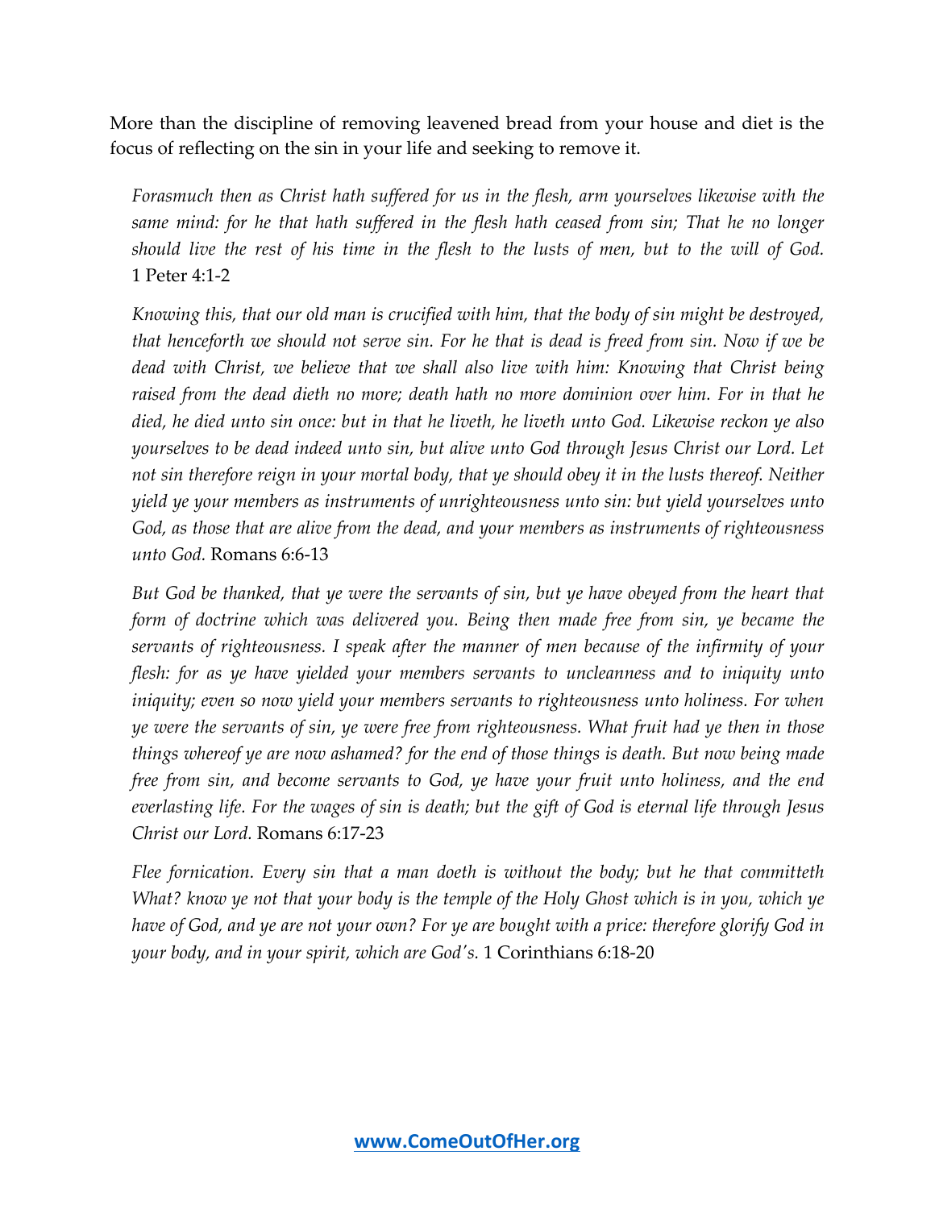More than the discipline of removing leavened bread from your house and diet is the focus of reflecting on the sin in your life and seeking to remove it.

> *Forasmuch then as Christ hath suffered for us in the flesh, arm yourselves likewise with the same mind: for he that hath suffered in the flesh hath ceased from sin; That he no longer should live the rest of his time in the flesh to the lusts of men, but to the will of God.* 1 Peter 4:1-2

> *Knowing this, that our old man is crucified with him, that the body of sin might be destroyed, that henceforth we should not serve sin. For he that is dead is freed from sin. Now if we be dead with Christ, we believe that we shall also live with him: Knowing that Christ being raised from the dead dieth no more; death hath no more dominion over him. For in that he died, he died unto sin once: but in that he liveth, he liveth unto God. Likewise reckon ye also yourselves to be dead indeed unto sin, but alive unto God through Jesus Christ our Lord. Let not sin therefore reign in your mortal body, that ye should obey it in the lusts thereof. Neither yield ye your members as instruments of unrighteousness unto sin: but yield yourselves unto God, as those that are alive from the dead, and your members as instruments of righteousness unto God.* Romans 6:6-13

> *But God be thanked, that ye were the servants of sin, but ye have obeyed from the heart that form of doctrine which was delivered you. Being then made free from sin, ye became the servants of righteousness. I speak after the manner of men because of the infirmity of your flesh: for as ye have yielded your members servants to uncleanness and to iniquity unto iniquity; even so now yield your members servants to righteousness unto holiness. For when ye were the servants of sin, ye were free from righteousness. What fruit had ye then in those things whereof ye are now ashamed? for the end of those things is death. But now being made free from sin, and become servants to God, ye have your fruit unto holiness, and the end everlasting life. For the wages of sin is death; but the gift of God is eternal life through Jesus Christ our Lord.* Romans 6:17-23

> *Flee fornication. Every sin that a man doeth is without the body; but he that committeth What? know ye not that your body is the temple of the Holy Ghost which is in you, which ye have of God, and ye are not your own? For ye are bought with a price: therefore glorify God in your body, and in your spirit, which are God's.* 1 Corinthians 6:18-20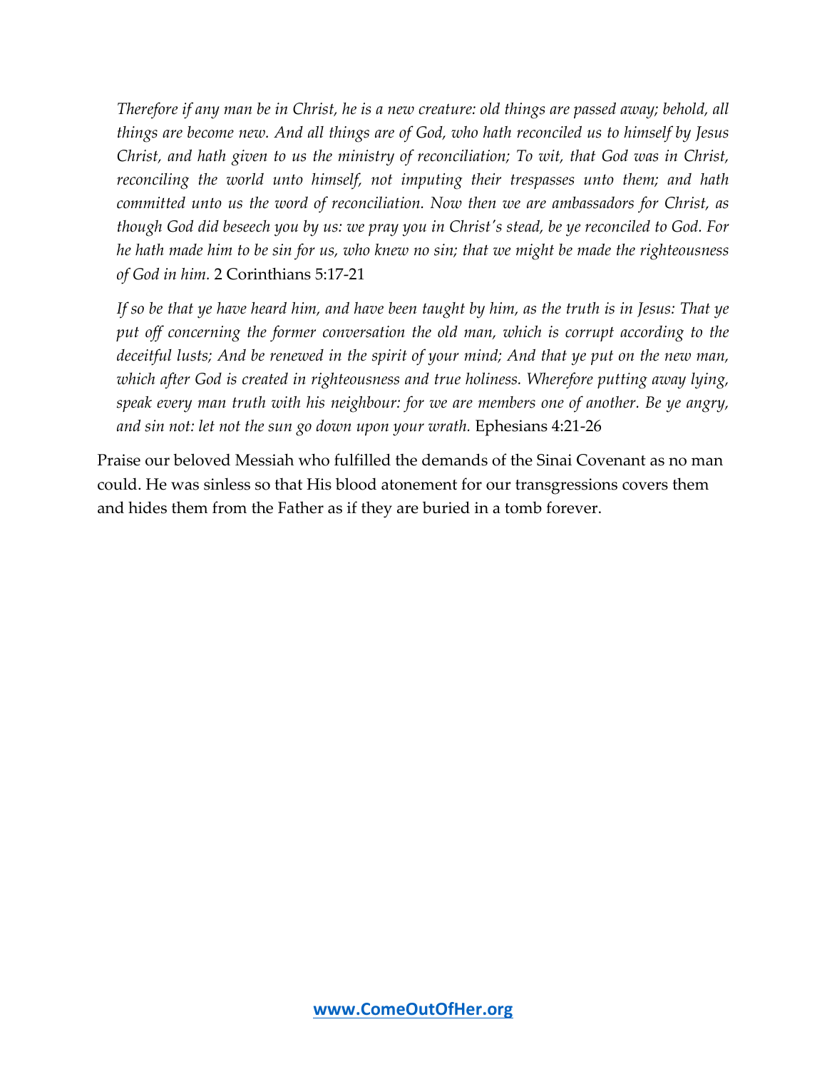*Therefore if any man be in Christ, he is a new creature: old things are passed away; behold, all things are become new. And all things are of God, who hath reconciled us to himself by Jesus Christ, and hath given to us the ministry of reconciliation; To wit, that God was in Christ, reconciling the world unto himself, not imputing their trespasses unto them; and hath committed unto us the word of reconciliation. Now then we are ambassadors for Christ, as though God did beseech you by us: we pray you in Christ's stead, be ye reconciled to God. For he hath made him to be sin for us, who knew no sin; that we might be made the righteousness of God in him.* 2 Corinthians 5:17-21

*If so be that ye have heard him, and have been taught by him, as the truth is in Jesus: That ye put off concerning the former conversation the old man, which is corrupt according to the deceitful lusts; And be renewed in the spirit of your mind; And that ye put on the new man, which after God is created in righteousness and true holiness. Wherefore putting away lying, speak every man truth with his neighbour: for we are members one of another. Be ye angry, and sin not: let not the sun go down upon your wrath.* Ephesians 4:21-26

Praise our beloved Messiah who fulfilled the demands of the Sinai Covenant as no man could. He was sinless so that His blood atonement for our transgressions covers them and hides them from the Father as if they are buried in a tomb forever.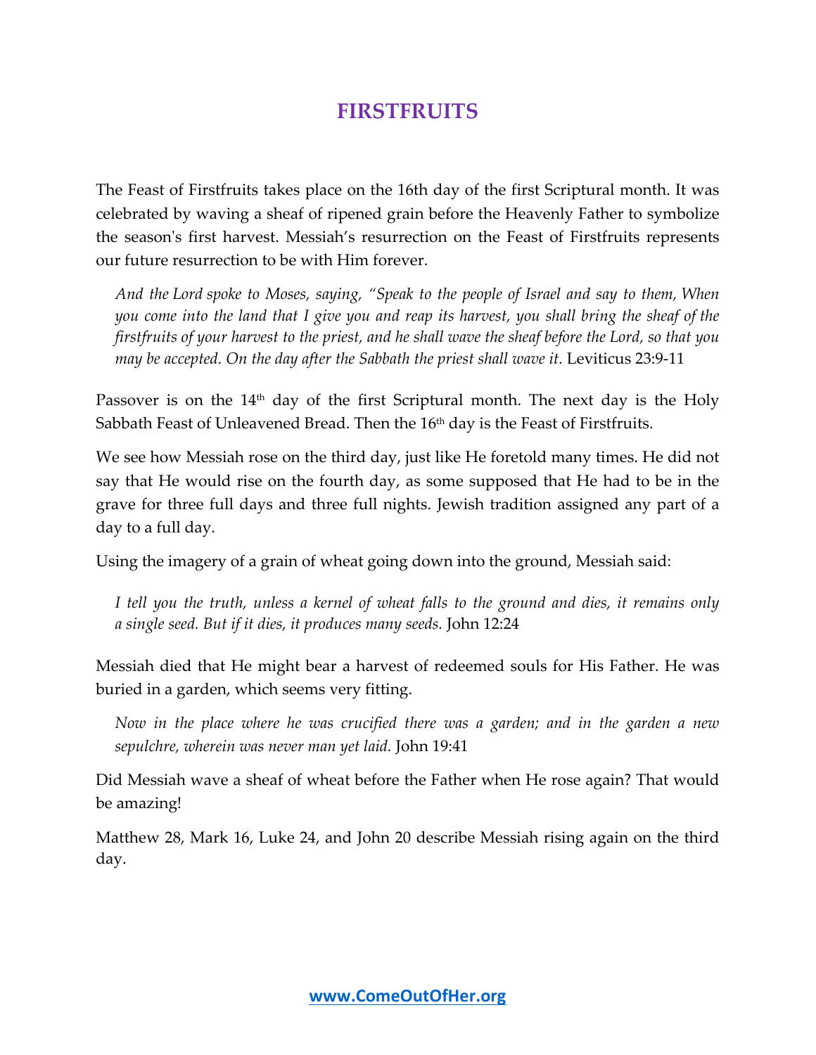# FIRSTFRUITS

The Feast of Firstfruits takes place on the 16th day of the first Scriptural month. It was celebrated by waving a sheaf of ripened grain before the Heavenly Father to symbolize the season's first harvest. Messiah's resurrection on the Feast of Firstfruits represents our future resurrection to be with Him forever.

> *And the Lord spoke to Moses, saying, "Speak to the people of Israel and say to them, When you come into the land that I give you and reap its harvest, you shall bring the sheaf of the firstfruits of your harvest to the priest, and he shall wave the sheaf before the Lord, so that you may be accepted. On the day after the Sabbath the priest shall wave it.* Leviticus 23:9-11

Passover is on the 14th day of the first Scriptural month. The next day is the Holy Sabbath Feast of Unleavened Bread. Then the 16th day is the Feast of Firstfruits.

We see how Messiah rose on the third day, just like He foretold many times. He did not say that He would rise on the fourth day, as some supposed that He had to be in the grave for three full days and three full nights. Jewish tradition assigned any part of a day to a full day.

Using the imagery of a grain of wheat going down into the ground, Messiah said:

> *I tell you the truth, unless a kernel of wheat falls to the ground and dies, it remains only a single seed. But if it dies, it produces many seeds.* John 12:24

Messiah died that He might bear a harvest of redeemed souls for His Father. He was buried in a garden, which seems very fitting.

> *Now in the place where he was crucified there was a garden; and in the garden a new sepulchre, wherein was never man yet laid.* John 19:41

Did Messiah wave a sheaf of wheat before the Father when He rose again? That would be amazing!

Matthew 28, Mark 16, Luke 24, and John 20 describe Messiah rising again on the third day.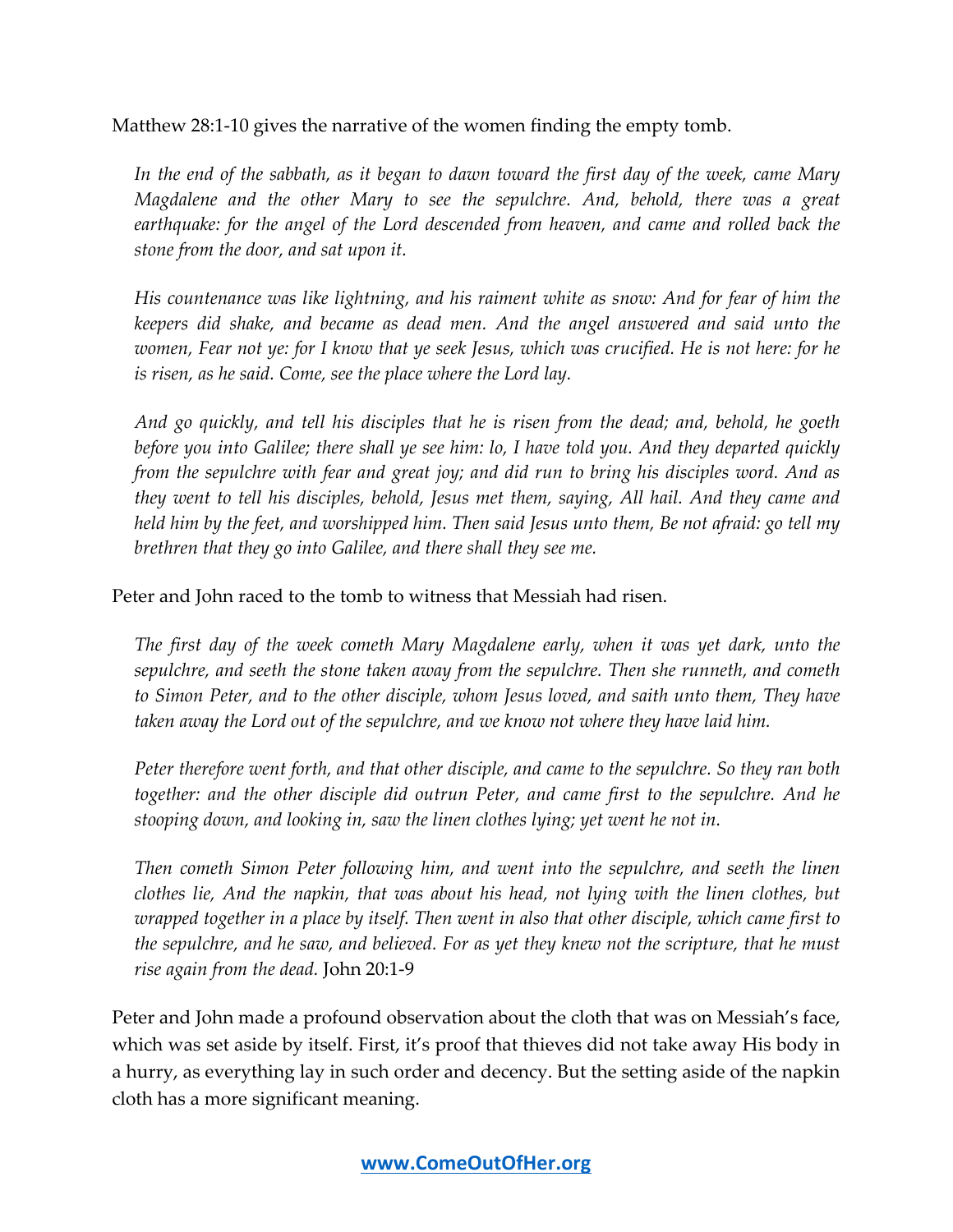Matthew 28:1-10 gives the narrative of the women finding the empty tomb.

> *In the end of the sabbath, as it began to dawn toward the first day of the week, came Mary Magdalene and the other Mary to see the sepulchre. And, behold, there was a great earthquake: for the angel of the Lord descended from heaven, and came and rolled back the stone from the door, and sat upon it.*
>
> *His countenance was like lightning, and his raiment white as snow: And for fear of him the keepers did shake, and became as dead men. And the angel answered and said unto the women, Fear not ye: for I know that ye seek Jesus, which was crucified. He is not here: for he is risen, as he said. Come, see the place where the Lord lay.*
>
> *And go quickly, and tell his disciples that he is risen from the dead; and, behold, he goeth before you into Galilee; there shall ye see him: lo, I have told you. And they departed quickly from the sepulchre with fear and great joy; and did run to bring his disciples word. And as they went to tell his disciples, behold, Jesus met them, saying, All hail. And they came and held him by the feet, and worshipped him. Then said Jesus unto them, Be not afraid: go tell my brethren that they go into Galilee, and there shall they see me.*

Peter and John raced to the tomb to witness that Messiah had risen.

> *The first day of the week cometh Mary Magdalene early, when it was yet dark, unto the sepulchre, and seeth the stone taken away from the sepulchre. Then she runneth, and cometh to Simon Peter, and to the other disciple, whom Jesus loved, and saith unto them, They have taken away the Lord out of the sepulchre, and we know not where they have laid him.*
>
> *Peter therefore went forth, and that other disciple, and came to the sepulchre. So they ran both together: and the other disciple did outrun Peter, and came first to the sepulchre. And he stooping down, and looking in, saw the linen clothes lying; yet went he not in.*
>
> *Then cometh Simon Peter following him, and went into the sepulchre, and seeth the linen clothes lie, And the napkin, that was about his head, not lying with the linen clothes, but wrapped together in a place by itself. Then went in also that other disciple, which came first to the sepulchre, and he saw, and believed. For as yet they knew not the scripture, that he must rise again from the dead.* John 20:1-9

Peter and John made a profound observation about the cloth that was on Messiah's face, which was set aside by itself. First, it's proof that thieves did not take away His body in a hurry, as everything lay in such order and decency. But the setting aside of the napkin cloth has a more significant meaning.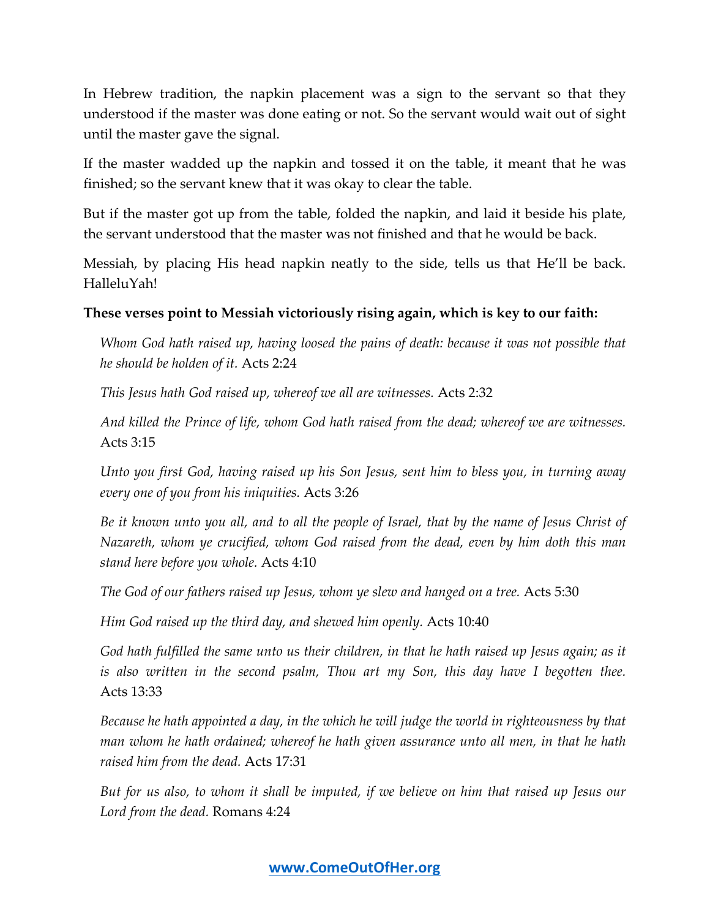In Hebrew tradition, the napkin placement was a sign to the servant so that they understood if the master was done eating or not. So the servant would wait out of sight until the master gave the signal.

If the master wadded up the napkin and tossed it on the table, it meant that he was finished; so the servant knew that it was okay to clear the table.

But if the master got up from the table, folded the napkin, and laid it beside his plate, the servant understood that the master was not finished and that he would be back.

Messiah, by placing His head napkin neatly to the side, tells us that He'll be back. HalleluYah!

**These verses point to Messiah victoriously rising again, which is key to our faith:**

> *Whom God hath raised up, having loosed the pains of death: because it was not possible that he should be holden of it.* Acts 2:24
>
> *This Jesus hath God raised up, whereof we all are witnesses.* Acts 2:32
>
> *And killed the Prince of life, whom God hath raised from the dead; whereof we are witnesses.* Acts 3:15
>
> *Unto you first God, having raised up his Son Jesus, sent him to bless you, in turning away every one of you from his iniquities.* Acts 3:26
>
> *Be it known unto you all, and to all the people of Israel, that by the name of Jesus Christ of Nazareth, whom ye crucified, whom God raised from the dead, even by him doth this man stand here before you whole.* Acts 4:10
>
> *The God of our fathers raised up Jesus, whom ye slew and hanged on a tree.* Acts 5:30
>
> *Him God raised up the third day, and shewed him openly.* Acts 10:40
>
> *God hath fulfilled the same unto us their children, in that he hath raised up Jesus again; as it is also written in the second psalm, Thou art my Son, this day have I begotten thee.* Acts 13:33
>
> *Because he hath appointed a day, in the which he will judge the world in righteousness by that man whom he hath ordained; whereof he hath given assurance unto all men, in that he hath raised him from the dead.* Acts 17:31
>
> *But for us also, to whom it shall be imputed, if we believe on him that raised up Jesus our Lord from the dead.* Romans 4:24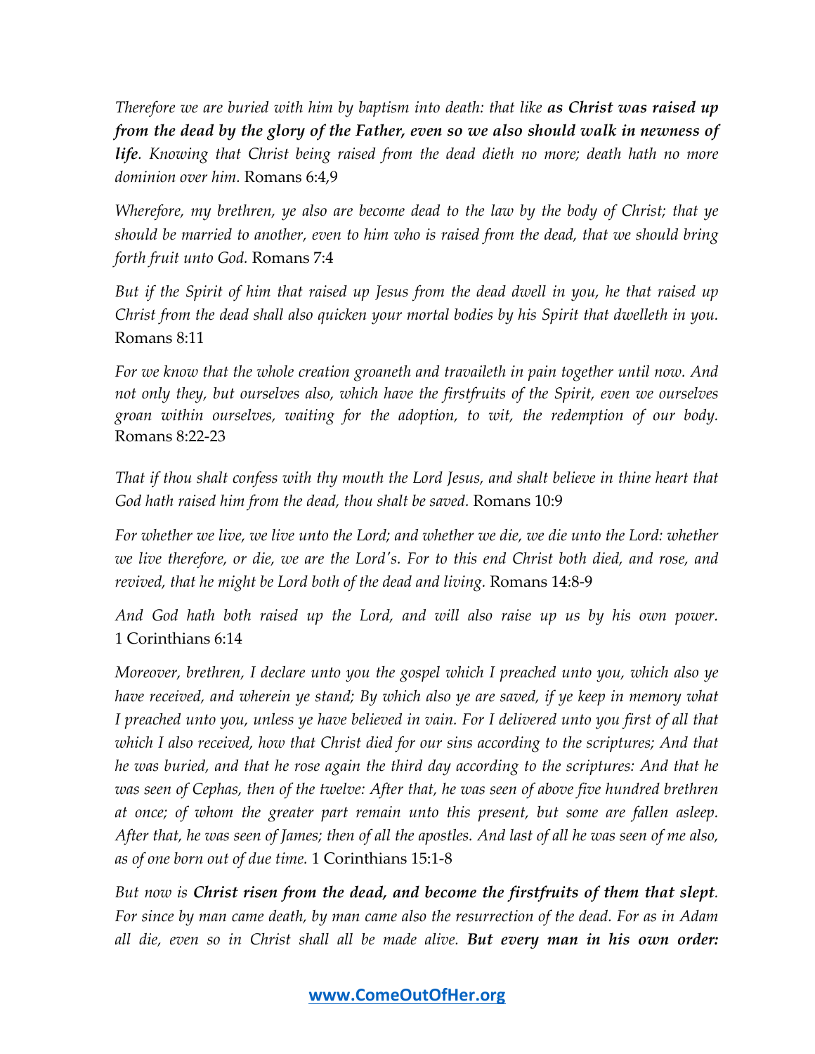*Therefore we are buried with him by baptism into death: that like **as Christ was raised up from the dead by the glory of the Father, even so we also should walk in newness of life**. Knowing that Christ being raised from the dead dieth no more; death hath no more dominion over him.* Romans 6:4,9

*Wherefore, my brethren, ye also are become dead to the law by the body of Christ; that ye should be married to another, even to him who is raised from the dead, that we should bring forth fruit unto God.* Romans 7:4

*But if the Spirit of him that raised up Jesus from the dead dwell in you, he that raised up Christ from the dead shall also quicken your mortal bodies by his Spirit that dwelleth in you.* Romans 8:11

*For we know that the whole creation groaneth and travaileth in pain together until now. And not only they, but ourselves also, which have the firstfruits of the Spirit, even we ourselves groan within ourselves, waiting for the adoption, to wit, the redemption of our body.* Romans 8:22-23

*That if thou shalt confess with thy mouth the Lord Jesus, and shalt believe in thine heart that God hath raised him from the dead, thou shalt be saved.* Romans 10:9

*For whether we live, we live unto the Lord; and whether we die, we die unto the Lord: whether we live therefore, or die, we are the Lord's. For to this end Christ both died, and rose, and revived, that he might be Lord both of the dead and living.* Romans 14:8-9

*And God hath both raised up the Lord, and will also raise up us by his own power.* 1 Corinthians 6:14

*Moreover, brethren, I declare unto you the gospel which I preached unto you, which also ye have received, and wherein ye stand; By which also ye are saved, if ye keep in memory what I preached unto you, unless ye have believed in vain. For I delivered unto you first of all that which I also received, how that Christ died for our sins according to the scriptures; And that he was buried, and that he rose again the third day according to the scriptures: And that he was seen of Cephas, then of the twelve: After that, he was seen of above five hundred brethren at once; of whom the greater part remain unto this present, but some are fallen asleep. After that, he was seen of James; then of all the apostles. And last of all he was seen of me also, as of one born out of due time.* 1 Corinthians 15:1-8

*But now is **Christ risen from the dead, and become the firstfruits of them that slept**. For since by man came death, by man came also the resurrection of the dead. For as in Adam all die, even so in Christ shall all be made alive. **But every man in his own order:***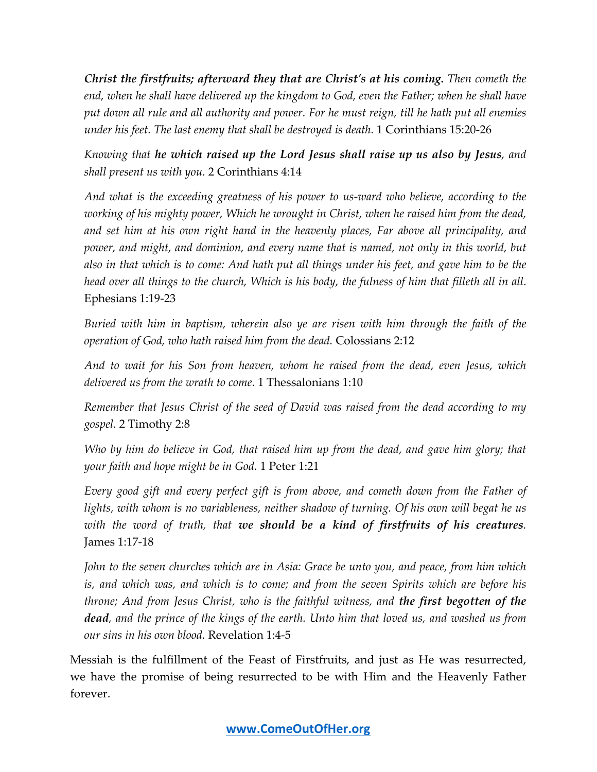***Christ the firstfruits; afterward they that are Christ's at his coming.*** *Then cometh the end, when he shall have delivered up the kingdom to God, even the Father; when he shall have put down all rule and all authority and power. For he must reign, till he hath put all enemies under his feet. The last enemy that shall be destroyed is death.* 1 Corinthians 15:20-26

*Knowing that* ***he which raised up the Lord Jesus shall raise up us also by Jesus****, and shall present us with you.* 2 Corinthians 4:14

*And what is the exceeding greatness of his power to us-ward who believe, according to the working of his mighty power, Which he wrought in Christ, when he raised him from the dead, and set him at his own right hand in the heavenly places, Far above all principality, and power, and might, and dominion, and every name that is named, not only in this world, but also in that which is to come: And hath put all things under his feet, and gave him to be the head over all things to the church, Which is his body, the fulness of him that filleth all in all*. Ephesians 1:19-23

*Buried with him in baptism, wherein also ye are risen with him through the faith of the operation of God, who hath raised him from the dead.* Colossians 2:12

*And to wait for his Son from heaven, whom he raised from the dead, even Jesus, which delivered us from the wrath to come.* 1 Thessalonians 1:10

*Remember that Jesus Christ of the seed of David was raised from the dead according to my gospel.* 2 Timothy 2:8

*Who by him do believe in God, that raised him up from the dead, and gave him glory; that your faith and hope might be in God.* 1 Peter 1:21

*Every good gift and every perfect gift is from above, and cometh down from the Father of lights, with whom is no variableness, neither shadow of turning. Of his own will begat he us with the word of truth, that* ***we should be a kind of firstfruits of his creatures****.* James 1:17-18

*John to the seven churches which are in Asia: Grace be unto you, and peace, from him which is, and which was, and which is to come; and from the seven Spirits which are before his throne; And from Jesus Christ, who is the faithful witness, and* ***the first begotten of the dead****, and the prince of the kings of the earth. Unto him that loved us, and washed us from our sins in his own blood.* Revelation 1:4-5

Messiah is the fulfillment of the Feast of Firstfruits, and just as He was resurrected, we have the promise of being resurrected to be with Him and the Heavenly Father forever.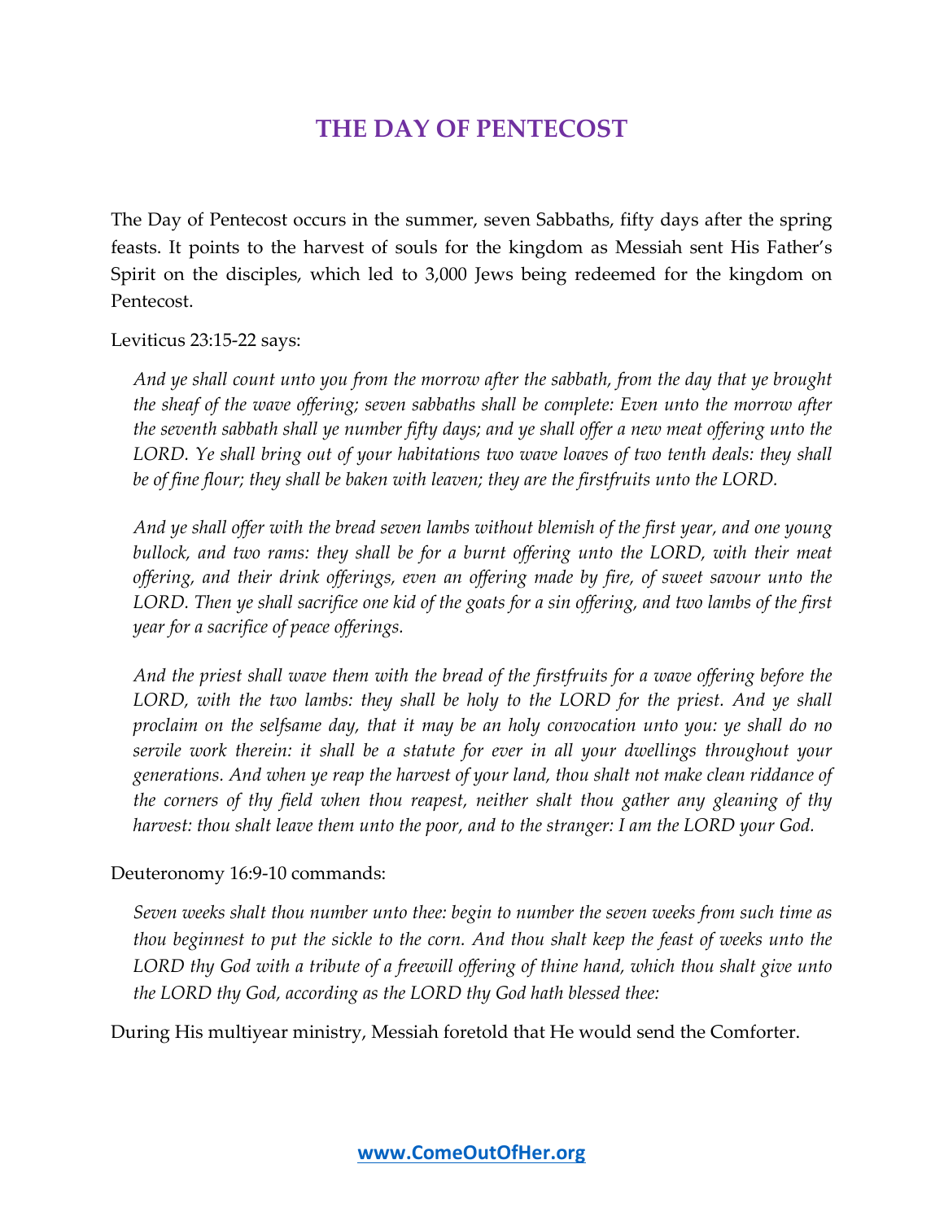# THE DAY OF PENTECOST

The Day of Pentecost occurs in the summer, seven Sabbaths, fifty days after the spring feasts. It points to the harvest of souls for the kingdom as Messiah sent His Father's Spirit on the disciples, which led to 3,000 Jews being redeemed for the kingdom on Pentecost.

Leviticus 23:15-22 says:

> *And ye shall count unto you from the morrow after the sabbath, from the day that ye brought the sheaf of the wave offering; seven sabbaths shall be complete: Even unto the morrow after the seventh sabbath shall ye number fifty days; and ye shall offer a new meat offering unto the LORD. Ye shall bring out of your habitations two wave loaves of two tenth deals: they shall be of fine flour; they shall be baken with leaven; they are the firstfruits unto the LORD.*
>
> *And ye shall offer with the bread seven lambs without blemish of the first year, and one young bullock, and two rams: they shall be for a burnt offering unto the LORD, with their meat offering, and their drink offerings, even an offering made by fire, of sweet savour unto the LORD. Then ye shall sacrifice one kid of the goats for a sin offering, and two lambs of the first year for a sacrifice of peace offerings.*
>
> *And the priest shall wave them with the bread of the firstfruits for a wave offering before the LORD, with the two lambs: they shall be holy to the LORD for the priest. And ye shall proclaim on the selfsame day, that it may be an holy convocation unto you: ye shall do no servile work therein: it shall be a statute for ever in all your dwellings throughout your generations. And when ye reap the harvest of your land, thou shalt not make clean riddance of the corners of thy field when thou reapest, neither shalt thou gather any gleaning of thy harvest: thou shalt leave them unto the poor, and to the stranger: I am the LORD your God.*

Deuteronomy 16:9-10 commands:

> *Seven weeks shalt thou number unto thee: begin to number the seven weeks from such time as thou beginnest to put the sickle to the corn. And thou shalt keep the feast of weeks unto the LORD thy God with a tribute of a freewill offering of thine hand, which thou shalt give unto the LORD thy God, according as the LORD thy God hath blessed thee:*

During His multiyear ministry, Messiah foretold that He would send the Comforter.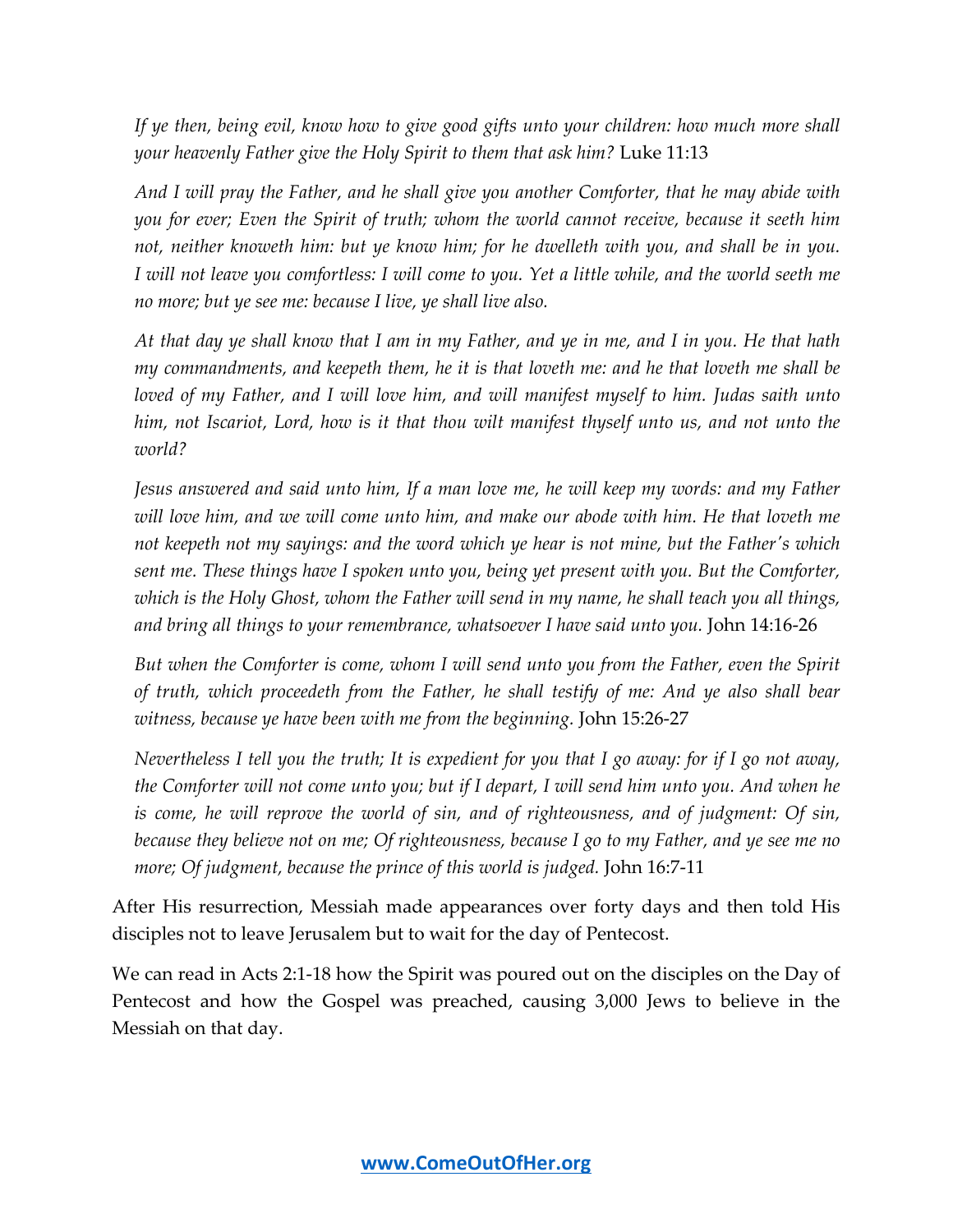*If ye then, being evil, know how to give good gifts unto your children: how much more shall your heavenly Father give the Holy Spirit to them that ask him?* Luke 11:13

*And I will pray the Father, and he shall give you another Comforter, that he may abide with you for ever; Even the Spirit of truth; whom the world cannot receive, because it seeth him not, neither knoweth him: but ye know him; for he dwelleth with you, and shall be in you. I will not leave you comfortless: I will come to you. Yet a little while, and the world seeth me no more; but ye see me: because I live, ye shall live also.*

*At that day ye shall know that I am in my Father, and ye in me, and I in you. He that hath my commandments, and keepeth them, he it is that loveth me: and he that loveth me shall be loved of my Father, and I will love him, and will manifest myself to him. Judas saith unto him, not Iscariot, Lord, how is it that thou wilt manifest thyself unto us, and not unto the world?*

*Jesus answered and said unto him, If a man love me, he will keep my words: and my Father will love him, and we will come unto him, and make our abode with him. He that loveth me not keepeth not my sayings: and the word which ye hear is not mine, but the Father's which sent me. These things have I spoken unto you, being yet present with you. But the Comforter, which is the Holy Ghost, whom the Father will send in my name, he shall teach you all things, and bring all things to your remembrance, whatsoever I have said unto you.* John 14:16-26

*But when the Comforter is come, whom I will send unto you from the Father, even the Spirit of truth, which proceedeth from the Father, he shall testify of me: And ye also shall bear witness, because ye have been with me from the beginning.* John 15:26-27

*Nevertheless I tell you the truth; It is expedient for you that I go away: for if I go not away, the Comforter will not come unto you; but if I depart, I will send him unto you. And when he is come, he will reprove the world of sin, and of righteousness, and of judgment: Of sin, because they believe not on me; Of righteousness, because I go to my Father, and ye see me no more; Of judgment, because the prince of this world is judged.* John 16:7-11

After His resurrection, Messiah made appearances over forty days and then told His disciples not to leave Jerusalem but to wait for the day of Pentecost.

We can read in Acts 2:1-18 how the Spirit was poured out on the disciples on the Day of Pentecost and how the Gospel was preached, causing 3,000 Jews to believe in the Messiah on that day.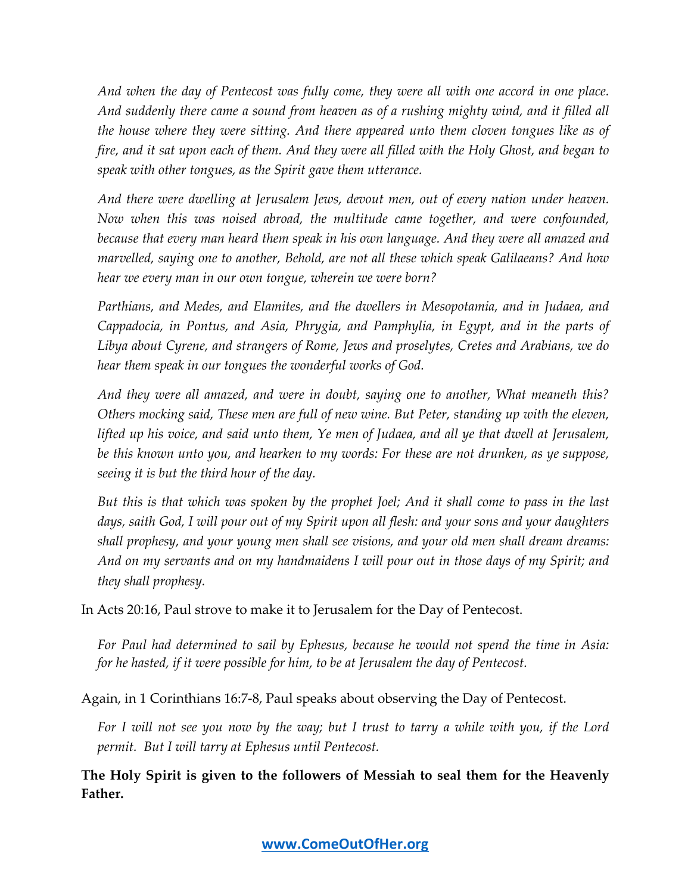*And when the day of Pentecost was fully come, they were all with one accord in one place. And suddenly there came a sound from heaven as of a rushing mighty wind, and it filled all the house where they were sitting. And there appeared unto them cloven tongues like as of fire, and it sat upon each of them. And they were all filled with the Holy Ghost, and began to speak with other tongues, as the Spirit gave them utterance.*

*And there were dwelling at Jerusalem Jews, devout men, out of every nation under heaven. Now when this was noised abroad, the multitude came together, and were confounded, because that every man heard them speak in his own language. And they were all amazed and marvelled, saying one to another, Behold, are not all these which speak Galilaeans? And how hear we every man in our own tongue, wherein we were born?*

*Parthians, and Medes, and Elamites, and the dwellers in Mesopotamia, and in Judaea, and Cappadocia, in Pontus, and Asia, Phrygia, and Pamphylia, in Egypt, and in the parts of Libya about Cyrene, and strangers of Rome, Jews and proselytes, Cretes and Arabians, we do hear them speak in our tongues the wonderful works of God.*

*And they were all amazed, and were in doubt, saying one to another, What meaneth this? Others mocking said, These men are full of new wine. But Peter, standing up with the eleven, lifted up his voice, and said unto them, Ye men of Judaea, and all ye that dwell at Jerusalem, be this known unto you, and hearken to my words: For these are not drunken, as ye suppose, seeing it is but the third hour of the day.*

*But this is that which was spoken by the prophet Joel; And it shall come to pass in the last days, saith God, I will pour out of my Spirit upon all flesh: and your sons and your daughters shall prophesy, and your young men shall see visions, and your old men shall dream dreams: And on my servants and on my handmaidens I will pour out in those days of my Spirit; and they shall prophesy.*

In Acts 20:16, Paul strove to make it to Jerusalem for the Day of Pentecost.

*For Paul had determined to sail by Ephesus, because he would not spend the time in Asia: for he hasted, if it were possible for him, to be at Jerusalem the day of Pentecost.*

Again, in 1 Corinthians 16:7-8, Paul speaks about observing the Day of Pentecost.

*For I will not see you now by the way; but I trust to tarry a while with you, if the Lord permit. But I will tarry at Ephesus until Pentecost.*

**The Holy Spirit is given to the followers of Messiah to seal them for the Heavenly Father.**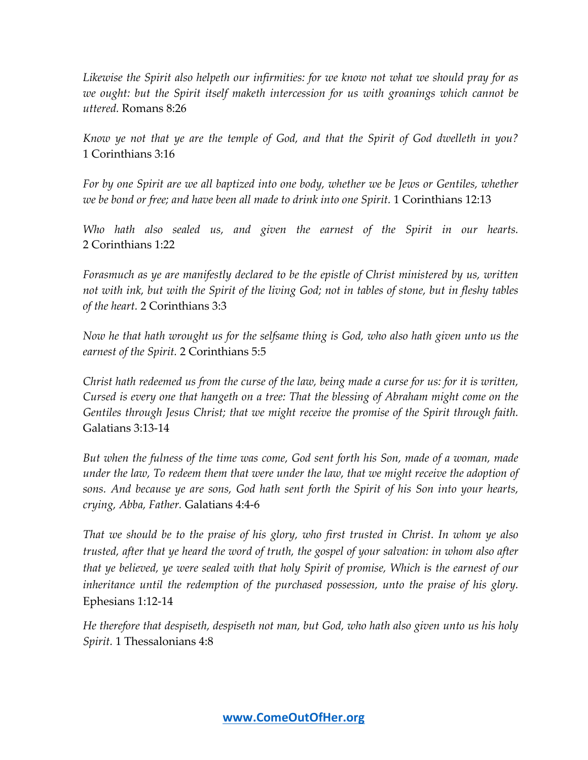*Likewise the Spirit also helpeth our infirmities: for we know not what we should pray for as we ought: but the Spirit itself maketh intercession for us with groanings which cannot be uttered.* Romans 8:26

*Know ye not that ye are the temple of God, and that the Spirit of God dwelleth in you?* 1 Corinthians 3:16

*For by one Spirit are we all baptized into one body, whether we be Jews or Gentiles, whether we be bond or free; and have been all made to drink into one Spirit.* 1 Corinthians 12:13

*Who hath also sealed us, and given the earnest of the Spirit in our hearts.* 2 Corinthians 1:22

*Forasmuch as ye are manifestly declared to be the epistle of Christ ministered by us, written not with ink, but with the Spirit of the living God; not in tables of stone, but in fleshy tables of the heart.* 2 Corinthians 3:3

*Now he that hath wrought us for the selfsame thing is God, who also hath given unto us the earnest of the Spirit.* 2 Corinthians 5:5

*Christ hath redeemed us from the curse of the law, being made a curse for us: for it is written, Cursed is every one that hangeth on a tree: That the blessing of Abraham might come on the Gentiles through Jesus Christ; that we might receive the promise of the Spirit through faith.* Galatians 3:13-14

*But when the fulness of the time was come, God sent forth his Son, made of a woman, made under the law, To redeem them that were under the law, that we might receive the adoption of sons. And because ye are sons, God hath sent forth the Spirit of his Son into your hearts, crying, Abba, Father.* Galatians 4:4-6

*That we should be to the praise of his glory, who first trusted in Christ. In whom ye also trusted, after that ye heard the word of truth, the gospel of your salvation: in whom also after that ye believed, ye were sealed with that holy Spirit of promise, Which is the earnest of our inheritance until the redemption of the purchased possession, unto the praise of his glory.* Ephesians 1:12-14

*He therefore that despiseth, despiseth not man, but God, who hath also given unto us his holy Spirit.* 1 Thessalonians 4:8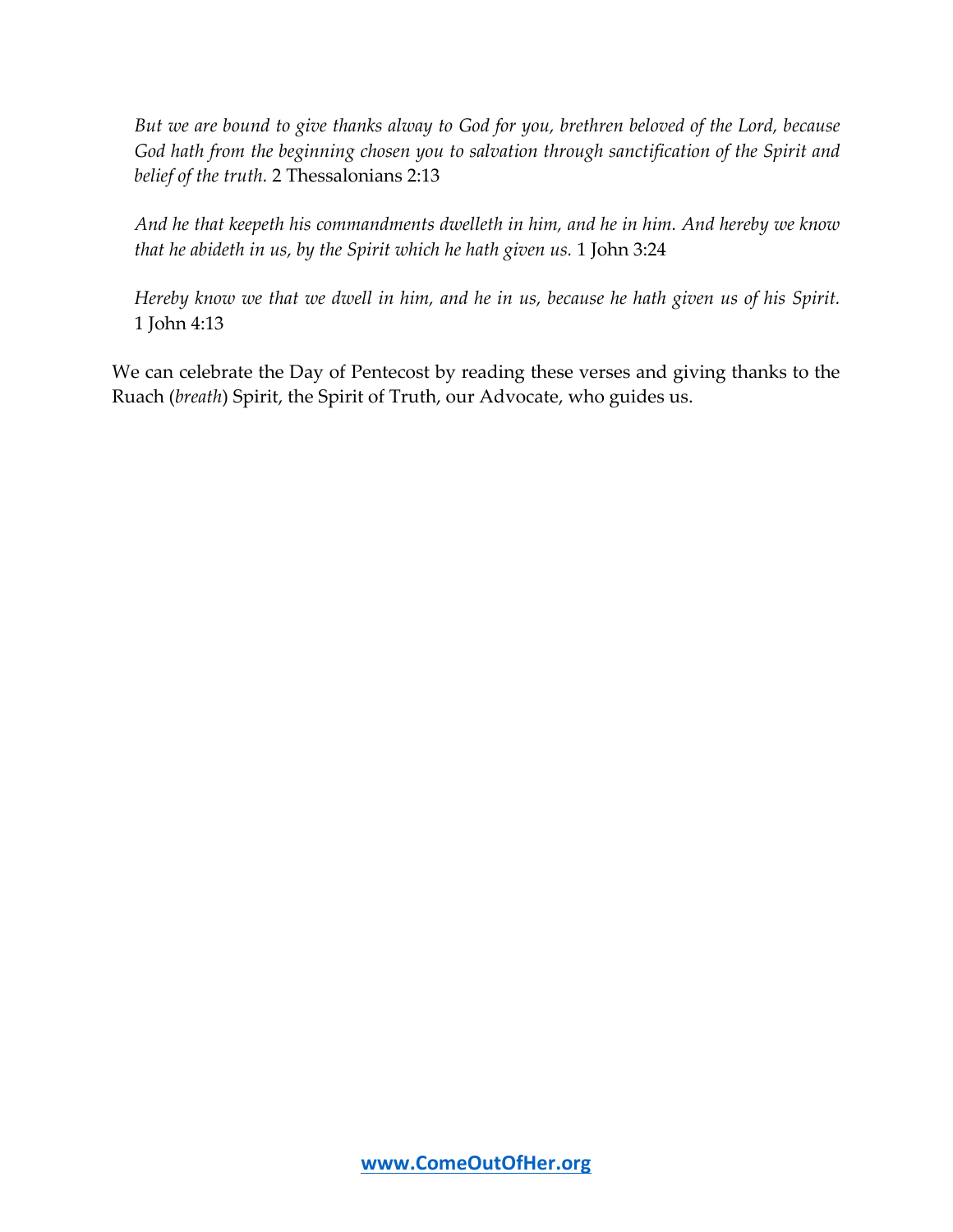> *But we are bound to give thanks alway to God for you, brethren beloved of the Lord, because God hath from the beginning chosen you to salvation through sanctification of the Spirit and belief of the truth.* 2 Thessalonians 2:13

> *And he that keepeth his commandments dwelleth in him, and he in him. And hereby we know that he abideth in us, by the Spirit which he hath given us.* 1 John 3:24

> *Hereby know we that we dwell in him, and he in us, because he hath given us of his Spirit.* 1 John 4:13

We can celebrate the Day of Pentecost by reading these verses and giving thanks to the Ruach (*breath*) Spirit, the Spirit of Truth, our Advocate, who guides us.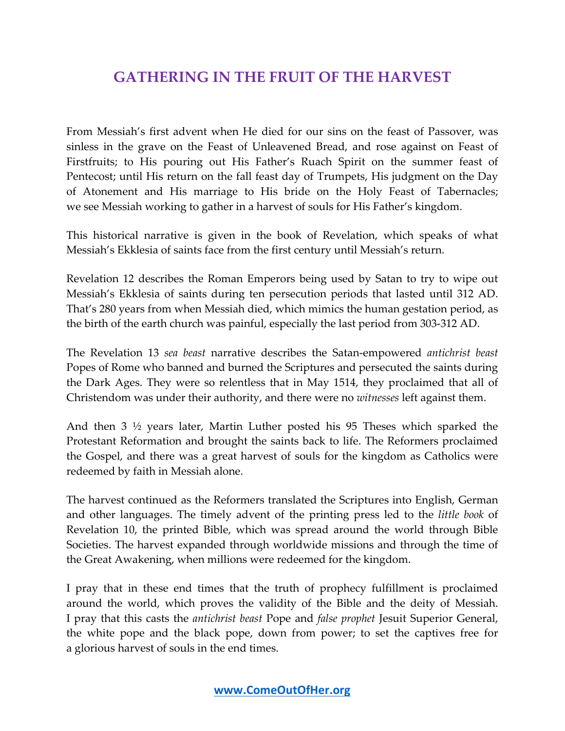# GATHERING IN THE FRUIT OF THE HARVEST

From Messiah's first advent when He died for our sins on the feast of Passover, was sinless in the grave on the Feast of Unleavened Bread, and rose against on Feast of Firstfruits; to His pouring out His Father's Ruach Spirit on the summer feast of Pentecost; until His return on the fall feast day of Trumpets, His judgment on the Day of Atonement and His marriage to His bride on the Holy Feast of Tabernacles; we see Messiah working to gather in a harvest of souls for His Father's kingdom.

This historical narrative is given in the book of Revelation, which speaks of what Messiah's Ekklesia of saints face from the first century until Messiah's return.

Revelation 12 describes the Roman Emperors being used by Satan to try to wipe out Messiah's Ekklesia of saints during ten persecution periods that lasted until 312 AD. That's 280 years from when Messiah died, which mimics the human gestation period, as the birth of the earth church was painful, especially the last period from 303-312 AD.

The Revelation 13 *sea beast* narrative describes the Satan-empowered *antichrist beast* Popes of Rome who banned and burned the Scriptures and persecuted the saints during the Dark Ages. They were so relentless that in May 1514, they proclaimed that all of Christendom was under their authority, and there were no *witnesses* left against them.

And then 3 ½ years later, Martin Luther posted his 95 Theses which sparked the Protestant Reformation and brought the saints back to life. The Reformers proclaimed the Gospel, and there was a great harvest of souls for the kingdom as Catholics were redeemed by faith in Messiah alone.

The harvest continued as the Reformers translated the Scriptures into English, German and other languages. The timely advent of the printing press led to the *little book* of Revelation 10, the printed Bible, which was spread around the world through Bible Societies. The harvest expanded through worldwide missions and through the time of the Great Awakening, when millions were redeemed for the kingdom.

I pray that in these end times that the truth of prophecy fulfillment is proclaimed around the world, which proves the validity of the Bible and the deity of Messiah. I pray that this casts the *antichrist beast* Pope and *false prophet* Jesuit Superior General, the white pope and the black pope, down from power; to set the captives free for a glorious harvest of souls in the end times.

**www.ComeOutOfHer.org**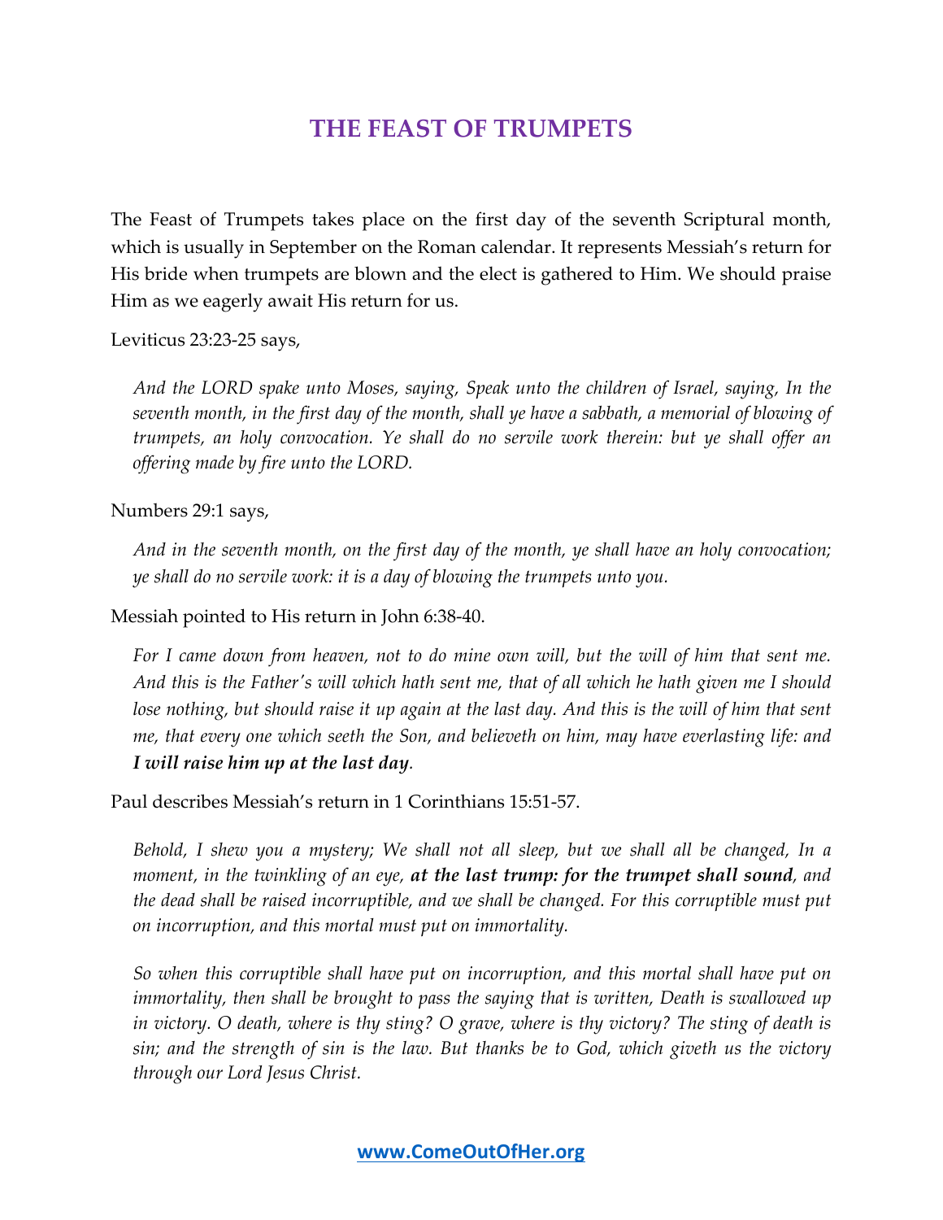# THE FEAST OF TRUMPETS

The Feast of Trumpets takes place on the first day of the seventh Scriptural month, which is usually in September on the Roman calendar. It represents Messiah's return for His bride when trumpets are blown and the elect is gathered to Him. We should praise Him as we eagerly await His return for us.

Leviticus 23:23-25 says,

> *And the LORD spake unto Moses, saying, Speak unto the children of Israel, saying, In the seventh month, in the first day of the month, shall ye have a sabbath, a memorial of blowing of trumpets, an holy convocation. Ye shall do no servile work therein: but ye shall offer an offering made by fire unto the LORD.*

Numbers 29:1 says,

> *And in the seventh month, on the first day of the month, ye shall have an holy convocation; ye shall do no servile work: it is a day of blowing the trumpets unto you.*

Messiah pointed to His return in John 6:38-40.

> *For I came down from heaven, not to do mine own will, but the will of him that sent me. And this is the Father's will which hath sent me, that of all which he hath given me I should lose nothing, but should raise it up again at the last day. And this is the will of him that sent me, that every one which seeth the Son, and believeth on him, may have everlasting life: and* ***I will raise him up at the last day****.*

Paul describes Messiah's return in 1 Corinthians 15:51-57.

> *Behold, I shew you a mystery; We shall not all sleep, but we shall all be changed, In a moment, in the twinkling of an eye,* ***at the last trump: for the trumpet shall sound****, and the dead shall be raised incorruptible, and we shall be changed. For this corruptible must put on incorruption, and this mortal must put on immortality.*
>
> *So when this corruptible shall have put on incorruption, and this mortal shall have put on immortality, then shall be brought to pass the saying that is written, Death is swallowed up in victory. O death, where is thy sting? O grave, where is thy victory? The sting of death is sin; and the strength of sin is the law. But thanks be to God, which giveth us the victory through our Lord Jesus Christ.*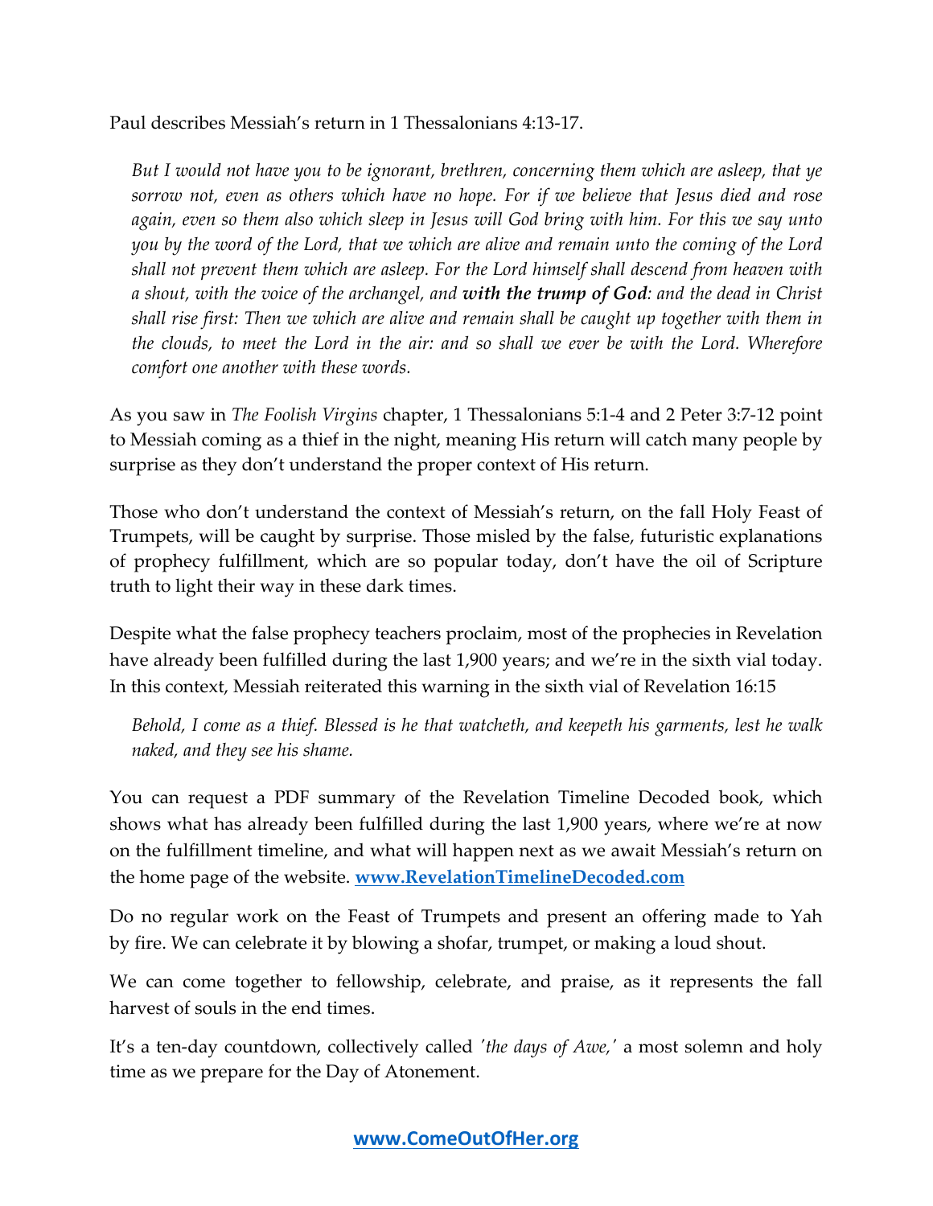Paul describes Messiah's return in 1 Thessalonians 4:13-17.

> *But I would not have you to be ignorant, brethren, concerning them which are asleep, that ye sorrow not, even as others which have no hope. For if we believe that Jesus died and rose again, even so them also which sleep in Jesus will God bring with him. For this we say unto you by the word of the Lord, that we which are alive and remain unto the coming of the Lord shall not prevent them which are asleep. For the Lord himself shall descend from heaven with a shout, with the voice of the archangel, and* ***with the trump of God****: and the dead in Christ shall rise first: Then we which are alive and remain shall be caught up together with them in the clouds, to meet the Lord in the air: and so shall we ever be with the Lord. Wherefore comfort one another with these words.*

As you saw in *The Foolish Virgins* chapter, 1 Thessalonians 5:1-4 and 2 Peter 3:7-12 point to Messiah coming as a thief in the night, meaning His return will catch many people by surprise as they don't understand the proper context of His return.

Those who don't understand the context of Messiah's return, on the fall Holy Feast of Trumpets, will be caught by surprise. Those misled by the false, futuristic explanations of prophecy fulfillment, which are so popular today, don't have the oil of Scripture truth to light their way in these dark times.

Despite what the false prophecy teachers proclaim, most of the prophecies in Revelation have already been fulfilled during the last 1,900 years; and we're in the sixth vial today. In this context, Messiah reiterated this warning in the sixth vial of Revelation 16:15

> *Behold, I come as a thief. Blessed is he that watcheth, and keepeth his garments, lest he walk naked, and they see his shame.*

You can request a PDF summary of the Revelation Timeline Decoded book, which shows what has already been fulfilled during the last 1,900 years, where we're at now on the fulfillment timeline, and what will happen next as we await Messiah's return on the home page of the website. **www.RevelationTimelineDecoded.com**

Do no regular work on the Feast of Trumpets and present an offering made to Yah by fire. We can celebrate it by blowing a shofar, trumpet, or making a loud shout.

We can come together to fellowship, celebrate, and praise, as it represents the fall harvest of souls in the end times.

It's a ten-day countdown, collectively called *'the days of Awe,'* a most solemn and holy time as we prepare for the Day of Atonement.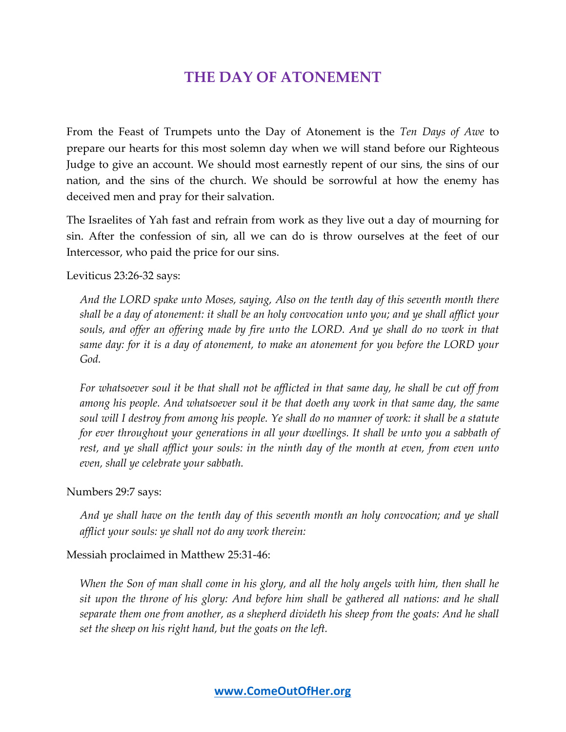# THE DAY OF ATONEMENT

From the Feast of Trumpets unto the Day of Atonement is the *Ten Days of Awe* to prepare our hearts for this most solemn day when we will stand before our Righteous Judge to give an account. We should most earnestly repent of our sins, the sins of our nation, and the sins of the church. We should be sorrowful at how the enemy has deceived men and pray for their salvation.

The Israelites of Yah fast and refrain from work as they live out a day of mourning for sin. After the confession of sin, all we can do is throw ourselves at the feet of our Intercessor, who paid the price for our sins.

Leviticus 23:26-32 says:

> *And the LORD spake unto Moses, saying, Also on the tenth day of this seventh month there shall be a day of atonement: it shall be an holy convocation unto you; and ye shall afflict your souls, and offer an offering made by fire unto the LORD. And ye shall do no work in that same day: for it is a day of atonement, to make an atonement for you before the LORD your God.*
>
> *For whatsoever soul it be that shall not be afflicted in that same day, he shall be cut off from among his people. And whatsoever soul it be that doeth any work in that same day, the same soul will I destroy from among his people. Ye shall do no manner of work: it shall be a statute for ever throughout your generations in all your dwellings. It shall be unto you a sabbath of rest, and ye shall afflict your souls: in the ninth day of the month at even, from even unto even, shall ye celebrate your sabbath.*

Numbers 29:7 says:

> *And ye shall have on the tenth day of this seventh month an holy convocation; and ye shall afflict your souls: ye shall not do any work therein:*

Messiah proclaimed in Matthew 25:31-46:

> *When the Son of man shall come in his glory, and all the holy angels with him, then shall he sit upon the throne of his glory: And before him shall be gathered all nations: and he shall separate them one from another, as a shepherd divideth his sheep from the goats: And he shall set the sheep on his right hand, but the goats on the left.*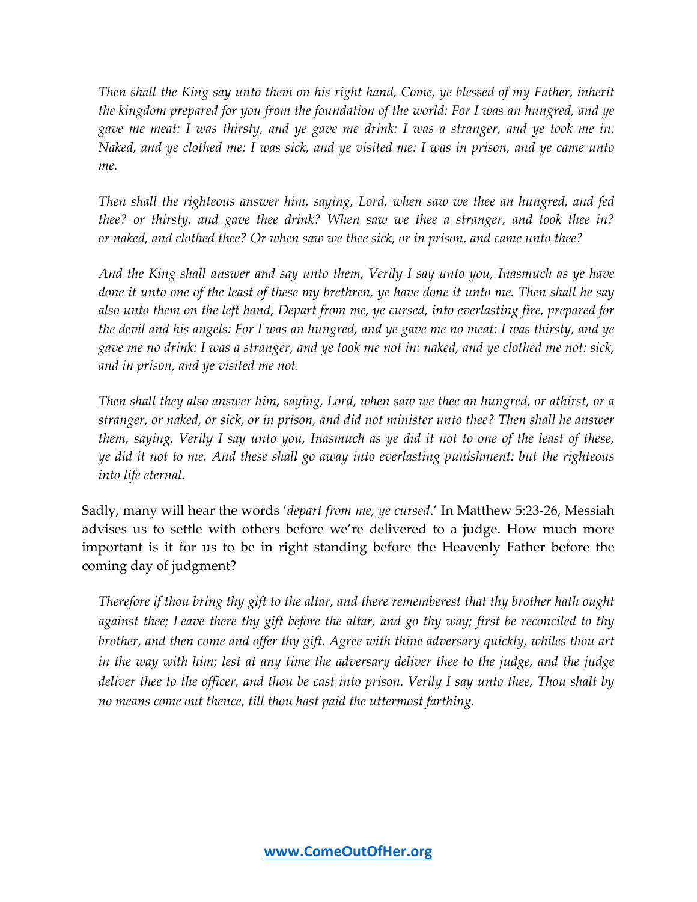> *Then shall the King say unto them on his right hand, Come, ye blessed of my Father, inherit the kingdom prepared for you from the foundation of the world: For I was an hungred, and ye gave me meat: I was thirsty, and ye gave me drink: I was a stranger, and ye took me in: Naked, and ye clothed me: I was sick, and ye visited me: I was in prison, and ye came unto me.*
>
> *Then shall the righteous answer him, saying, Lord, when saw we thee an hungred, and fed thee? or thirsty, and gave thee drink? When saw we thee a stranger, and took thee in? or naked, and clothed thee? Or when saw we thee sick, or in prison, and came unto thee?*
>
> *And the King shall answer and say unto them, Verily I say unto you, Inasmuch as ye have done it unto one of the least of these my brethren, ye have done it unto me. Then shall he say also unto them on the left hand, Depart from me, ye cursed, into everlasting fire, prepared for the devil and his angels: For I was an hungred, and ye gave me no meat: I was thirsty, and ye gave me no drink: I was a stranger, and ye took me not in: naked, and ye clothed me not: sick, and in prison, and ye visited me not.*
>
> *Then shall they also answer him, saying, Lord, when saw we thee an hungred, or athirst, or a stranger, or naked, or sick, or in prison, and did not minister unto thee? Then shall he answer them, saying, Verily I say unto you, Inasmuch as ye did it not to one of the least of these, ye did it not to me. And these shall go away into everlasting punishment: but the righteous into life eternal.*

Sadly, many will hear the words '*depart from me, ye cursed*.' In Matthew 5:23-26, Messiah advises us to settle with others before we're delivered to a judge. How much more important is it for us to be in right standing before the Heavenly Father before the coming day of judgment?

> *Therefore if thou bring thy gift to the altar, and there rememberest that thy brother hath ought against thee; Leave there thy gift before the altar, and go thy way; first be reconciled to thy brother, and then come and offer thy gift. Agree with thine adversary quickly, whiles thou art in the way with him; lest at any time the adversary deliver thee to the judge, and the judge deliver thee to the officer, and thou be cast into prison. Verily I say unto thee, Thou shalt by no means come out thence, till thou hast paid the uttermost farthing.*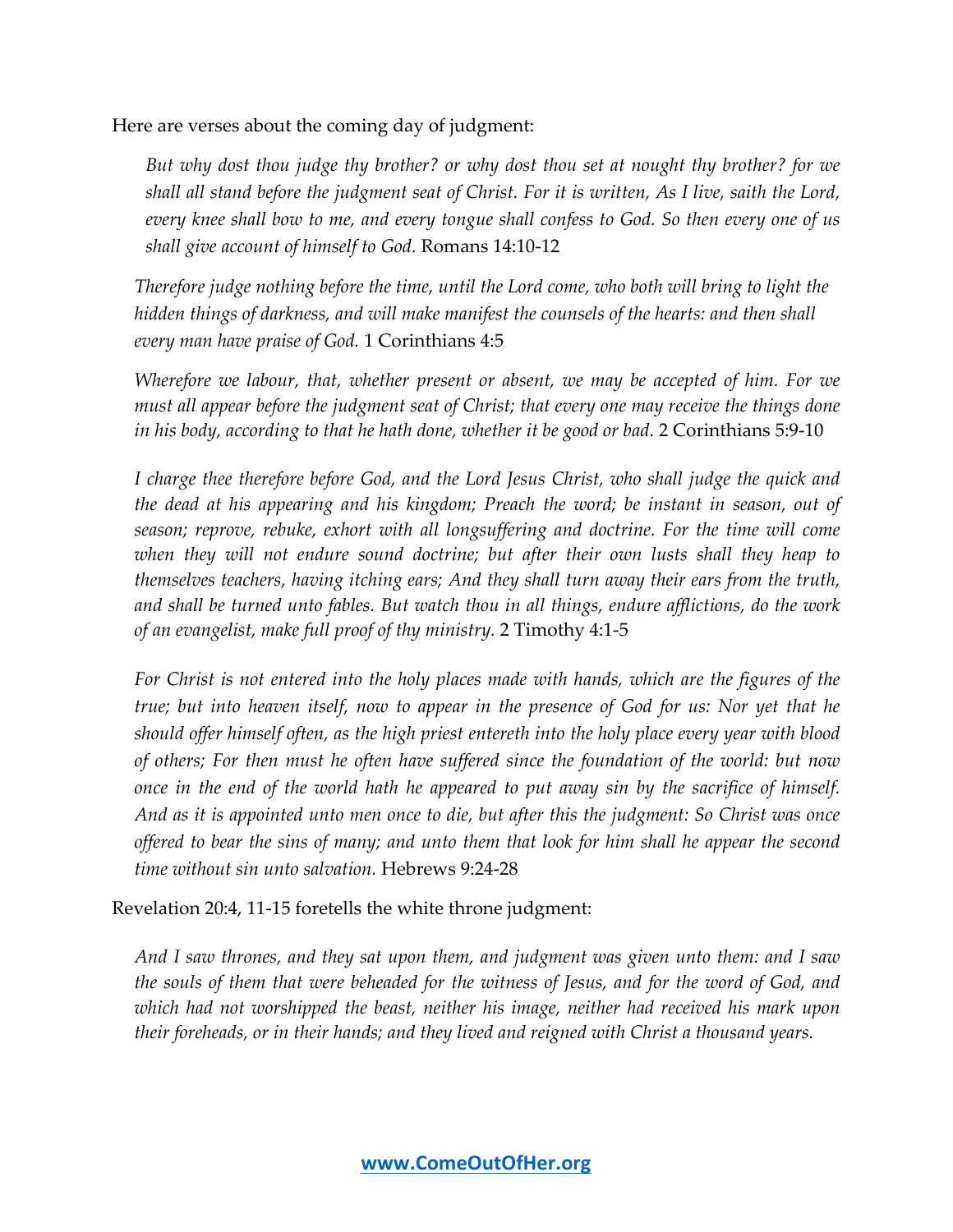Here are verses about the coming day of judgment:

> *But why dost thou judge thy brother? or why dost thou set at nought thy brother? for we shall all stand before the judgment seat of Christ. For it is written, As I live, saith the Lord, every knee shall bow to me, and every tongue shall confess to God. So then every one of us shall give account of himself to God.* Romans 14:10-12

> *Therefore judge nothing before the time, until the Lord come, who both will bring to light the hidden things of darkness, and will make manifest the counsels of the hearts: and then shall every man have praise of God.* 1 Corinthians 4:5

> *Wherefore we labour, that, whether present or absent, we may be accepted of him. For we must all appear before the judgment seat of Christ; that every one may receive the things done in his body, according to that he hath done, whether it be good or bad.* 2 Corinthians 5:9-10

> *I charge thee therefore before God, and the Lord Jesus Christ, who shall judge the quick and the dead at his appearing and his kingdom; Preach the word; be instant in season, out of season; reprove, rebuke, exhort with all longsuffering and doctrine. For the time will come when they will not endure sound doctrine; but after their own lusts shall they heap to themselves teachers, having itching ears; And they shall turn away their ears from the truth, and shall be turned unto fables. But watch thou in all things, endure afflictions, do the work of an evangelist, make full proof of thy ministry.* 2 Timothy 4:1-5

> *For Christ is not entered into the holy places made with hands, which are the figures of the true; but into heaven itself, now to appear in the presence of God for us: Nor yet that he should offer himself often, as the high priest entereth into the holy place every year with blood of others; For then must he often have suffered since the foundation of the world: but now once in the end of the world hath he appeared to put away sin by the sacrifice of himself. And as it is appointed unto men once to die, but after this the judgment: So Christ was once offered to bear the sins of many; and unto them that look for him shall he appear the second time without sin unto salvation.* Hebrews 9:24-28

Revelation 20:4, 11-15 foretells the white throne judgment:

> *And I saw thrones, and they sat upon them, and judgment was given unto them: and I saw the souls of them that were beheaded for the witness of Jesus, and for the word of God, and which had not worshipped the beast, neither his image, neither had received his mark upon their foreheads, or in their hands; and they lived and reigned with Christ a thousand years.*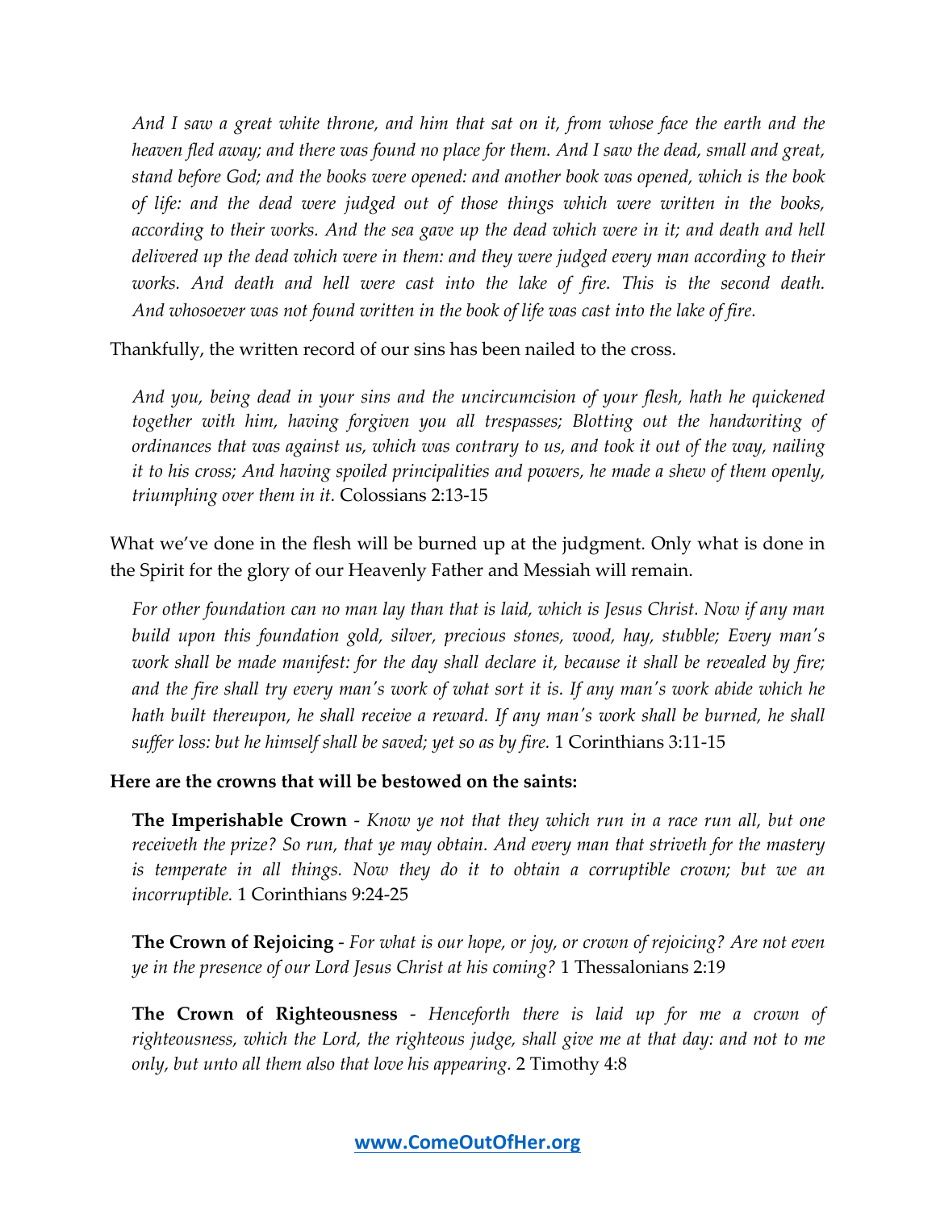*And I saw a great white throne, and him that sat on it, from whose face the earth and the heaven fled away; and there was found no place for them. And I saw the dead, small and great, stand before God; and the books were opened: and another book was opened, which is the book of life: and the dead were judged out of those things which were written in the books, according to their works. And the sea gave up the dead which were in it; and death and hell delivered up the dead which were in them: and they were judged every man according to their works. And death and hell were cast into the lake of fire. This is the second death. And whosoever was not found written in the book of life was cast into the lake of fire.*

Thankfully, the written record of our sins has been nailed to the cross.

*And you, being dead in your sins and the uncircumcision of your flesh, hath he quickened together with him, having forgiven you all trespasses; Blotting out the handwriting of ordinances that was against us, which was contrary to us, and took it out of the way, nailing it to his cross; And having spoiled principalities and powers, he made a shew of them openly, triumphing over them in it.* Colossians 2:13-15

What we've done in the flesh will be burned up at the judgment. Only what is done in the Spirit for the glory of our Heavenly Father and Messiah will remain.

*For other foundation can no man lay than that is laid, which is Jesus Christ. Now if any man build upon this foundation gold, silver, precious stones, wood, hay, stubble; Every man's work shall be made manifest: for the day shall declare it, because it shall be revealed by fire; and the fire shall try every man's work of what sort it is. If any man's work abide which he hath built thereupon, he shall receive a reward. If any man's work shall be burned, he shall suffer loss: but he himself shall be saved; yet so as by fire.* 1 Corinthians 3:11-15

**Here are the crowns that will be bestowed on the saints:**

**The Imperishable Crown** - *Know ye not that they which run in a race run all, but one receiveth the prize? So run, that ye may obtain. And every man that striveth for the mastery is temperate in all things. Now they do it to obtain a corruptible crown; but we an incorruptible.* 1 Corinthians 9:24-25

**The Crown of Rejoicing** - *For what is our hope, or joy, or crown of rejoicing? Are not even ye in the presence of our Lord Jesus Christ at his coming?* 1 Thessalonians 2:19

**The Crown of Righteousness** - *Henceforth there is laid up for me a crown of righteousness, which the Lord, the righteous judge, shall give me at that day: and not to me only, but unto all them also that love his appearing.* 2 Timothy 4:8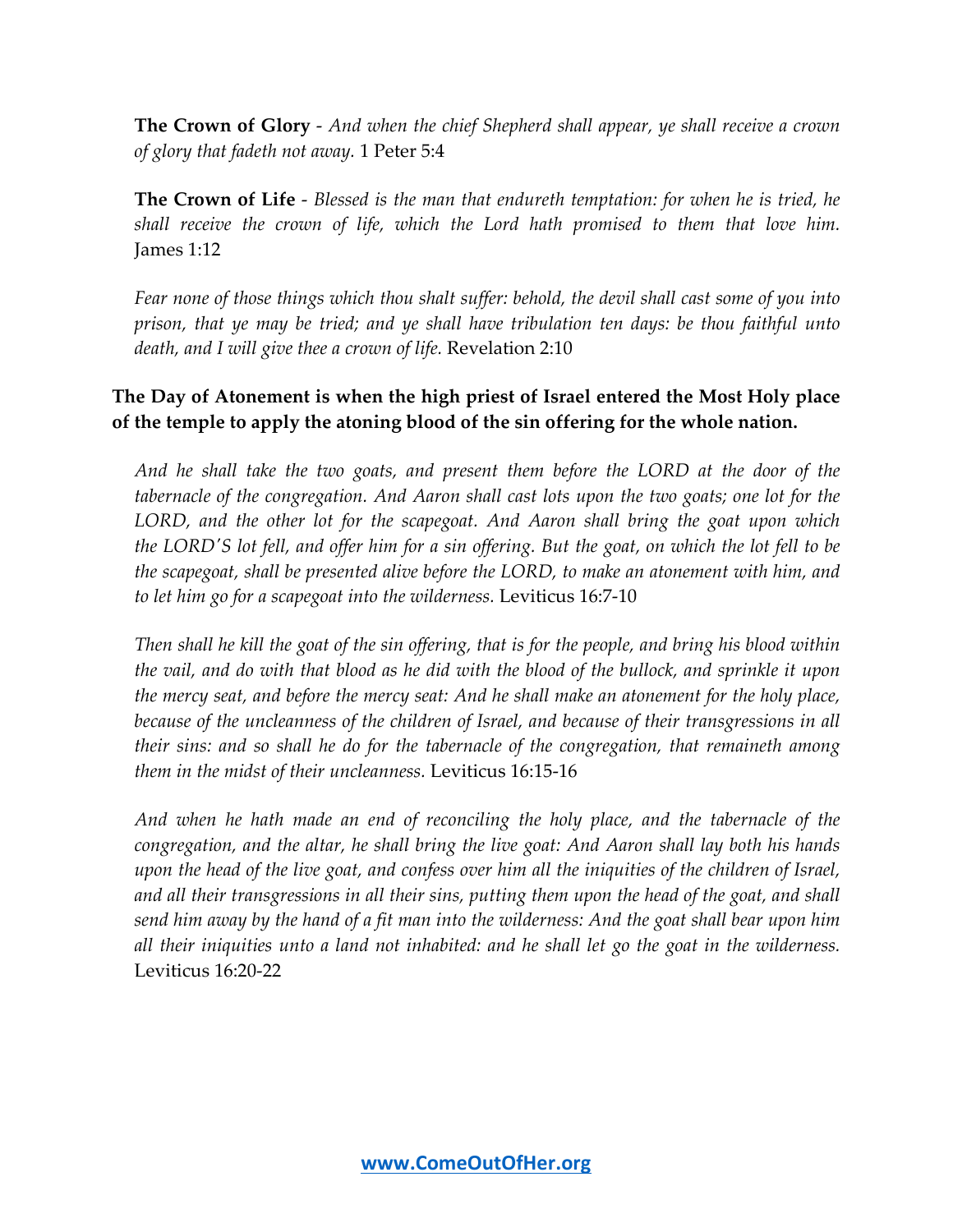**The Crown of Glory** - *And when the chief Shepherd shall appear, ye shall receive a crown of glory that fadeth not away.* 1 Peter 5:4

**The Crown of Life** - *Blessed is the man that endureth temptation: for when he is tried, he shall receive the crown of life, which the Lord hath promised to them that love him.* James 1:12

*Fear none of those things which thou shalt suffer: behold, the devil shall cast some of you into prison, that ye may be tried; and ye shall have tribulation ten days: be thou faithful unto death, and I will give thee a crown of life.* Revelation 2:10

**The Day of Atonement is when the high priest of Israel entered the Most Holy place of the temple to apply the atoning blood of the sin offering for the whole nation.**

*And he shall take the two goats, and present them before the LORD at the door of the tabernacle of the congregation. And Aaron shall cast lots upon the two goats; one lot for the LORD, and the other lot for the scapegoat. And Aaron shall bring the goat upon which the LORD'S lot fell, and offer him for a sin offering. But the goat, on which the lot fell to be the scapegoat, shall be presented alive before the LORD, to make an atonement with him, and to let him go for a scapegoat into the wilderness.* Leviticus 16:7-10

*Then shall he kill the goat of the sin offering, that is for the people, and bring his blood within the vail, and do with that blood as he did with the blood of the bullock, and sprinkle it upon the mercy seat, and before the mercy seat: And he shall make an atonement for the holy place, because of the uncleanness of the children of Israel, and because of their transgressions in all their sins: and so shall he do for the tabernacle of the congregation, that remaineth among them in the midst of their uncleanness.* Leviticus 16:15-16

*And when he hath made an end of reconciling the holy place, and the tabernacle of the congregation, and the altar, he shall bring the live goat: And Aaron shall lay both his hands upon the head of the live goat, and confess over him all the iniquities of the children of Israel, and all their transgressions in all their sins, putting them upon the head of the goat, and shall send him away by the hand of a fit man into the wilderness: And the goat shall bear upon him all their iniquities unto a land not inhabited: and he shall let go the goat in the wilderness.* Leviticus 16:20-22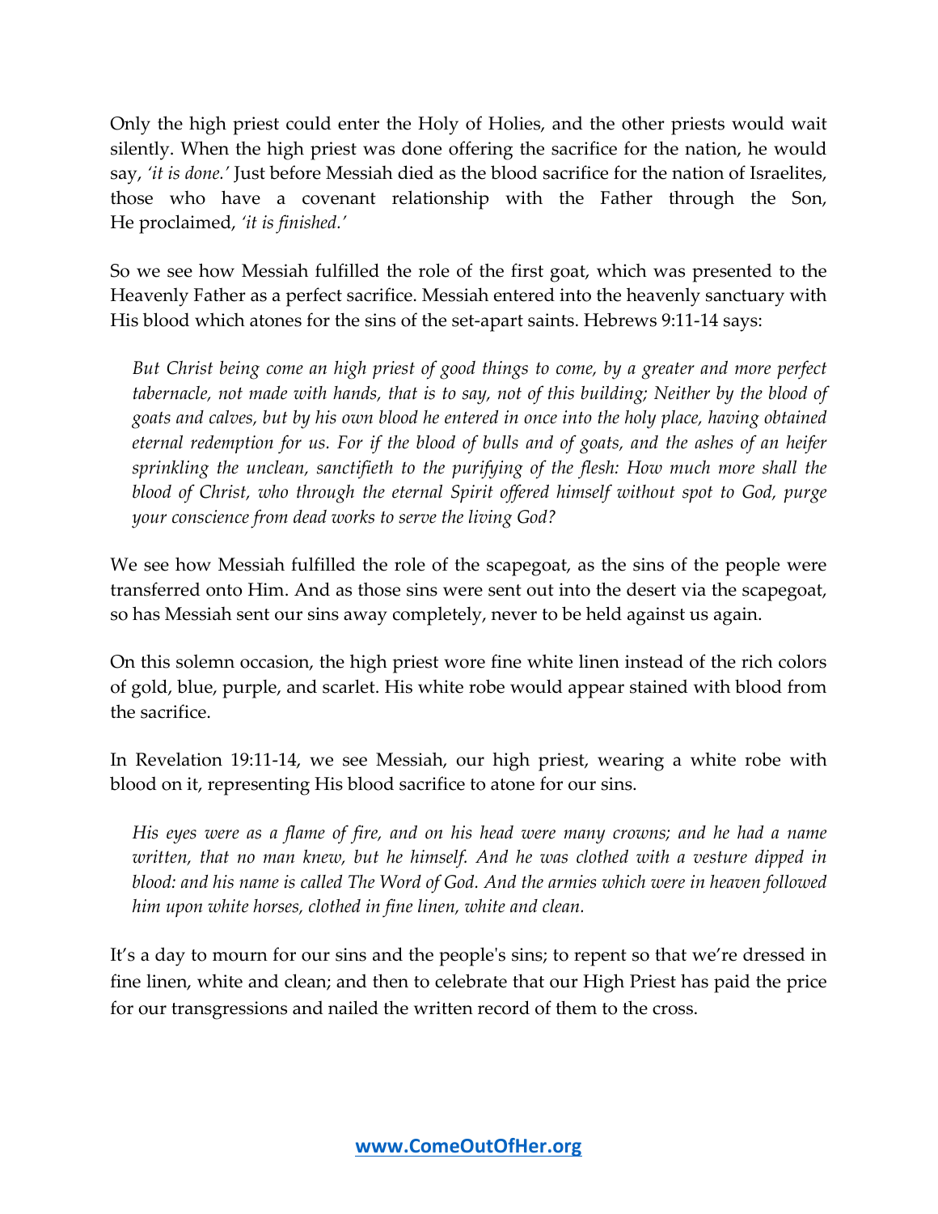Only the high priest could enter the Holy of Holies, and the other priests would wait silently. When the high priest was done offering the sacrifice for the nation, he would say, *'it is done.'* Just before Messiah died as the blood sacrifice for the nation of Israelites, those who have a covenant relationship with the Father through the Son, He proclaimed, *'it is finished.'*

So we see how Messiah fulfilled the role of the first goat, which was presented to the Heavenly Father as a perfect sacrifice. Messiah entered into the heavenly sanctuary with His blood which atones for the sins of the set-apart saints. Hebrews 9:11-14 says:

> *But Christ being come an high priest of good things to come, by a greater and more perfect tabernacle, not made with hands, that is to say, not of this building; Neither by the blood of goats and calves, but by his own blood he entered in once into the holy place, having obtained eternal redemption for us. For if the blood of bulls and of goats, and the ashes of an heifer sprinkling the unclean, sanctifieth to the purifying of the flesh: How much more shall the blood of Christ, who through the eternal Spirit offered himself without spot to God, purge your conscience from dead works to serve the living God?*

We see how Messiah fulfilled the role of the scapegoat, as the sins of the people were transferred onto Him. And as those sins were sent out into the desert via the scapegoat, so has Messiah sent our sins away completely, never to be held against us again.

On this solemn occasion, the high priest wore fine white linen instead of the rich colors of gold, blue, purple, and scarlet. His white robe would appear stained with blood from the sacrifice.

In Revelation 19:11-14, we see Messiah, our high priest, wearing a white robe with blood on it, representing His blood sacrifice to atone for our sins.

> *His eyes were as a flame of fire, and on his head were many crowns; and he had a name written, that no man knew, but he himself. And he was clothed with a vesture dipped in blood: and his name is called The Word of God. And the armies which were in heaven followed him upon white horses, clothed in fine linen, white and clean.*

It's a day to mourn for our sins and the people's sins; to repent so that we're dressed in fine linen, white and clean; and then to celebrate that our High Priest has paid the price for our transgressions and nailed the written record of them to the cross.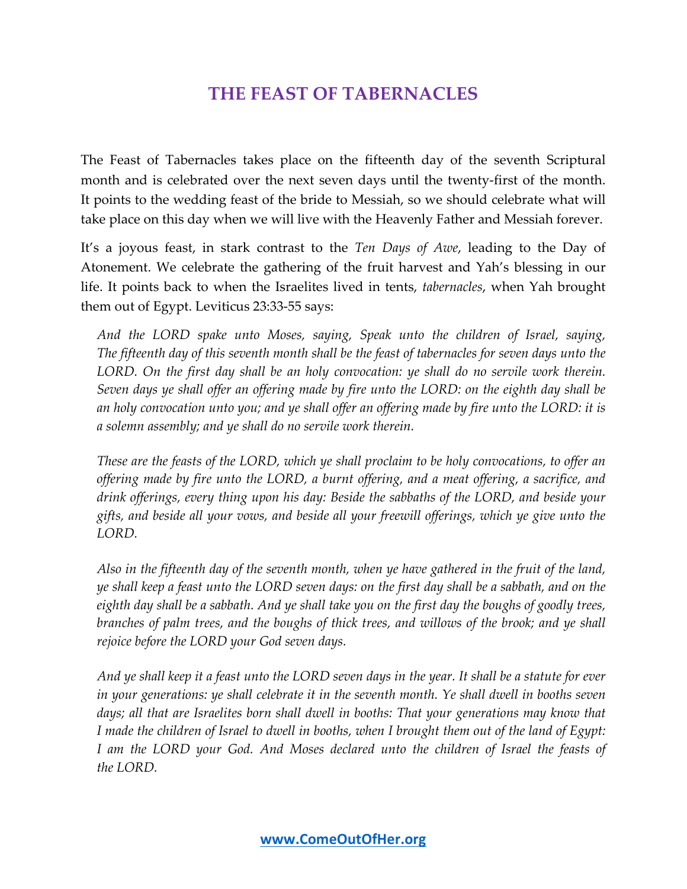# THE FEAST OF TABERNACLES

The Feast of Tabernacles takes place on the fifteenth day of the seventh Scriptural month and is celebrated over the next seven days until the twenty-first of the month. It points to the wedding feast of the bride to Messiah, so we should celebrate what will take place on this day when we will live with the Heavenly Father and Messiah forever.

It's a joyous feast, in stark contrast to the *Ten Days of Awe*, leading to the Day of Atonement. We celebrate the gathering of the fruit harvest and Yah's blessing in our life. It points back to when the Israelites lived in tents, *tabernacles*, when Yah brought them out of Egypt. Leviticus 23:33-55 says:

> *And the LORD spake unto Moses, saying, Speak unto the children of Israel, saying, The fifteenth day of this seventh month shall be the feast of tabernacles for seven days unto the LORD. On the first day shall be an holy convocation: ye shall do no servile work therein. Seven days ye shall offer an offering made by fire unto the LORD: on the eighth day shall be an holy convocation unto you; and ye shall offer an offering made by fire unto the LORD: it is a solemn assembly; and ye shall do no servile work therein.*
>
> *These are the feasts of the LORD, which ye shall proclaim to be holy convocations, to offer an offering made by fire unto the LORD, a burnt offering, and a meat offering, a sacrifice, and drink offerings, every thing upon his day: Beside the sabbaths of the LORD, and beside your gifts, and beside all your vows, and beside all your freewill offerings, which ye give unto the LORD.*
>
> *Also in the fifteenth day of the seventh month, when ye have gathered in the fruit of the land, ye shall keep a feast unto the LORD seven days: on the first day shall be a sabbath, and on the eighth day shall be a sabbath. And ye shall take you on the first day the boughs of goodly trees, branches of palm trees, and the boughs of thick trees, and willows of the brook; and ye shall rejoice before the LORD your God seven days.*
>
> *And ye shall keep it a feast unto the LORD seven days in the year. It shall be a statute for ever in your generations: ye shall celebrate it in the seventh month. Ye shall dwell in booths seven days; all that are Israelites born shall dwell in booths: That your generations may know that I made the children of Israel to dwell in booths, when I brought them out of the land of Egypt: I am the LORD your God. And Moses declared unto the children of Israel the feasts of the LORD.*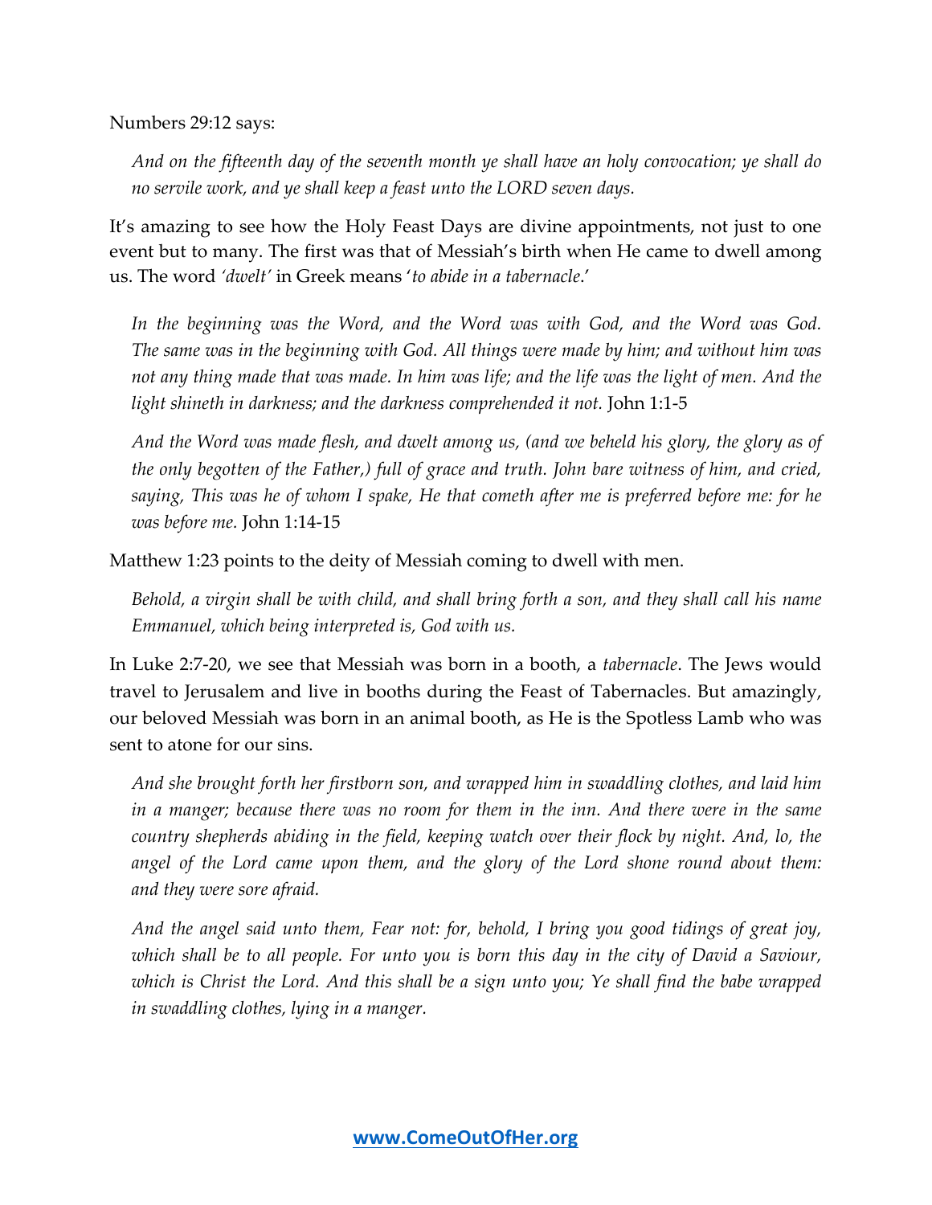Numbers 29:12 says:

> *And on the fifteenth day of the seventh month ye shall have an holy convocation; ye shall do no servile work, and ye shall keep a feast unto the LORD seven days.*

It's amazing to see how the Holy Feast Days are divine appointments, not just to one event but to many. The first was that of Messiah's birth when He came to dwell among us. The word *'dwelt'* in Greek means '*to abide in a tabernacle*.'

> *In the beginning was the Word, and the Word was with God, and the Word was God. The same was in the beginning with God. All things were made by him; and without him was not any thing made that was made. In him was life; and the life was the light of men. And the light shineth in darkness; and the darkness comprehended it not.* John 1:1-5

> *And the Word was made flesh, and dwelt among us, (and we beheld his glory, the glory as of the only begotten of the Father,) full of grace and truth. John bare witness of him, and cried, saying, This was he of whom I spake, He that cometh after me is preferred before me: for he was before me.* John 1:14-15

Matthew 1:23 points to the deity of Messiah coming to dwell with men.

> *Behold, a virgin shall be with child, and shall bring forth a son, and they shall call his name Emmanuel, which being interpreted is, God with us.*

In Luke 2:7-20, we see that Messiah was born in a booth, a *tabernacle*. The Jews would travel to Jerusalem and live in booths during the Feast of Tabernacles. But amazingly, our beloved Messiah was born in an animal booth, as He is the Spotless Lamb who was sent to atone for our sins.

> *And she brought forth her firstborn son, and wrapped him in swaddling clothes, and laid him in a manger; because there was no room for them in the inn. And there were in the same country shepherds abiding in the field, keeping watch over their flock by night. And, lo, the angel of the Lord came upon them, and the glory of the Lord shone round about them: and they were sore afraid.*
>
> *And the angel said unto them, Fear not: for, behold, I bring you good tidings of great joy, which shall be to all people. For unto you is born this day in the city of David a Saviour, which is Christ the Lord. And this shall be a sign unto you; Ye shall find the babe wrapped in swaddling clothes, lying in a manger.*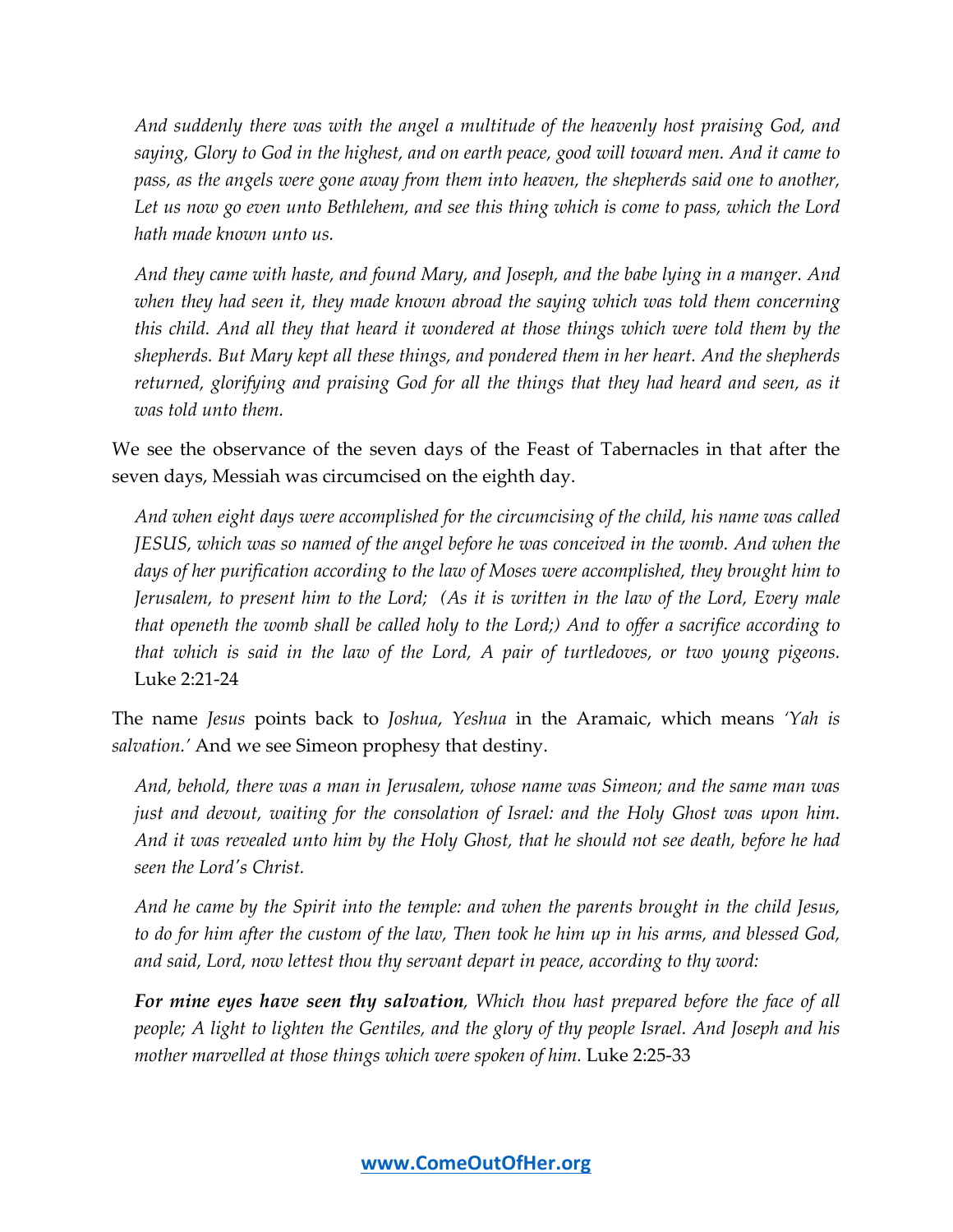> *And suddenly there was with the angel a multitude of the heavenly host praising God, and saying, Glory to God in the highest, and on earth peace, good will toward men. And it came to pass, as the angels were gone away from them into heaven, the shepherds said one to another, Let us now go even unto Bethlehem, and see this thing which is come to pass, which the Lord hath made known unto us.*
>
> *And they came with haste, and found Mary, and Joseph, and the babe lying in a manger. And when they had seen it, they made known abroad the saying which was told them concerning this child. And all they that heard it wondered at those things which were told them by the shepherds. But Mary kept all these things, and pondered them in her heart. And the shepherds returned, glorifying and praising God for all the things that they had heard and seen, as it was told unto them.*

We see the observance of the seven days of the Feast of Tabernacles in that after the seven days, Messiah was circumcised on the eighth day.

> *And when eight days were accomplished for the circumcising of the child, his name was called JESUS, which was so named of the angel before he was conceived in the womb. And when the days of her purification according to the law of Moses were accomplished, they brought him to Jerusalem, to present him to the Lord; (As it is written in the law of the Lord, Every male that openeth the womb shall be called holy to the Lord;) And to offer a sacrifice according to that which is said in the law of the Lord, A pair of turtledoves, or two young pigeons.* Luke 2:21-24

The name *Jesus* points back to *Joshua*, *Yeshua* in the Aramaic, which means *'Yah is salvation.'* And we see Simeon prophesy that destiny.

> *And, behold, there was a man in Jerusalem, whose name was Simeon; and the same man was just and devout, waiting for the consolation of Israel: and the Holy Ghost was upon him. And it was revealed unto him by the Holy Ghost, that he should not see death, before he had seen the Lord's Christ.*
>
> *And he came by the Spirit into the temple: and when the parents brought in the child Jesus, to do for him after the custom of the law, Then took he him up in his arms, and blessed God, and said, Lord, now lettest thou thy servant depart in peace, according to thy word:*
>
> ***For mine eyes have seen thy salvation****, Which thou hast prepared before the face of all people; A light to lighten the Gentiles, and the glory of thy people Israel. And Joseph and his mother marvelled at those things which were spoken of him.* Luke 2:25-33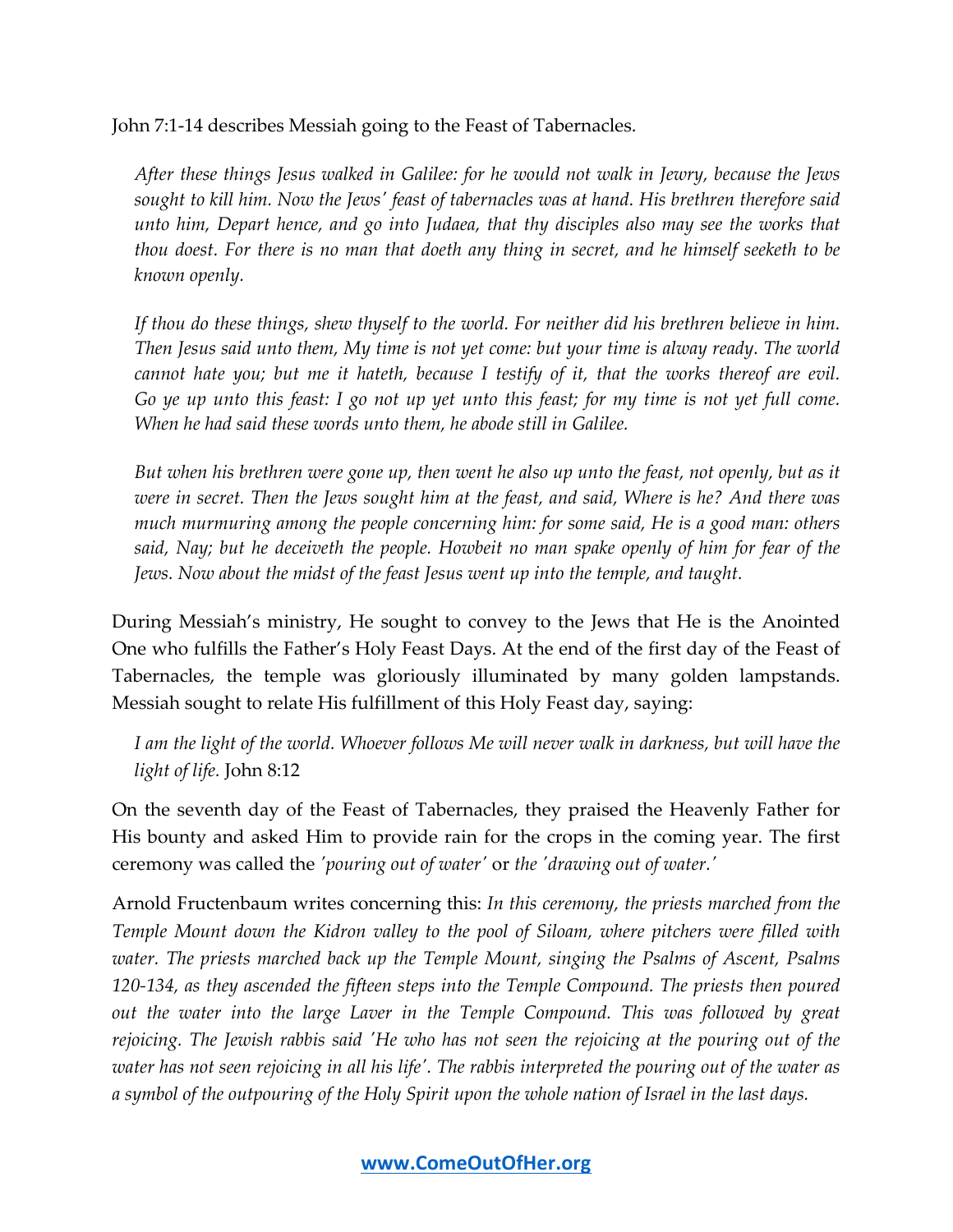John 7:1-14 describes Messiah going to the Feast of Tabernacles.

> *After these things Jesus walked in Galilee: for he would not walk in Jewry, because the Jews sought to kill him. Now the Jews' feast of tabernacles was at hand. His brethren therefore said unto him, Depart hence, and go into Judaea, that thy disciples also may see the works that thou doest. For there is no man that doeth any thing in secret, and he himself seeketh to be known openly.*
>
> *If thou do these things, shew thyself to the world. For neither did his brethren believe in him. Then Jesus said unto them, My time is not yet come: but your time is alway ready. The world cannot hate you; but me it hateth, because I testify of it, that the works thereof are evil. Go ye up unto this feast: I go not up yet unto this feast; for my time is not yet full come. When he had said these words unto them, he abode still in Galilee.*
>
> *But when his brethren were gone up, then went he also up unto the feast, not openly, but as it were in secret. Then the Jews sought him at the feast, and said, Where is he? And there was much murmuring among the people concerning him: for some said, He is a good man: others said, Nay; but he deceiveth the people. Howbeit no man spake openly of him for fear of the Jews. Now about the midst of the feast Jesus went up into the temple, and taught.*

During Messiah's ministry, He sought to convey to the Jews that He is the Anointed One who fulfills the Father's Holy Feast Days. At the end of the first day of the Feast of Tabernacles, the temple was gloriously illuminated by many golden lampstands. Messiah sought to relate His fulfillment of this Holy Feast day, saying:

> *I am the light of the world. Whoever follows Me will never walk in darkness, but will have the light of life.* John 8:12

On the seventh day of the Feast of Tabernacles, they praised the Heavenly Father for His bounty and asked Him to provide rain for the crops in the coming year. The first ceremony was called the *'pouring out of water'* or *the 'drawing out of water.'*

Arnold Fructenbaum writes concerning this: *In this ceremony, the priests marched from the Temple Mount down the Kidron valley to the pool of Siloam, where pitchers were filled with water. The priests marched back up the Temple Mount, singing the Psalms of Ascent, Psalms 120-134, as they ascended the fifteen steps into the Temple Compound. The priests then poured out the water into the large Laver in the Temple Compound. This was followed by great rejoicing. The Jewish rabbis said 'He who has not seen the rejoicing at the pouring out of the water has not seen rejoicing in all his life'. The rabbis interpreted the pouring out of the water as a symbol of the outpouring of the Holy Spirit upon the whole nation of Israel in the last days.*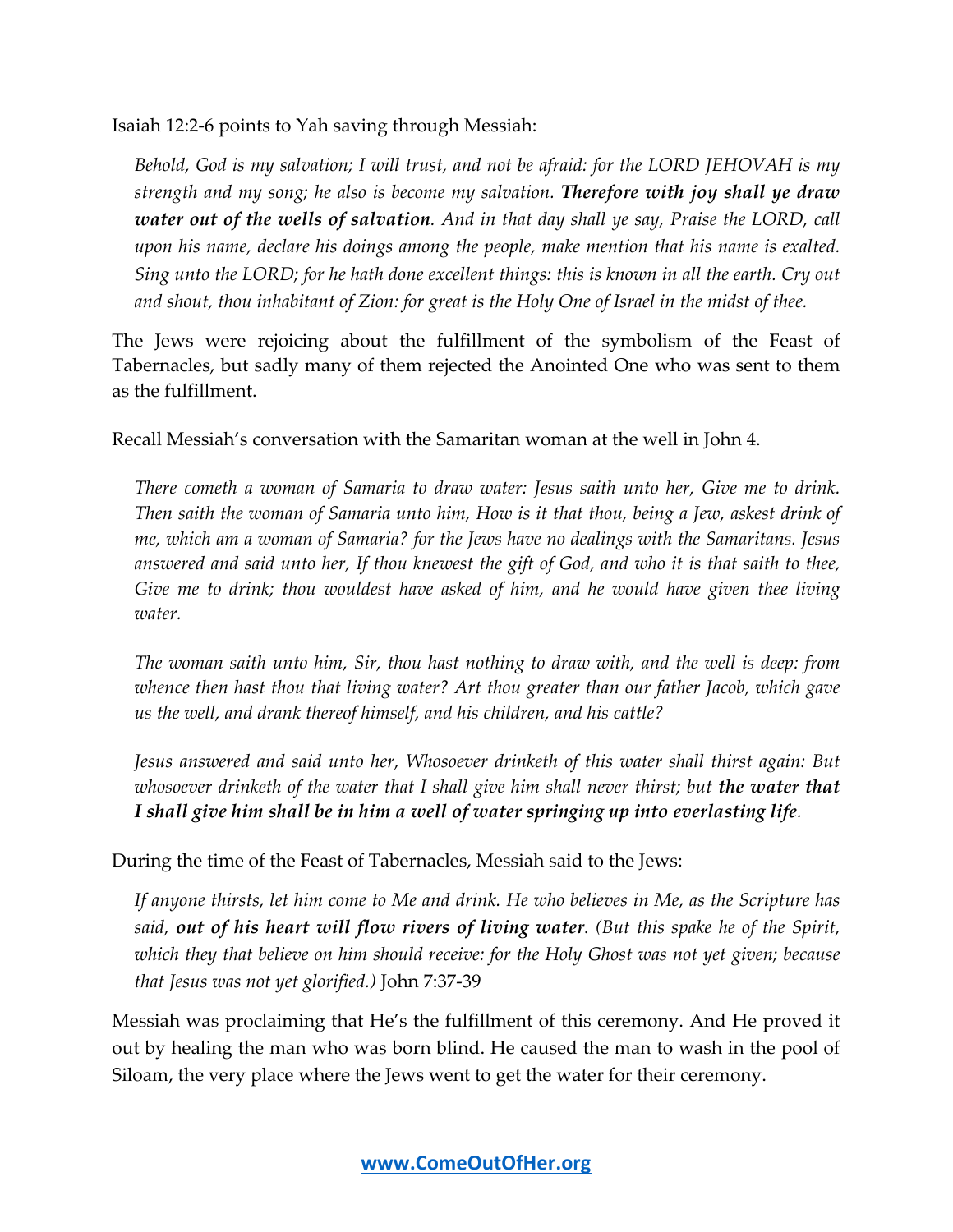Isaiah 12:2-6 points to Yah saving through Messiah:

> *Behold, God is my salvation; I will trust, and not be afraid: for the LORD JEHOVAH is my strength and my song; he also is become my salvation.* ***Therefore with joy shall ye draw water out of the wells of salvation****. And in that day shall ye say, Praise the LORD, call upon his name, declare his doings among the people, make mention that his name is exalted. Sing unto the LORD; for he hath done excellent things: this is known in all the earth. Cry out and shout, thou inhabitant of Zion: for great is the Holy One of Israel in the midst of thee.*

The Jews were rejoicing about the fulfillment of the symbolism of the Feast of Tabernacles, but sadly many of them rejected the Anointed One who was sent to them as the fulfillment.

Recall Messiah's conversation with the Samaritan woman at the well in John 4.

> *There cometh a woman of Samaria to draw water: Jesus saith unto her, Give me to drink. Then saith the woman of Samaria unto him, How is it that thou, being a Jew, askest drink of me, which am a woman of Samaria? for the Jews have no dealings with the Samaritans. Jesus answered and said unto her, If thou knewest the gift of God, and who it is that saith to thee, Give me to drink; thou wouldest have asked of him, and he would have given thee living water.*
>
> *The woman saith unto him, Sir, thou hast nothing to draw with, and the well is deep: from whence then hast thou that living water? Art thou greater than our father Jacob, which gave us the well, and drank thereof himself, and his children, and his cattle?*
>
> *Jesus answered and said unto her, Whosoever drinketh of this water shall thirst again: But whosoever drinketh of the water that I shall give him shall never thirst; but* ***the water that I shall give him shall be in him a well of water springing up into everlasting life****.*

During the time of the Feast of Tabernacles, Messiah said to the Jews:

> *If anyone thirsts, let him come to Me and drink. He who believes in Me, as the Scripture has said,* ***out of his heart will flow rivers of living water****. (But this spake he of the Spirit, which they that believe on him should receive: for the Holy Ghost was not yet given; because that Jesus was not yet glorified.)* John 7:37-39

Messiah was proclaiming that He's the fulfillment of this ceremony. And He proved it out by healing the man who was born blind. He caused the man to wash in the pool of Siloam, the very place where the Jews went to get the water for their ceremony.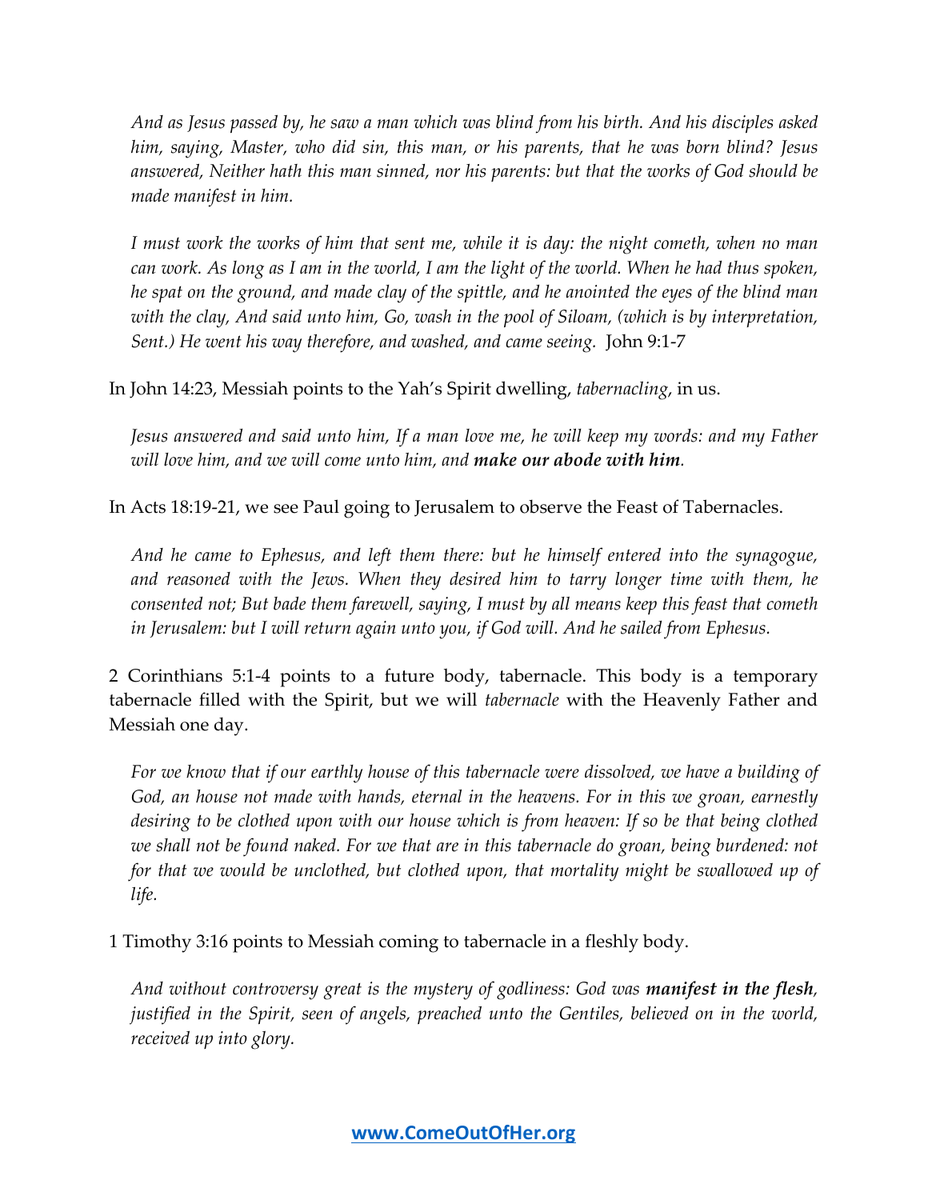*And as Jesus passed by, he saw a man which was blind from his birth. And his disciples asked him, saying, Master, who did sin, this man, or his parents, that he was born blind? Jesus answered, Neither hath this man sinned, nor his parents: but that the works of God should be made manifest in him.*

*I must work the works of him that sent me, while it is day: the night cometh, when no man can work. As long as I am in the world, I am the light of the world. When he had thus spoken, he spat on the ground, and made clay of the spittle, and he anointed the eyes of the blind man with the clay, And said unto him, Go, wash in the pool of Siloam, (which is by interpretation, Sent.) He went his way therefore, and washed, and came seeing.* John 9:1-7

In John 14:23, Messiah points to the Yah's Spirit dwelling, *tabernacling*, in us.

*Jesus answered and said unto him, If a man love me, he will keep my words: and my Father will love him, and we will come unto him, and **make our abode with him**.*

In Acts 18:19-21, we see Paul going to Jerusalem to observe the Feast of Tabernacles.

*And he came to Ephesus, and left them there: but he himself entered into the synagogue, and reasoned with the Jews. When they desired him to tarry longer time with them, he consented not; But bade them farewell, saying, I must by all means keep this feast that cometh in Jerusalem: but I will return again unto you, if God will. And he sailed from Ephesus.*

2 Corinthians 5:1-4 points to a future body, tabernacle. This body is a temporary tabernacle filled with the Spirit, but we will *tabernacle* with the Heavenly Father and Messiah one day.

*For we know that if our earthly house of this tabernacle were dissolved, we have a building of God, an house not made with hands, eternal in the heavens. For in this we groan, earnestly desiring to be clothed upon with our house which is from heaven: If so be that being clothed we shall not be found naked. For we that are in this tabernacle do groan, being burdened: not for that we would be unclothed, but clothed upon, that mortality might be swallowed up of life.*

1 Timothy 3:16 points to Messiah coming to tabernacle in a fleshly body.

*And without controversy great is the mystery of godliness: God was **manifest in the flesh**, justified in the Spirit, seen of angels, preached unto the Gentiles, believed on in the world, received up into glory.*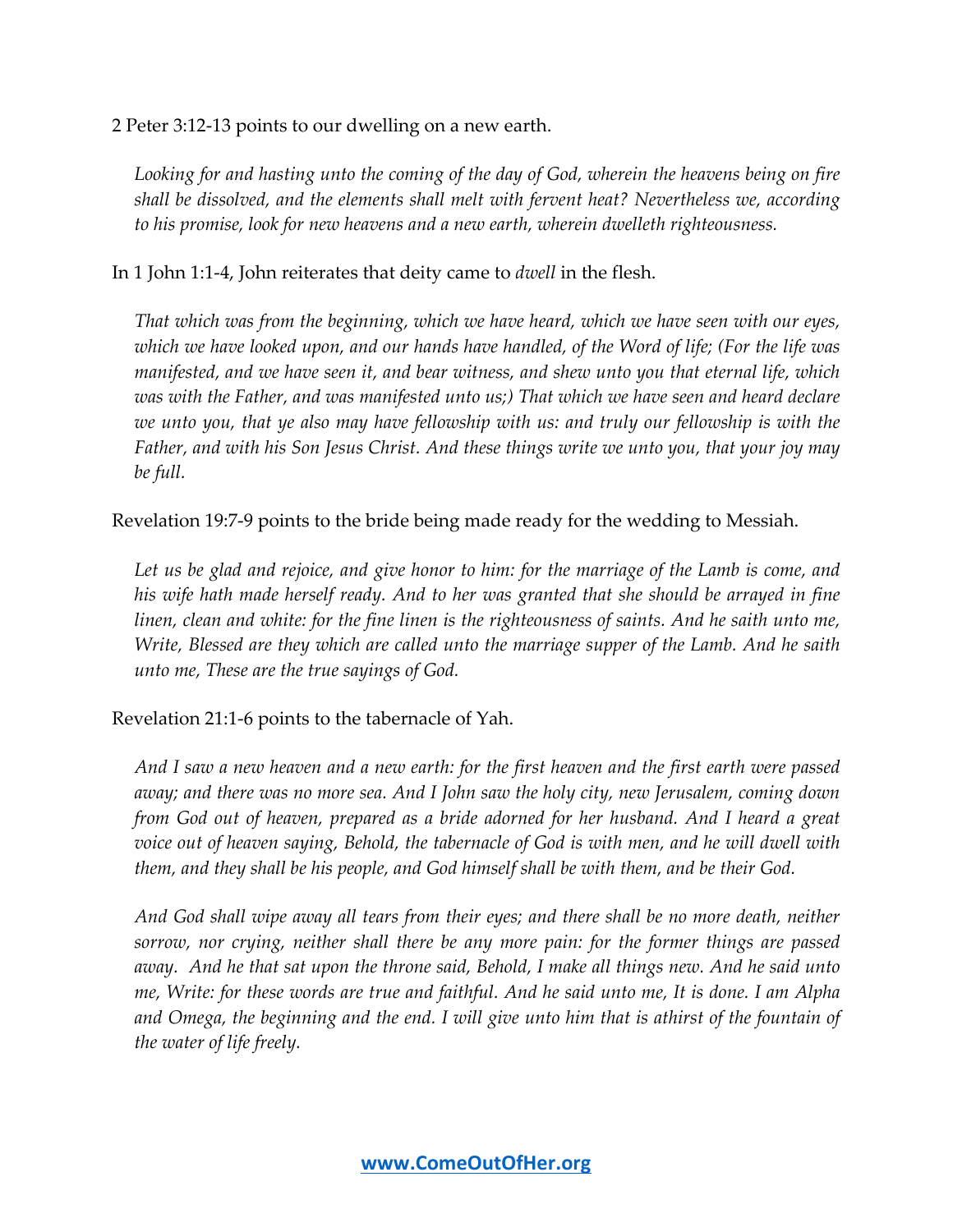2 Peter 3:12-13 points to our dwelling on a new earth.

> *Looking for and hasting unto the coming of the day of God, wherein the heavens being on fire shall be dissolved, and the elements shall melt with fervent heat? Nevertheless we, according to his promise, look for new heavens and a new earth, wherein dwelleth righteousness.*

In 1 John 1:1-4, John reiterates that deity came to *dwell* in the flesh.

> *That which was from the beginning, which we have heard, which we have seen with our eyes, which we have looked upon, and our hands have handled, of the Word of life; (For the life was manifested, and we have seen it, and bear witness, and shew unto you that eternal life, which was with the Father, and was manifested unto us;) That which we have seen and heard declare we unto you, that ye also may have fellowship with us: and truly our fellowship is with the Father, and with his Son Jesus Christ. And these things write we unto you, that your joy may be full.*

Revelation 19:7-9 points to the bride being made ready for the wedding to Messiah.

> *Let us be glad and rejoice, and give honor to him: for the marriage of the Lamb is come, and his wife hath made herself ready. And to her was granted that she should be arrayed in fine linen, clean and white: for the fine linen is the righteousness of saints. And he saith unto me, Write, Blessed are they which are called unto the marriage supper of the Lamb. And he saith unto me, These are the true sayings of God.*

Revelation 21:1-6 points to the tabernacle of Yah.

> *And I saw a new heaven and a new earth: for the first heaven and the first earth were passed away; and there was no more sea. And I John saw the holy city, new Jerusalem, coming down from God out of heaven, prepared as a bride adorned for her husband. And I heard a great voice out of heaven saying, Behold, the tabernacle of God is with men, and he will dwell with them, and they shall be his people, and God himself shall be with them, and be their God.*
>
> *And God shall wipe away all tears from their eyes; and there shall be no more death, neither sorrow, nor crying, neither shall there be any more pain: for the former things are passed away. And he that sat upon the throne said, Behold, I make all things new. And he said unto me, Write: for these words are true and faithful. And he said unto me, It is done. I am Alpha and Omega, the beginning and the end. I will give unto him that is athirst of the fountain of the water of life freely.*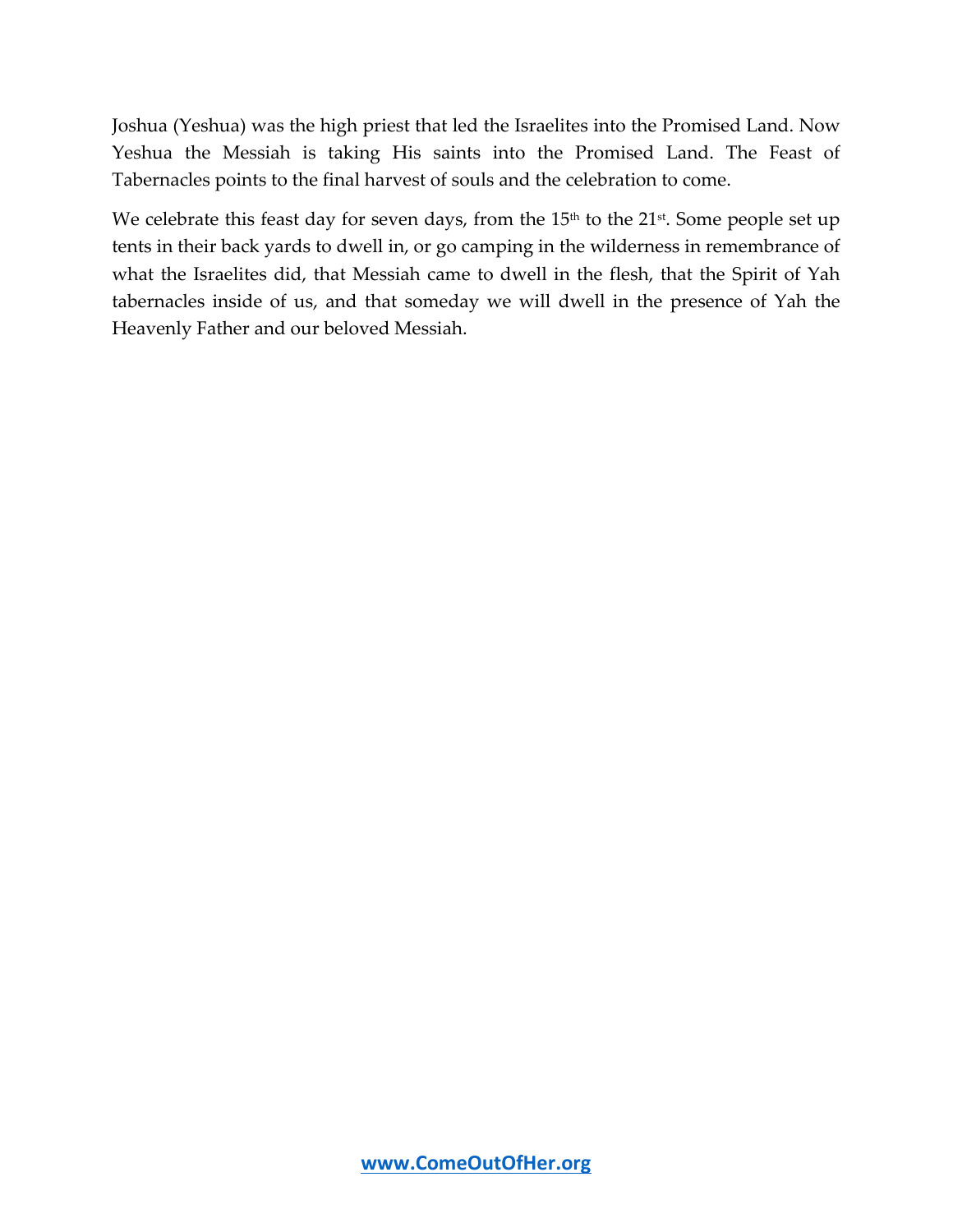Joshua (Yeshua) was the high priest that led the Israelites into the Promised Land. Now Yeshua the Messiah is taking His saints into the Promised Land. The Feast of Tabernacles points to the final harvest of souls and the celebration to come.

We celebrate this feast day for seven days, from the 15th to the 21st. Some people set up tents in their back yards to dwell in, or go camping in the wilderness in remembrance of what the Israelites did, that Messiah came to dwell in the flesh, that the Spirit of Yah tabernacles inside of us, and that someday we will dwell in the presence of Yah the Heavenly Father and our beloved Messiah.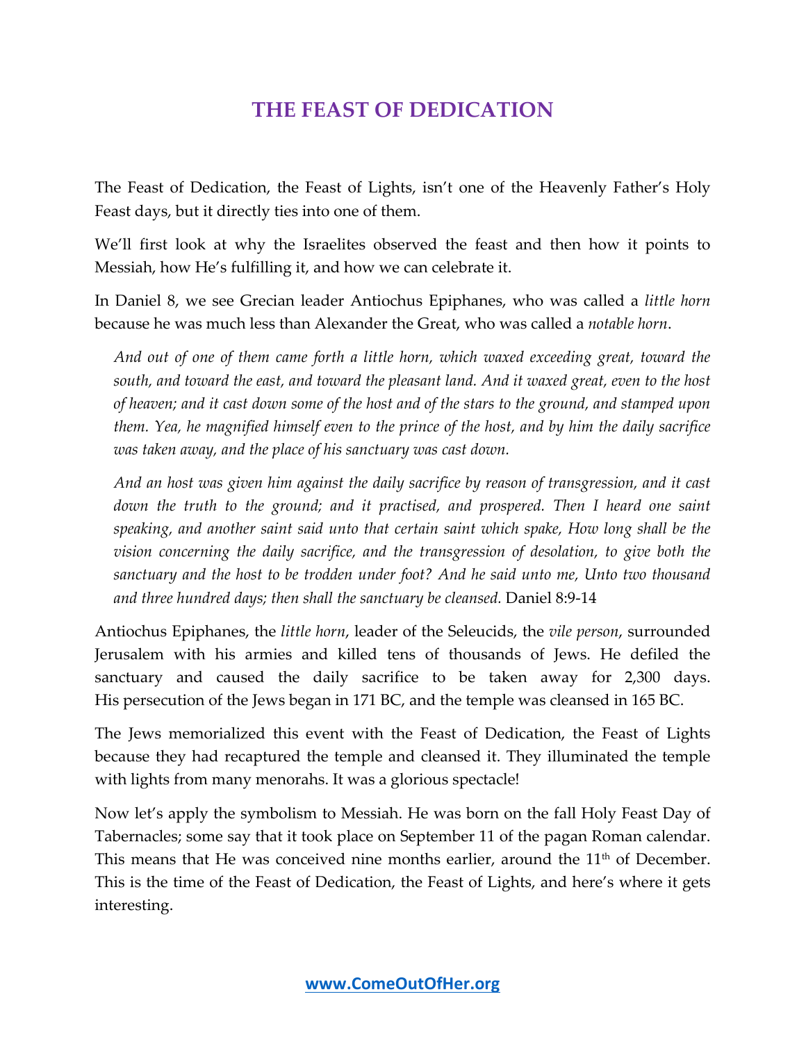# THE FEAST OF DEDICATION

The Feast of Dedication, the Feast of Lights, isn't one of the Heavenly Father's Holy Feast days, but it directly ties into one of them.

We'll first look at why the Israelites observed the feast and then how it points to Messiah, how He's fulfilling it, and how we can celebrate it.

In Daniel 8, we see Grecian leader Antiochus Epiphanes, who was called a *little horn* because he was much less than Alexander the Great, who was called a *notable horn*.

> *And out of one of them came forth a little horn, which waxed exceeding great, toward the south, and toward the east, and toward the pleasant land. And it waxed great, even to the host of heaven; and it cast down some of the host and of the stars to the ground, and stamped upon them. Yea, he magnified himself even to the prince of the host, and by him the daily sacrifice was taken away, and the place of his sanctuary was cast down.*
>
> *And an host was given him against the daily sacrifice by reason of transgression, and it cast down the truth to the ground; and it practised, and prospered. Then I heard one saint speaking, and another saint said unto that certain saint which spake, How long shall be the vision concerning the daily sacrifice, and the transgression of desolation, to give both the sanctuary and the host to be trodden under foot? And he said unto me, Unto two thousand and three hundred days; then shall the sanctuary be cleansed.* Daniel 8:9-14

Antiochus Epiphanes, the *little horn*, leader of the Seleucids, the *vile person*, surrounded Jerusalem with his armies and killed tens of thousands of Jews. He defiled the sanctuary and caused the daily sacrifice to be taken away for 2,300 days. His persecution of the Jews began in 171 BC, and the temple was cleansed in 165 BC.

The Jews memorialized this event with the Feast of Dedication, the Feast of Lights because they had recaptured the temple and cleansed it. They illuminated the temple with lights from many menorahs. It was a glorious spectacle!

Now let's apply the symbolism to Messiah. He was born on the fall Holy Feast Day of Tabernacles; some say that it took place on September 11 of the pagan Roman calendar. This means that He was conceived nine months earlier, around the 11th of December. This is the time of the Feast of Dedication, the Feast of Lights, and here's where it gets interesting.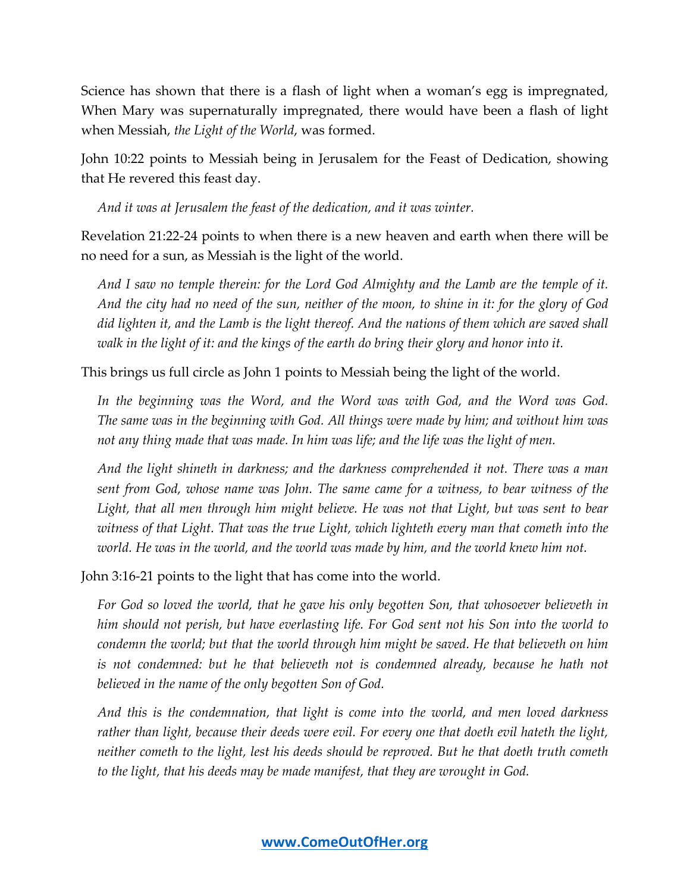Science has shown that there is a flash of light when a woman's egg is impregnated, When Mary was supernaturally impregnated, there would have been a flash of light when Messiah, *the Light of the World*, was formed.

John 10:22 points to Messiah being in Jerusalem for the Feast of Dedication, showing that He revered this feast day.

> *And it was at Jerusalem the feast of the dedication, and it was winter.*

Revelation 21:22-24 points to when there is a new heaven and earth when there will be no need for a sun, as Messiah is the light of the world.

> *And I saw no temple therein: for the Lord God Almighty and the Lamb are the temple of it. And the city had no need of the sun, neither of the moon, to shine in it: for the glory of God did lighten it, and the Lamb is the light thereof. And the nations of them which are saved shall walk in the light of it: and the kings of the earth do bring their glory and honor into it.*

This brings us full circle as John 1 points to Messiah being the light of the world.

> *In the beginning was the Word, and the Word was with God, and the Word was God. The same was in the beginning with God. All things were made by him; and without him was not any thing made that was made. In him was life; and the life was the light of men.*
>
> *And the light shineth in darkness; and the darkness comprehended it not. There was a man sent from God, whose name was John. The same came for a witness, to bear witness of the Light, that all men through him might believe. He was not that Light, but was sent to bear witness of that Light. That was the true Light, which lighteth every man that cometh into the world. He was in the world, and the world was made by him, and the world knew him not.*

John 3:16-21 points to the light that has come into the world.

> *For God so loved the world, that he gave his only begotten Son, that whosoever believeth in him should not perish, but have everlasting life. For God sent not his Son into the world to condemn the world; but that the world through him might be saved. He that believeth on him is not condemned: but he that believeth not is condemned already, because he hath not believed in the name of the only begotten Son of God.*
>
> *And this is the condemnation, that light is come into the world, and men loved darkness rather than light, because their deeds were evil. For every one that doeth evil hateth the light, neither cometh to the light, lest his deeds should be reproved. But he that doeth truth cometh to the light, that his deeds may be made manifest, that they are wrought in God.*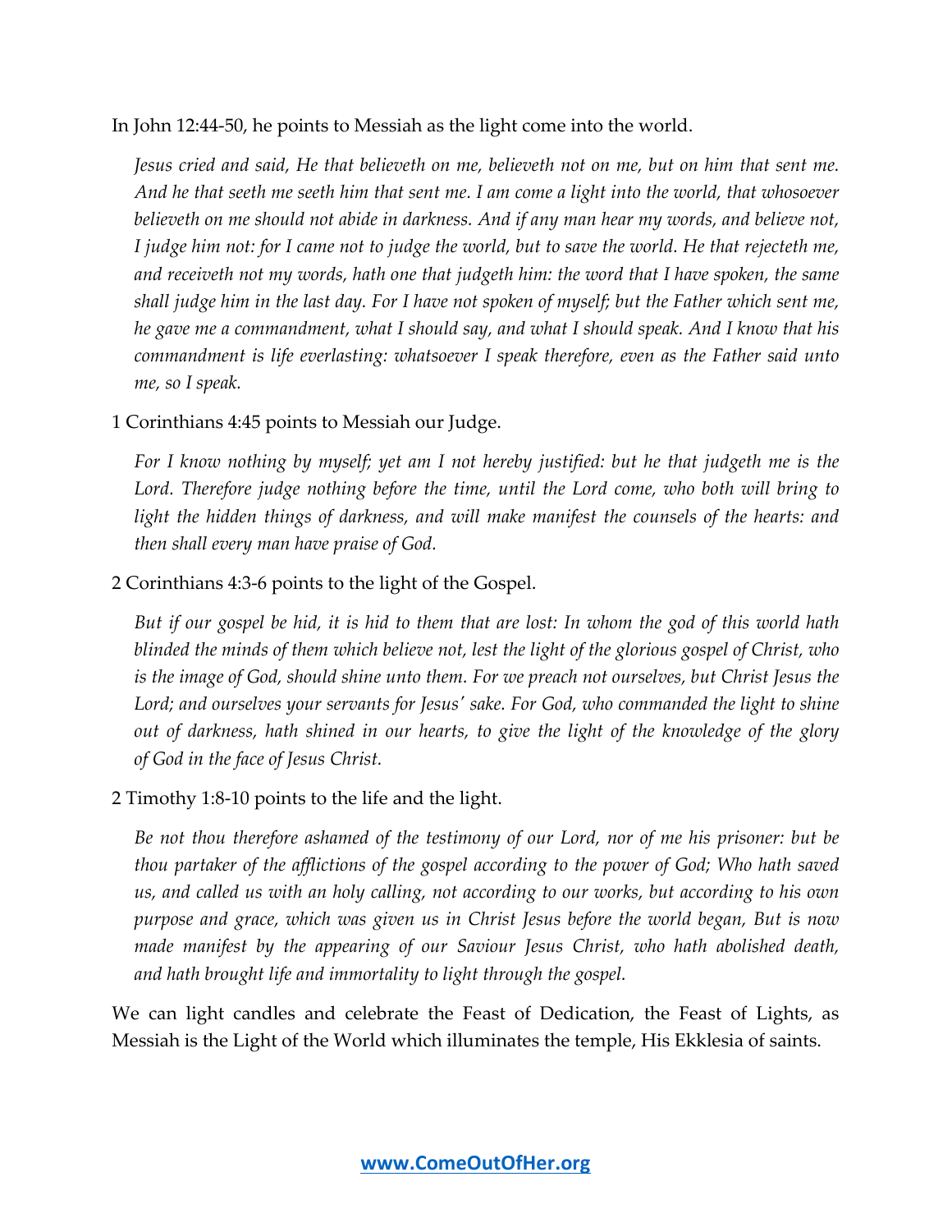In John 12:44-50, he points to Messiah as the light come into the world.

> *Jesus cried and said, He that believeth on me, believeth not on me, but on him that sent me. And he that seeth me seeth him that sent me. I am come a light into the world, that whosoever believeth on me should not abide in darkness. And if any man hear my words, and believe not, I judge him not: for I came not to judge the world, but to save the world. He that rejecteth me, and receiveth not my words, hath one that judgeth him: the word that I have spoken, the same shall judge him in the last day. For I have not spoken of myself; but the Father which sent me, he gave me a commandment, what I should say, and what I should speak. And I know that his commandment is life everlasting: whatsoever I speak therefore, even as the Father said unto me, so I speak.*

1 Corinthians 4:45 points to Messiah our Judge.

> *For I know nothing by myself; yet am I not hereby justified: but he that judgeth me is the Lord. Therefore judge nothing before the time, until the Lord come, who both will bring to light the hidden things of darkness, and will make manifest the counsels of the hearts: and then shall every man have praise of God.*

2 Corinthians 4:3-6 points to the light of the Gospel.

> *But if our gospel be hid, it is hid to them that are lost: In whom the god of this world hath blinded the minds of them which believe not, lest the light of the glorious gospel of Christ, who is the image of God, should shine unto them. For we preach not ourselves, but Christ Jesus the Lord; and ourselves your servants for Jesus' sake. For God, who commanded the light to shine out of darkness, hath shined in our hearts, to give the light of the knowledge of the glory of God in the face of Jesus Christ.*

2 Timothy 1:8-10 points to the life and the light.

> *Be not thou therefore ashamed of the testimony of our Lord, nor of me his prisoner: but be thou partaker of the afflictions of the gospel according to the power of God; Who hath saved us, and called us with an holy calling, not according to our works, but according to his own purpose and grace, which was given us in Christ Jesus before the world began, But is now made manifest by the appearing of our Saviour Jesus Christ, who hath abolished death, and hath brought life and immortality to light through the gospel.*

We can light candles and celebrate the Feast of Dedication, the Feast of Lights, as Messiah is the Light of the World which illuminates the temple, His Ekklesia of saints.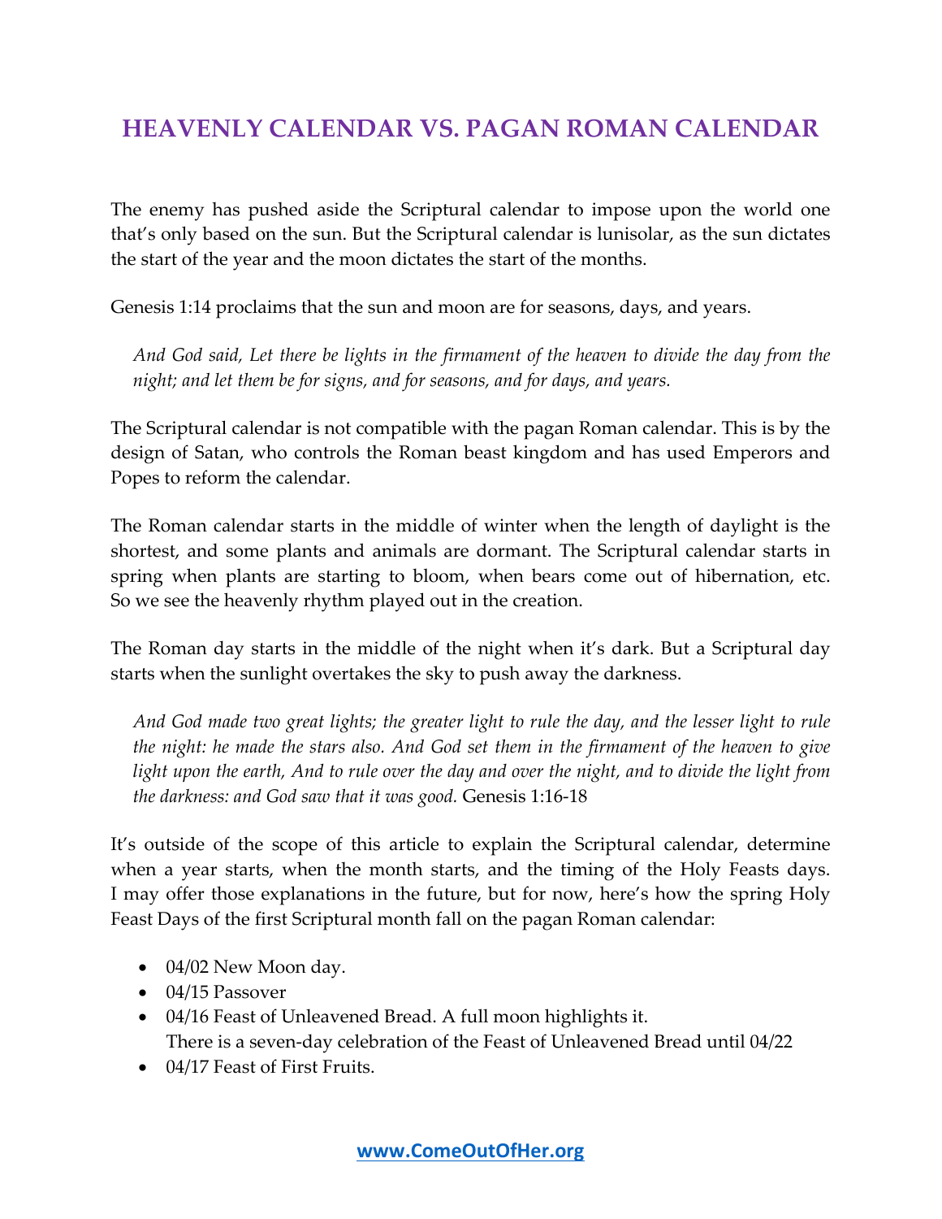# HEAVENLY CALENDAR VS. PAGAN ROMAN CALENDAR

The enemy has pushed aside the Scriptural calendar to impose upon the world one that's only based on the sun. But the Scriptural calendar is lunisolar, as the sun dictates the start of the year and the moon dictates the start of the months.

Genesis 1:14 proclaims that the sun and moon are for seasons, days, and years.

> *And God said, Let there be lights in the firmament of the heaven to divide the day from the night; and let them be for signs, and for seasons, and for days, and years.*

The Scriptural calendar is not compatible with the pagan Roman calendar. This is by the design of Satan, who controls the Roman beast kingdom and has used Emperors and Popes to reform the calendar.

The Roman calendar starts in the middle of winter when the length of daylight is the shortest, and some plants and animals are dormant. The Scriptural calendar starts in spring when plants are starting to bloom, when bears come out of hibernation, etc. So we see the heavenly rhythm played out in the creation.

The Roman day starts in the middle of the night when it's dark. But a Scriptural day starts when the sunlight overtakes the sky to push away the darkness.

> *And God made two great lights; the greater light to rule the day, and the lesser light to rule the night: he made the stars also. And God set them in the firmament of the heaven to give light upon the earth, And to rule over the day and over the night, and to divide the light from the darkness: and God saw that it was good.* Genesis 1:16-18

It's outside of the scope of this article to explain the Scriptural calendar, determine when a year starts, when the month starts, and the timing of the Holy Feasts days. I may offer those explanations in the future, but for now, here's how the spring Holy Feast Days of the first Scriptural month fall on the pagan Roman calendar:

- 04/02 New Moon day.
- 04/15 Passover
- 04/16 Feast of Unleavened Bread. A full moon highlights it.
  There is a seven-day celebration of the Feast of Unleavened Bread until 04/22
- 04/17 Feast of First Fruits.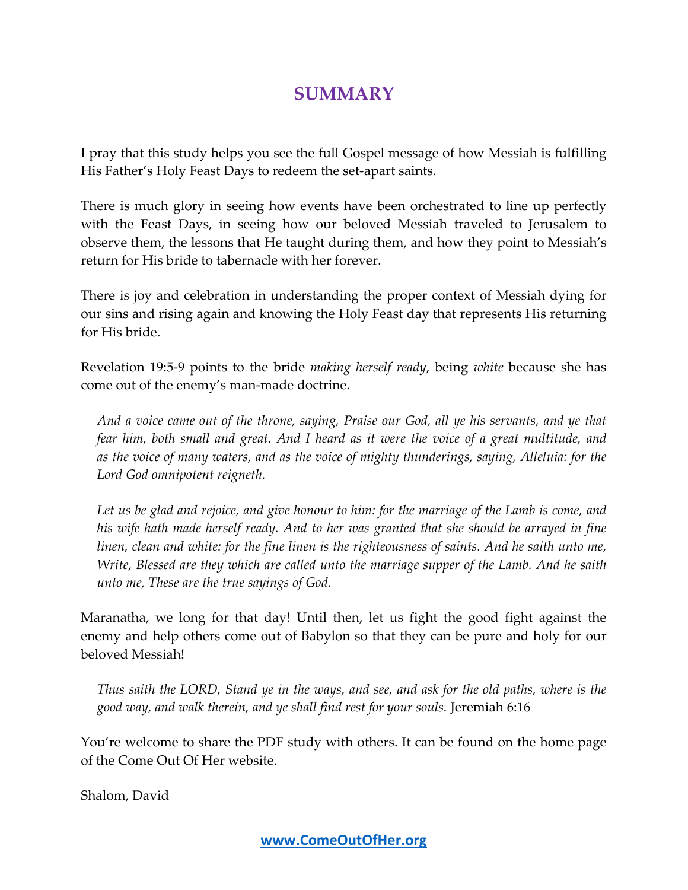# SUMMARY

I pray that this study helps you see the full Gospel message of how Messiah is fulfilling His Father's Holy Feast Days to redeem the set-apart saints.

There is much glory in seeing how events have been orchestrated to line up perfectly with the Feast Days, in seeing how our beloved Messiah traveled to Jerusalem to observe them, the lessons that He taught during them, and how they point to Messiah's return for His bride to tabernacle with her forever.

There is joy and celebration in understanding the proper context of Messiah dying for our sins and rising again and knowing the Holy Feast day that represents His returning for His bride.

Revelation 19:5-9 points to the bride *making herself ready*, being *white* because she has come out of the enemy's man-made doctrine.

> *And a voice came out of the throne, saying, Praise our God, all ye his servants, and ye that fear him, both small and great. And I heard as it were the voice of a great multitude, and as the voice of many waters, and as the voice of mighty thunderings, saying, Alleluia: for the Lord God omnipotent reigneth.*
>
> *Let us be glad and rejoice, and give honour to him: for the marriage of the Lamb is come, and his wife hath made herself ready. And to her was granted that she should be arrayed in fine linen, clean and white: for the fine linen is the righteousness of saints. And he saith unto me, Write, Blessed are they which are called unto the marriage supper of the Lamb. And he saith unto me, These are the true sayings of God.*

Maranatha, we long for that day! Until then, let us fight the good fight against the enemy and help others come out of Babylon so that they can be pure and holy for our beloved Messiah!

> *Thus saith the LORD, Stand ye in the ways, and see, and ask for the old paths, where is the good way, and walk therein, and ye shall find rest for your souls.* Jeremiah 6:16

You're welcome to share the PDF study with others. It can be found on the home page of the Come Out Of Her website.

Shalom, David

**www.ComeOutOfHer.org**